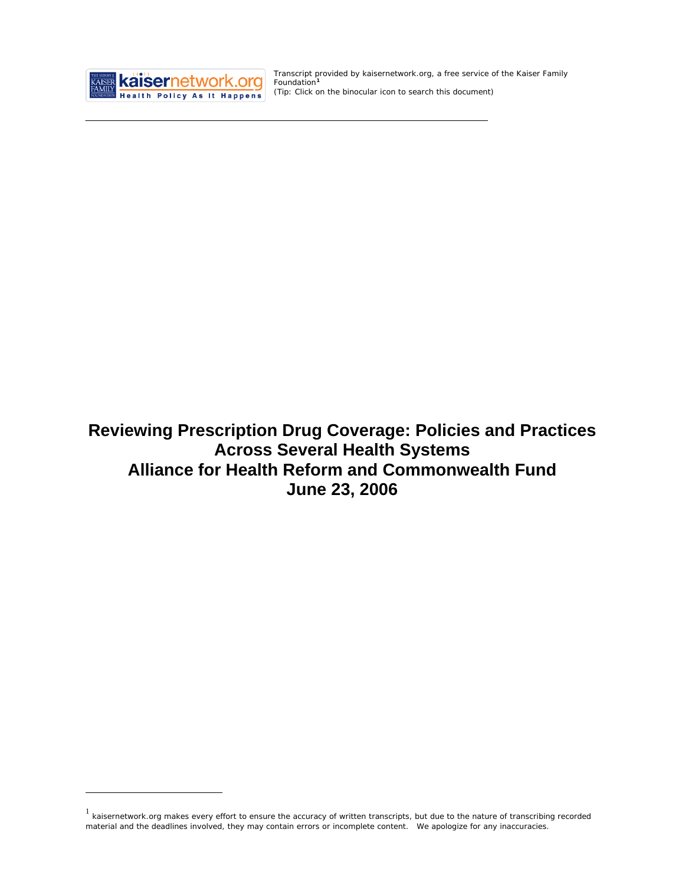Transcript provided by kaisernetwork.org, a free service of the Kaiser Family Foundation[1]
(Tip: Click on the binocular icon to search this document)

# Reviewing Prescription Drug Coverage: Policies and Practices Across Several Health Systems
# Alliance for Health Reform and Commonwealth Fund
# June 23, 2006

[1] kaisernetwork.org makes every effort to ensure the accuracy of written transcripts, but due to the nature of transcribing recorded material and the deadlines involved, they may contain errors or incomplete content. We apologize for any inaccuracies.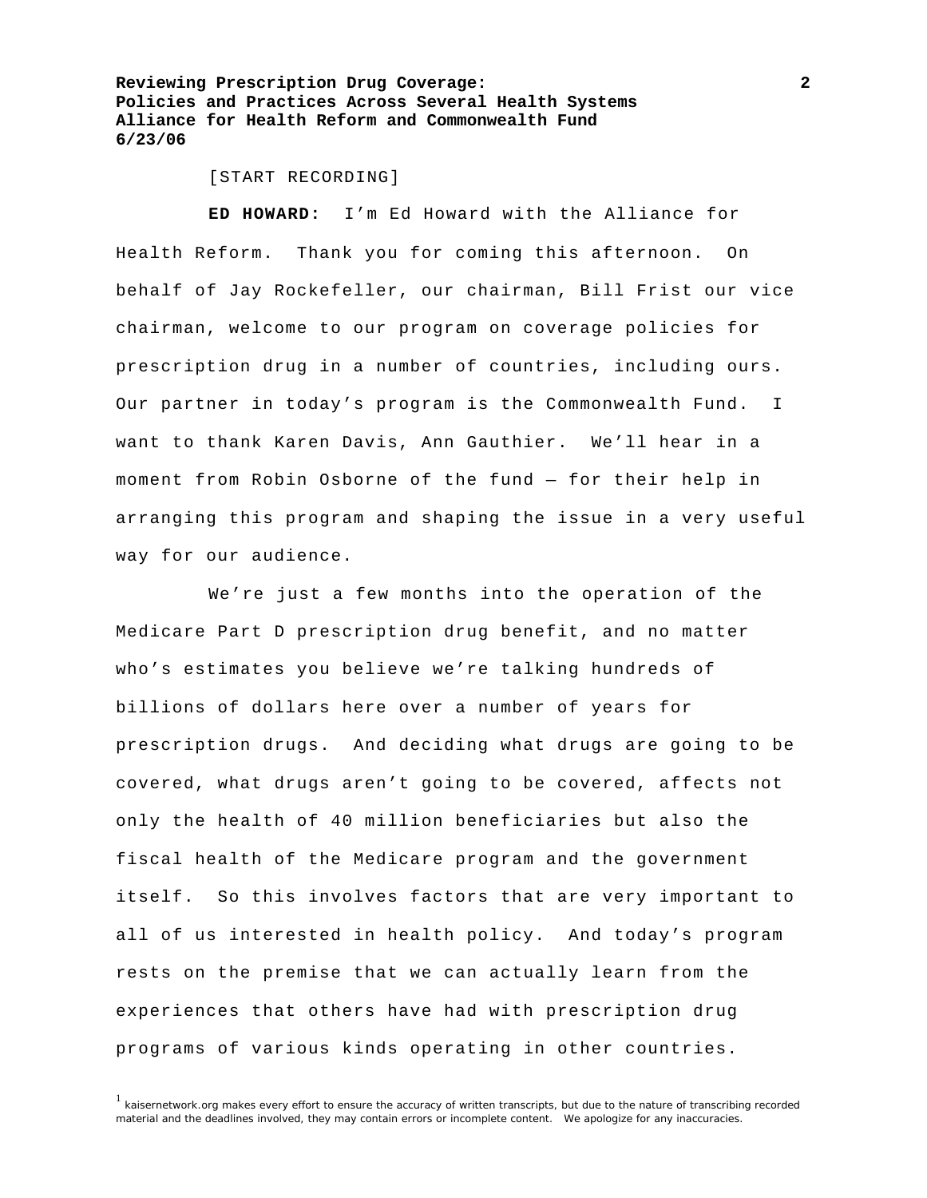[START RECORDING]

**ED HOWARD:** I'm Ed Howard with the Alliance for Health Reform. Thank you for coming this afternoon. On behalf of Jay Rockefeller, our chairman, Bill Frist our vice chairman, welcome to our program on coverage policies for prescription drug in a number of countries, including ours. Our partner in today's program is the Commonwealth Fund. I want to thank Karen Davis, Ann Gauthier. We'll hear in a moment from Robin Osborne of the fund — for their help in arranging this program and shaping the issue in a very useful way for our audience.

We're just a few months into the operation of the Medicare Part D prescription drug benefit, and no matter who's estimates you believe we're talking hundreds of billions of dollars here over a number of years for prescription drugs. And deciding what drugs are going to be covered, what drugs aren't going to be covered, affects not only the health of 40 million beneficiaries but also the fiscal health of the Medicare program and the government itself. So this involves factors that are very important to all of us interested in health policy. And today's program rests on the premise that we can actually learn from the experiences that others have had with prescription drug programs of various kinds operating in other countries.

[1] kaisernetwork.org makes every effort to ensure the accuracy of written transcripts, but due to the nature of transcribing recorded material and the deadlines involved, they may contain errors or incomplete content. We apologize for any inaccuracies.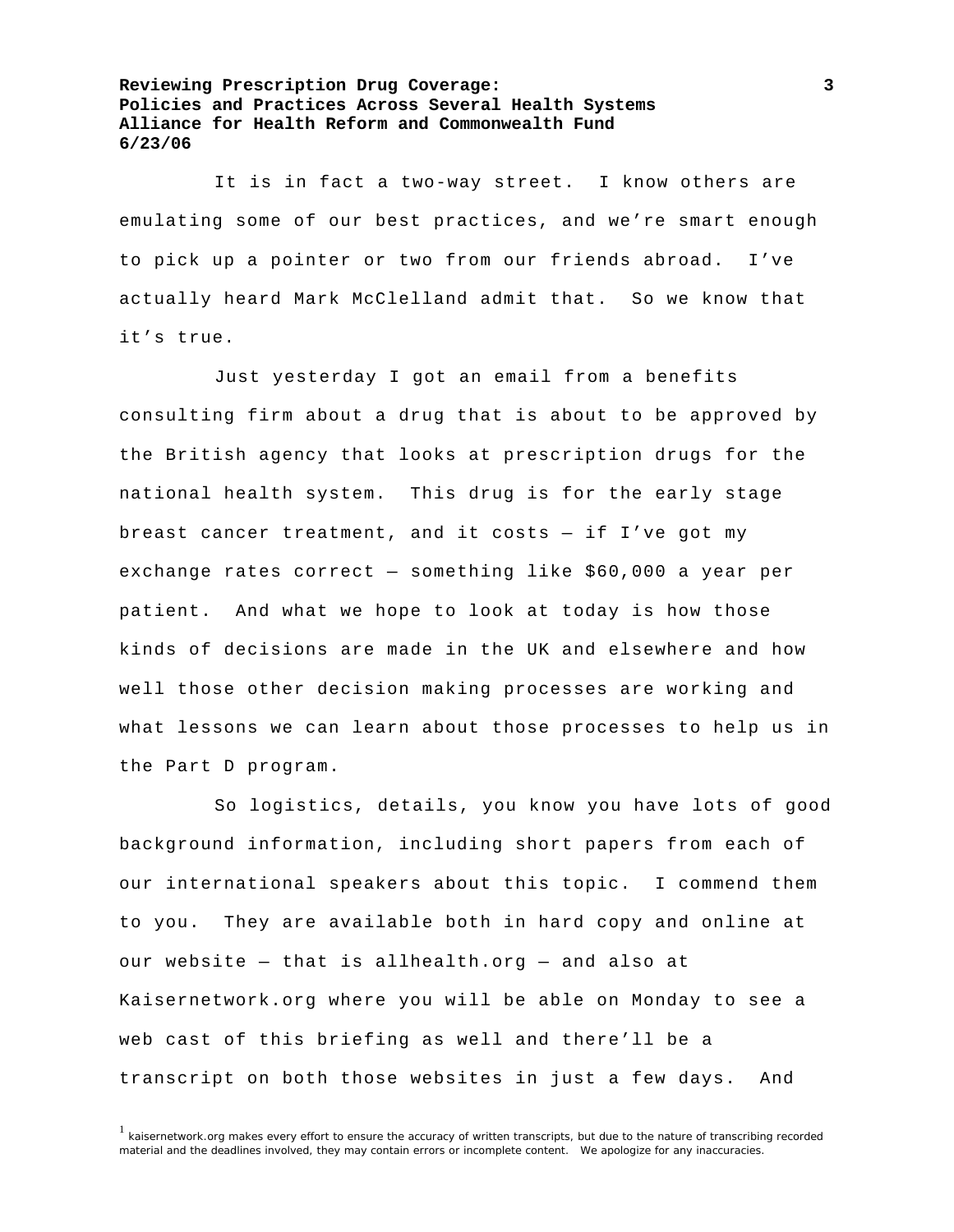It is in fact a two-way street. I know others are emulating some of our best practices, and we're smart enough to pick up a pointer or two from our friends abroad. I've actually heard Mark McClelland admit that. So we know that it's true.

Just yesterday I got an email from a benefits consulting firm about a drug that is about to be approved by the British agency that looks at prescription drugs for the national health system. This drug is for the early stage breast cancer treatment, and it costs — if I've got my exchange rates correct — something like $60,000 a year per patient. And what we hope to look at today is how those kinds of decisions are made in the UK and elsewhere and how well those other decision making processes are working and what lessons we can learn about those processes to help us in the Part D program.

So logistics, details, you know you have lots of good background information, including short papers from each of our international speakers about this topic. I commend them to you. They are available both in hard copy and online at our website — that is allhealth.org — and also at Kaisernetwork.org where you will be able on Monday to see a web cast of this briefing as well and there'll be a transcript on both those websites in just a few days. And

[1] kaisernetwork.org makes every effort to ensure the accuracy of written transcripts, but due to the nature of transcribing recorded material and the deadlines involved, they may contain errors or incomplete content. We apologize for any inaccuracies.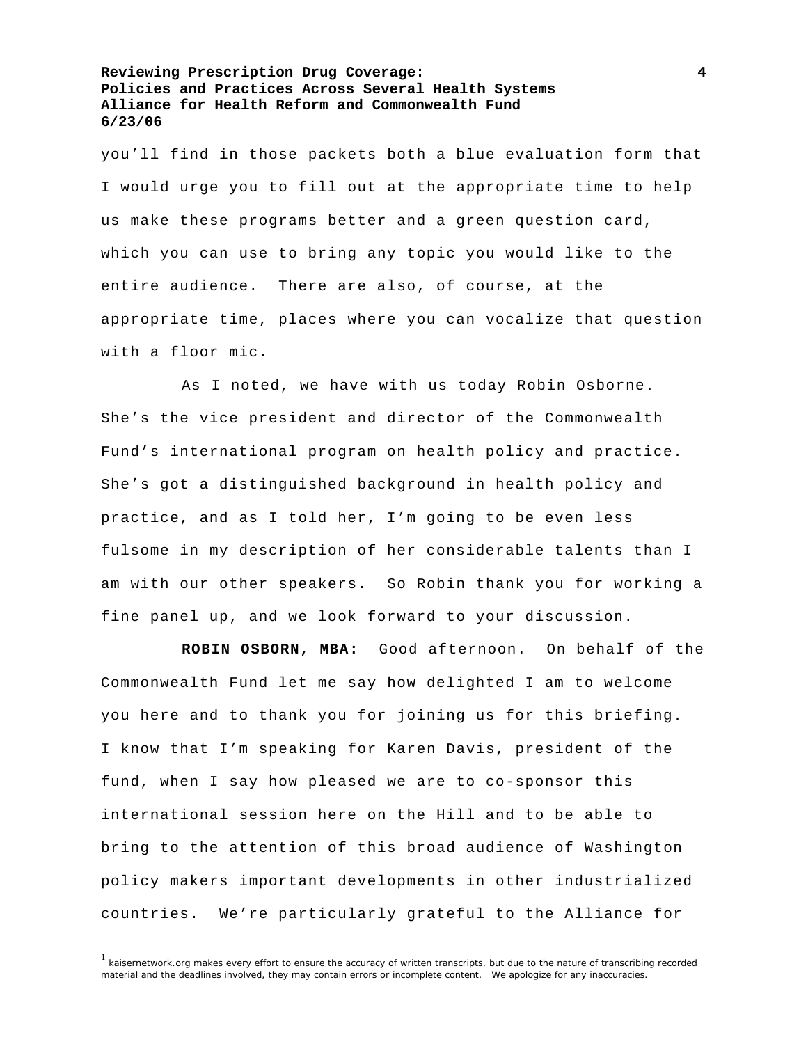you'll find in those packets both a blue evaluation form that I would urge you to fill out at the appropriate time to help us make these programs better and a green question card, which you can use to bring any topic you would like to the entire audience. There are also, of course, at the appropriate time, places where you can vocalize that question with a floor mic.

As I noted, we have with us today Robin Osborne. She's the vice president and director of the Commonwealth Fund's international program on health policy and practice. She's got a distinguished background in health policy and practice, and as I told her, I'm going to be even less fulsome in my description of her considerable talents than I am with our other speakers. So Robin thank you for working a fine panel up, and we look forward to your discussion.

**ROBIN OSBORN, MBA:** Good afternoon. On behalf of the Commonwealth Fund let me say how delighted I am to welcome you here and to thank you for joining us for this briefing. I know that I'm speaking for Karen Davis, president of the fund, when I say how pleased we are to co-sponsor this international session here on the Hill and to be able to bring to the attention of this broad audience of Washington policy makers important developments in other industrialized countries. We're particularly grateful to the Alliance for

[1] kaisernetwork.org makes every effort to ensure the accuracy of written transcripts, but due to the nature of transcribing recorded material and the deadlines involved, they may contain errors or incomplete content. We apologize for any inaccuracies.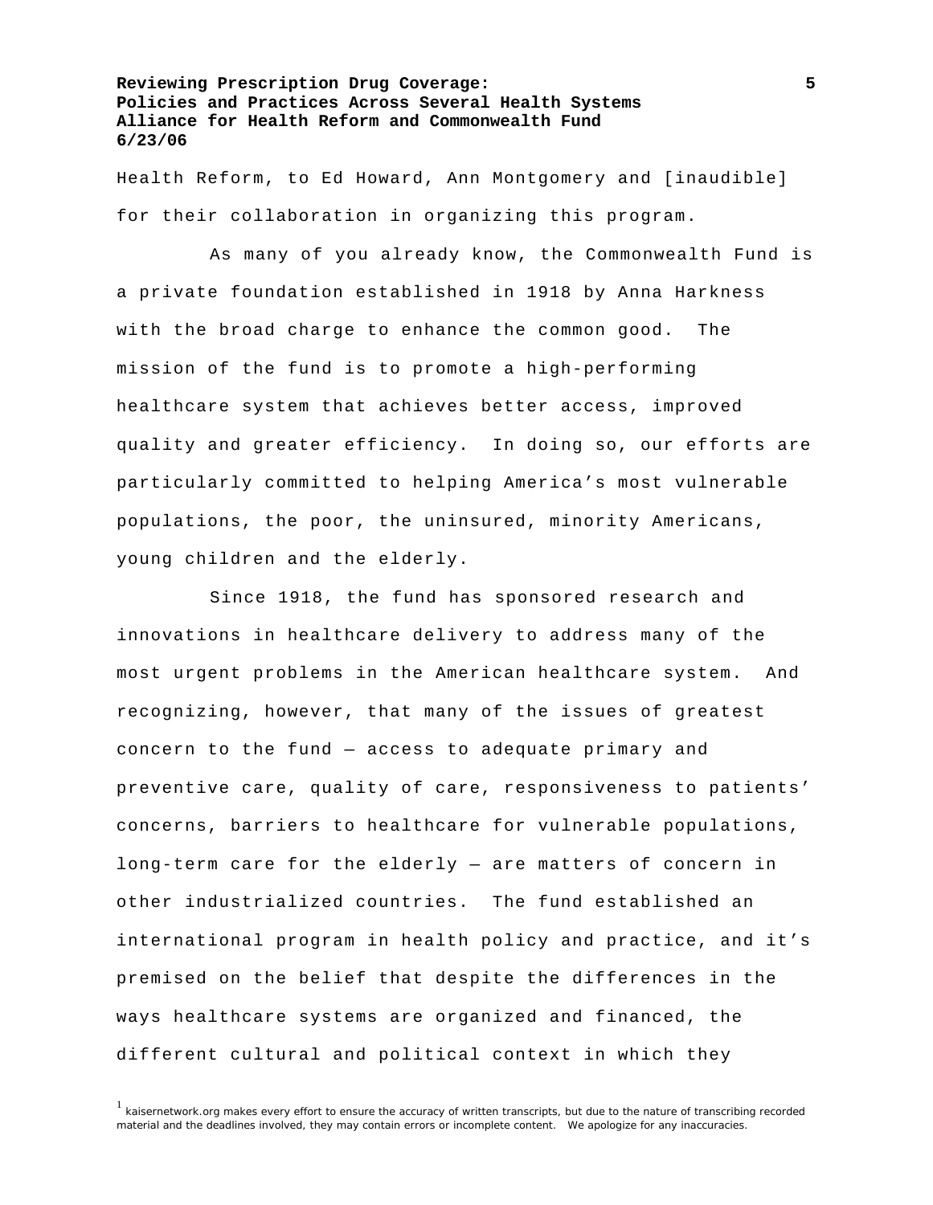Health Reform, to Ed Howard, Ann Montgomery and [inaudible] for their collaboration in organizing this program.

As many of you already know, the Commonwealth Fund is a private foundation established in 1918 by Anna Harkness with the broad charge to enhance the common good. The mission of the fund is to promote a high-performing healthcare system that achieves better access, improved quality and greater efficiency. In doing so, our efforts are particularly committed to helping America's most vulnerable populations, the poor, the uninsured, minority Americans, young children and the elderly.

Since 1918, the fund has sponsored research and innovations in healthcare delivery to address many of the most urgent problems in the American healthcare system. And recognizing, however, that many of the issues of greatest concern to the fund — access to adequate primary and preventive care, quality of care, responsiveness to patients' concerns, barriers to healthcare for vulnerable populations, long-term care for the elderly — are matters of concern in other industrialized countries. The fund established an international program in health policy and practice, and it's premised on the belief that despite the differences in the ways healthcare systems are organized and financed, the different cultural and political context in which they

[1] kaisernetwork.org makes every effort to ensure the accuracy of written transcripts, but due to the nature of transcribing recorded material and the deadlines involved, they may contain errors or incomplete content. We apologize for any inaccuracies.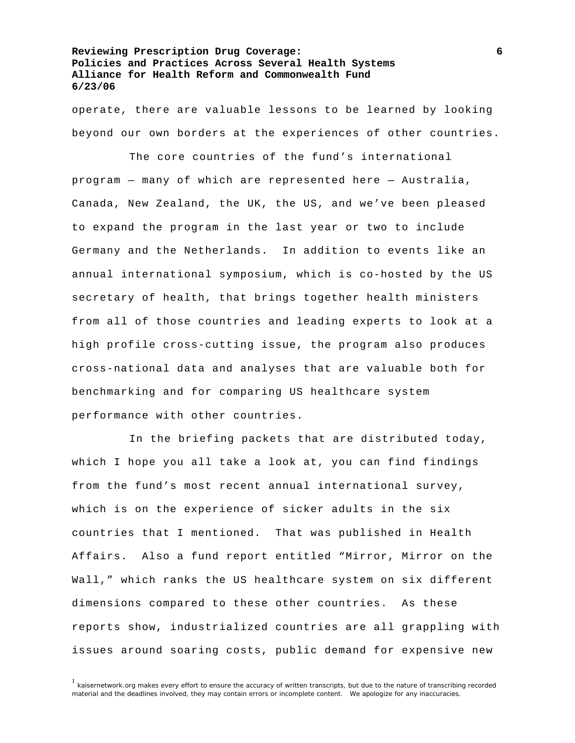operate, there are valuable lessons to be learned by looking beyond our own borders at the experiences of other countries.

The core countries of the fund's international program — many of which are represented here — Australia, Canada, New Zealand, the UK, the US, and we've been pleased to expand the program in the last year or two to include Germany and the Netherlands. In addition to events like an annual international symposium, which is co-hosted by the US secretary of health, that brings together health ministers from all of those countries and leading experts to look at a high profile cross-cutting issue, the program also produces cross-national data and analyses that are valuable both for benchmarking and for comparing US healthcare system performance with other countries.

In the briefing packets that are distributed today, which I hope you all take a look at, you can find findings from the fund's most recent annual international survey, which is on the experience of sicker adults in the six countries that I mentioned. That was published in Health Affairs. Also a fund report entitled "Mirror, Mirror on the Wall," which ranks the US healthcare system on six different dimensions compared to these other countries. As these reports show, industrialized countries are all grappling with issues around soaring costs, public demand for expensive new

[1] kaisernetwork.org makes every effort to ensure the accuracy of written transcripts, but due to the nature of transcribing recorded material and the deadlines involved, they may contain errors or incomplete content. We apologize for any inaccuracies.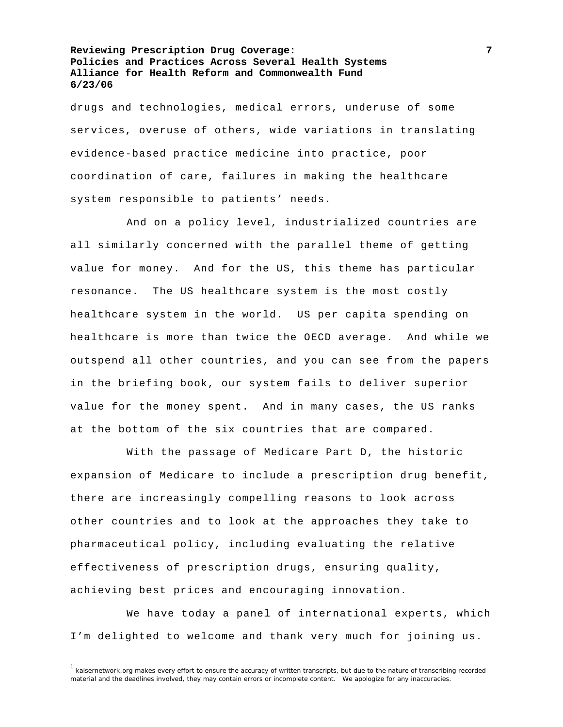drugs and technologies, medical errors, underuse of some services, overuse of others, wide variations in translating evidence-based practice medicine into practice, poor coordination of care, failures in making the healthcare system responsible to patients' needs.

And on a policy level, industrialized countries are all similarly concerned with the parallel theme of getting value for money. And for the US, this theme has particular resonance. The US healthcare system is the most costly healthcare system in the world. US per capita spending on healthcare is more than twice the OECD average. And while we outspend all other countries, and you can see from the papers in the briefing book, our system fails to deliver superior value for the money spent. And in many cases, the US ranks at the bottom of the six countries that are compared.

With the passage of Medicare Part D, the historic expansion of Medicare to include a prescription drug benefit, there are increasingly compelling reasons to look across other countries and to look at the approaches they take to pharmaceutical policy, including evaluating the relative effectiveness of prescription drugs, ensuring quality, achieving best prices and encouraging innovation.

We have today a panel of international experts, which I'm delighted to welcome and thank very much for joining us.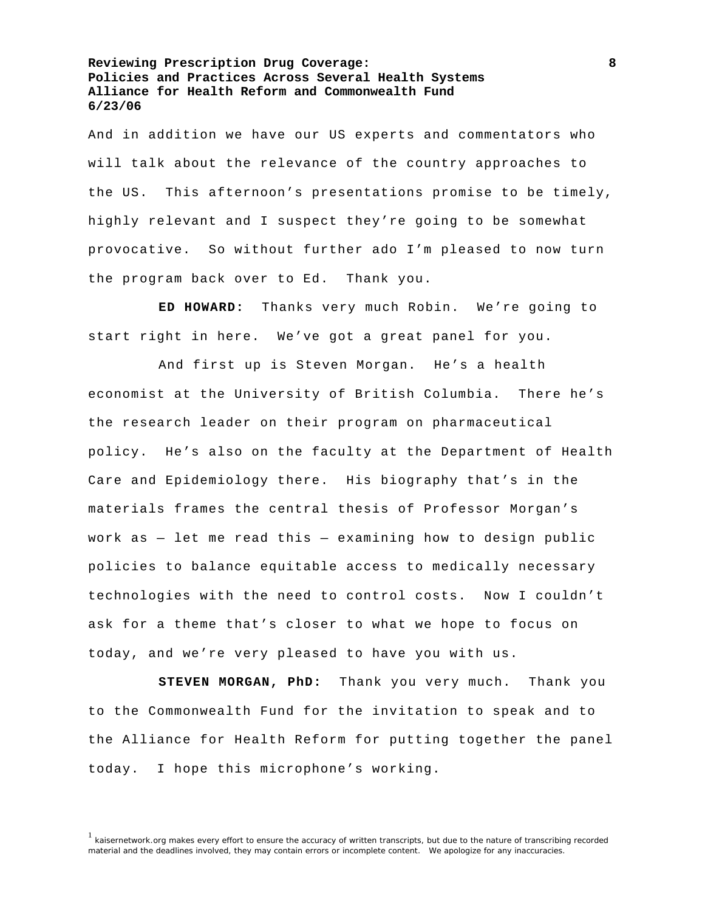And in addition we have our US experts and commentators who will talk about the relevance of the country approaches to the US. This afternoon's presentations promise to be timely, highly relevant and I suspect they're going to be somewhat provocative. So without further ado I'm pleased to now turn the program back over to Ed. Thank you.

**ED HOWARD:** Thanks very much Robin. We're going to start right in here. We've got a great panel for you.

And first up is Steven Morgan. He's a health economist at the University of British Columbia. There he's the research leader on their program on pharmaceutical policy. He's also on the faculty at the Department of Health Care and Epidemiology there. His biography that's in the materials frames the central thesis of Professor Morgan's work as — let me read this — examining how to design public policies to balance equitable access to medically necessary technologies with the need to control costs. Now I couldn't ask for a theme that's closer to what we hope to focus on today, and we're very pleased to have you with us.

**STEVEN MORGAN, PhD:** Thank you very much. Thank you to the Commonwealth Fund for the invitation to speak and to the Alliance for Health Reform for putting together the panel today. I hope this microphone's working.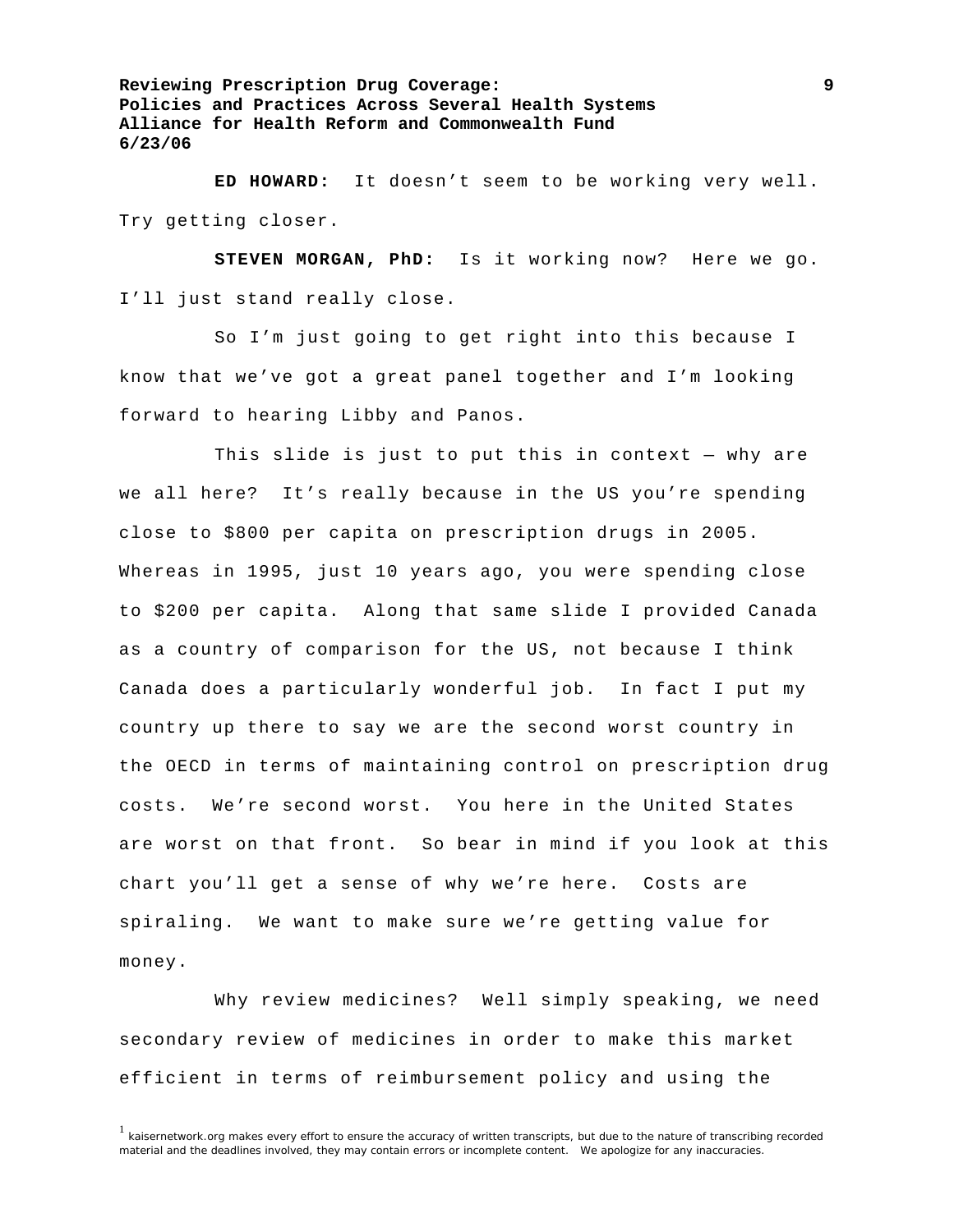**ED HOWARD:** It doesn't seem to be working very well. Try getting closer.

**STEVEN MORGAN, PhD:** Is it working now? Here we go. I'll just stand really close.

So I'm just going to get right into this because I know that we've got a great panel together and I'm looking forward to hearing Libby and Panos.

This slide is just to put this in context — why are we all here? It's really because in the US you're spending close to $800 per capita on prescription drugs in 2005. Whereas in 1995, just 10 years ago, you were spending close to $200 per capita. Along that same slide I provided Canada as a country of comparison for the US, not because I think Canada does a particularly wonderful job. In fact I put my country up there to say we are the second worst country in the OECD in terms of maintaining control on prescription drug costs. We're second worst. You here in the United States are worst on that front. So bear in mind if you look at this chart you'll get a sense of why we're here. Costs are spiraling. We want to make sure we're getting value for money.

Why review medicines? Well simply speaking, we need secondary review of medicines in order to make this market efficient in terms of reimbursement policy and using the

[1] kaisernetwork.org makes every effort to ensure the accuracy of written transcripts, but due to the nature of transcribing recorded material and the deadlines involved, they may contain errors or incomplete content. We apologize for any inaccuracies.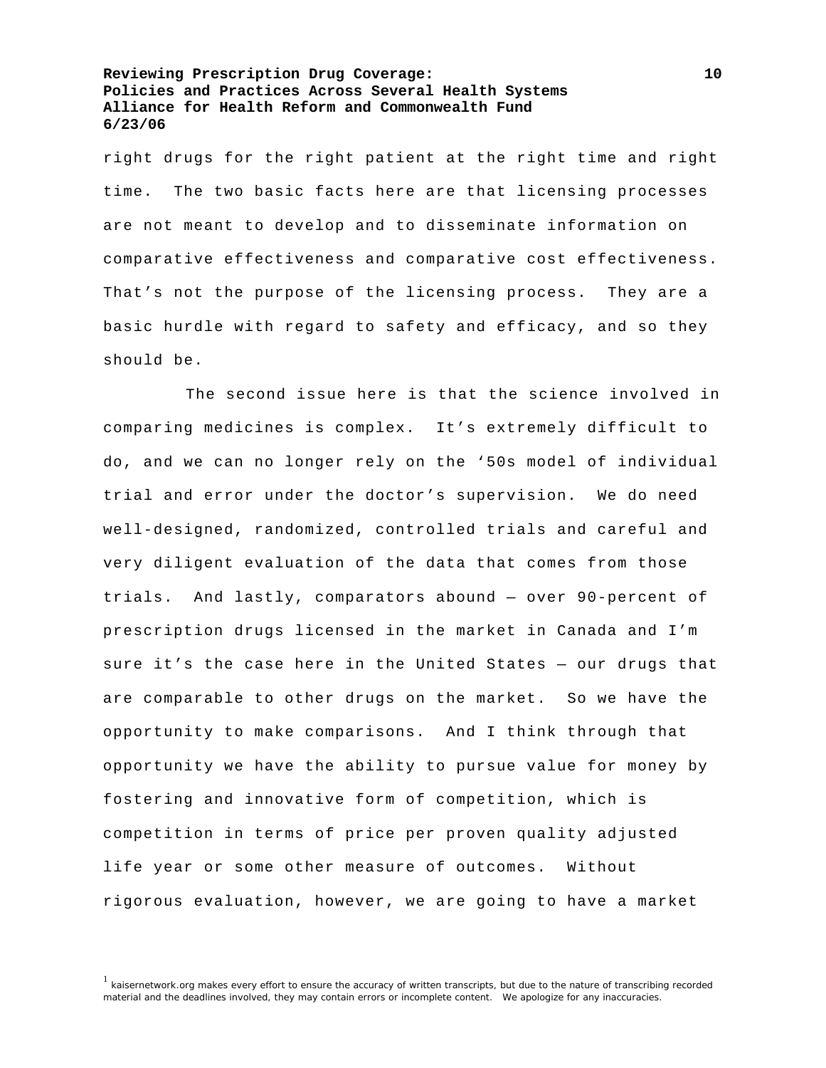right drugs for the right patient at the right time and right time. The two basic facts here are that licensing processes are not meant to develop and to disseminate information on comparative effectiveness and comparative cost effectiveness. That's not the purpose of the licensing process. They are a basic hurdle with regard to safety and efficacy, and so they should be.

The second issue here is that the science involved in comparing medicines is complex. It's extremely difficult to do, and we can no longer rely on the '50s model of individual trial and error under the doctor's supervision. We do need well-designed, randomized, controlled trials and careful and very diligent evaluation of the data that comes from those trials. And lastly, comparators abound — over 90-percent of prescription drugs licensed in the market in Canada and I'm sure it's the case here in the United States — our drugs that are comparable to other drugs on the market. So we have the opportunity to make comparisons. And I think through that opportunity we have the ability to pursue value for money by fostering and innovative form of competition, which is competition in terms of price per proven quality adjusted life year or some other measure of outcomes. Without rigorous evaluation, however, we are going to have a market

[1] kaisernetwork.org makes every effort to ensure the accuracy of written transcripts, but due to the nature of transcribing recorded material and the deadlines involved, they may contain errors or incomplete content. We apologize for any inaccuracies.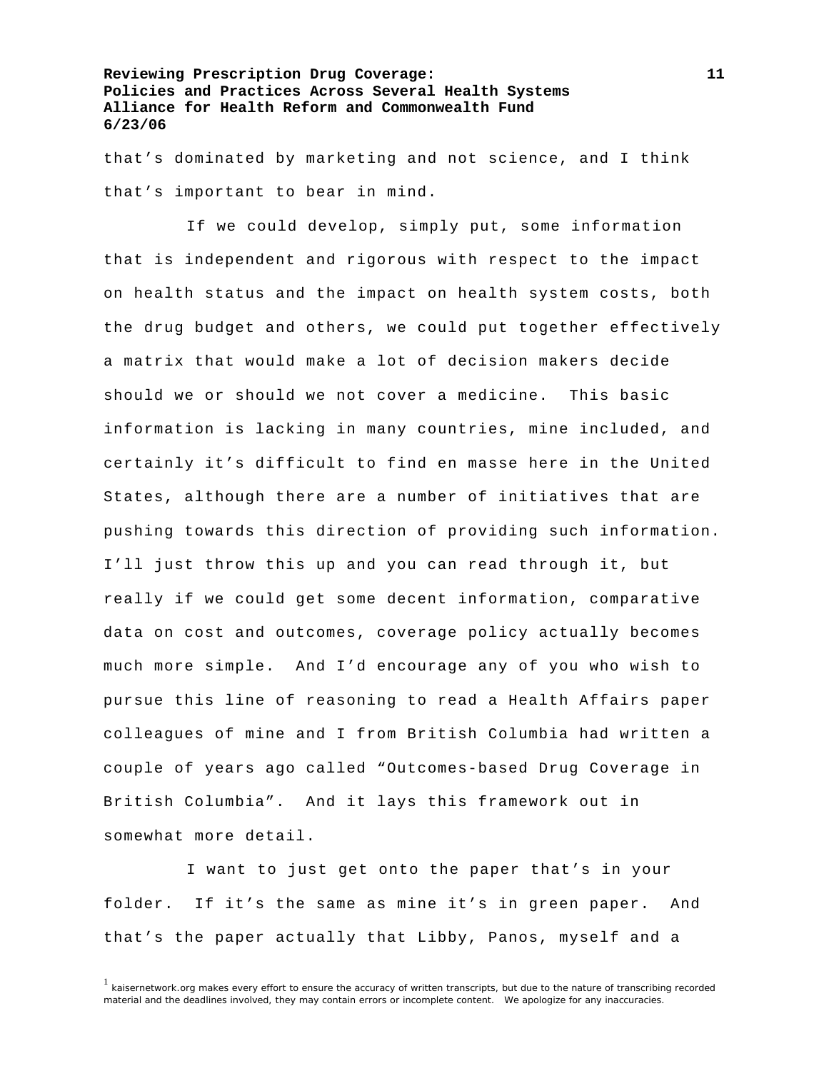that's dominated by marketing and not science, and I think that's important to bear in mind.

If we could develop, simply put, some information that is independent and rigorous with respect to the impact on health status and the impact on health system costs, both the drug budget and others, we could put together effectively a matrix that would make a lot of decision makers decide should we or should we not cover a medicine. This basic information is lacking in many countries, mine included, and certainly it's difficult to find en masse here in the United States, although there are a number of initiatives that are pushing towards this direction of providing such information. I'll just throw this up and you can read through it, but really if we could get some decent information, comparative data on cost and outcomes, coverage policy actually becomes much more simple. And I'd encourage any of you who wish to pursue this line of reasoning to read a Health Affairs paper colleagues of mine and I from British Columbia had written a couple of years ago called "Outcomes-based Drug Coverage in British Columbia". And it lays this framework out in somewhat more detail.

I want to just get onto the paper that's in your folder. If it's the same as mine it's in green paper. And that's the paper actually that Libby, Panos, myself and a

[1] kaisernetwork.org makes every effort to ensure the accuracy of written transcripts, but due to the nature of transcribing recorded material and the deadlines involved, they may contain errors or incomplete content. We apologize for any inaccuracies.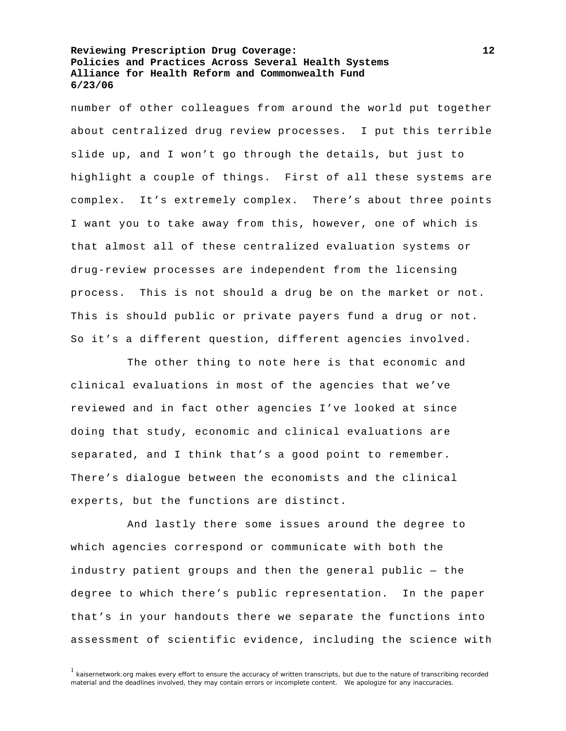number of other colleagues from around the world put together about centralized drug review processes. I put this terrible slide up, and I won't go through the details, but just to highlight a couple of things. First of all these systems are complex. It's extremely complex. There's about three points I want you to take away from this, however, one of which is that almost all of these centralized evaluation systems or drug-review processes are independent from the licensing process. This is not should a drug be on the market or not. This is should public or private payers fund a drug or not. So it's a different question, different agencies involved.

The other thing to note here is that economic and clinical evaluations in most of the agencies that we've reviewed and in fact other agencies I've looked at since doing that study, economic and clinical evaluations are separated, and I think that's a good point to remember. There's dialogue between the economists and the clinical experts, but the functions are distinct.

And lastly there some issues around the degree to which agencies correspond or communicate with both the industry patient groups and then the general public — the degree to which there's public representation. In the paper that's in your handouts there we separate the functions into assessment of scientific evidence, including the science with

[1] kaisernetwork.org makes every effort to ensure the accuracy of written transcripts, but due to the nature of transcribing recorded material and the deadlines involved, they may contain errors or incomplete content. We apologize for any inaccuracies.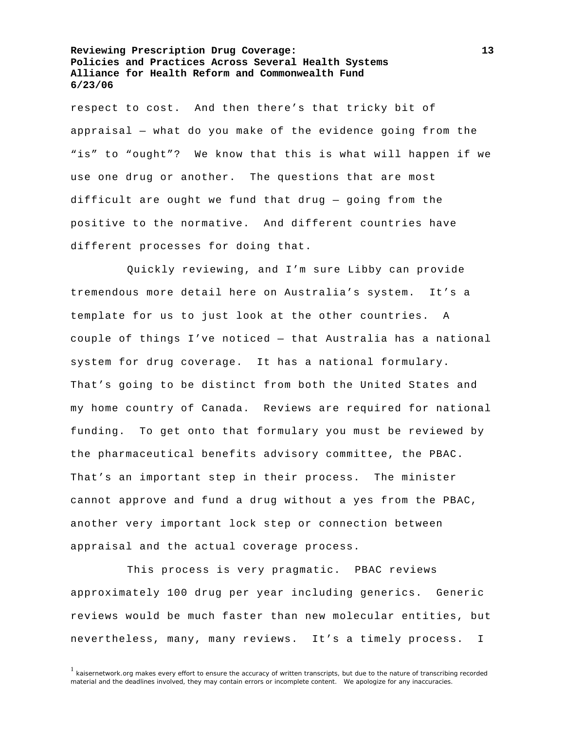respect to cost. And then there's that tricky bit of appraisal — what do you make of the evidence going from the "is" to "ought"? We know that this is what will happen if we use one drug or another. The questions that are most difficult are ought we fund that drug — going from the positive to the normative. And different countries have different processes for doing that.

Quickly reviewing, and I'm sure Libby can provide tremendous more detail here on Australia's system. It's a template for us to just look at the other countries. A couple of things I've noticed — that Australia has a national system for drug coverage. It has a national formulary. That's going to be distinct from both the United States and my home country of Canada. Reviews are required for national funding. To get onto that formulary you must be reviewed by the pharmaceutical benefits advisory committee, the PBAC. That's an important step in their process. The minister cannot approve and fund a drug without a yes from the PBAC, another very important lock step or connection between appraisal and the actual coverage process.

This process is very pragmatic. PBAC reviews approximately 100 drug per year including generics. Generic reviews would be much faster than new molecular entities, but nevertheless, many, many reviews. It's a timely process. I

[1] kaisernetwork.org makes every effort to ensure the accuracy of written transcripts, but due to the nature of transcribing recorded material and the deadlines involved, they may contain errors or incomplete content. We apologize for any inaccuracies.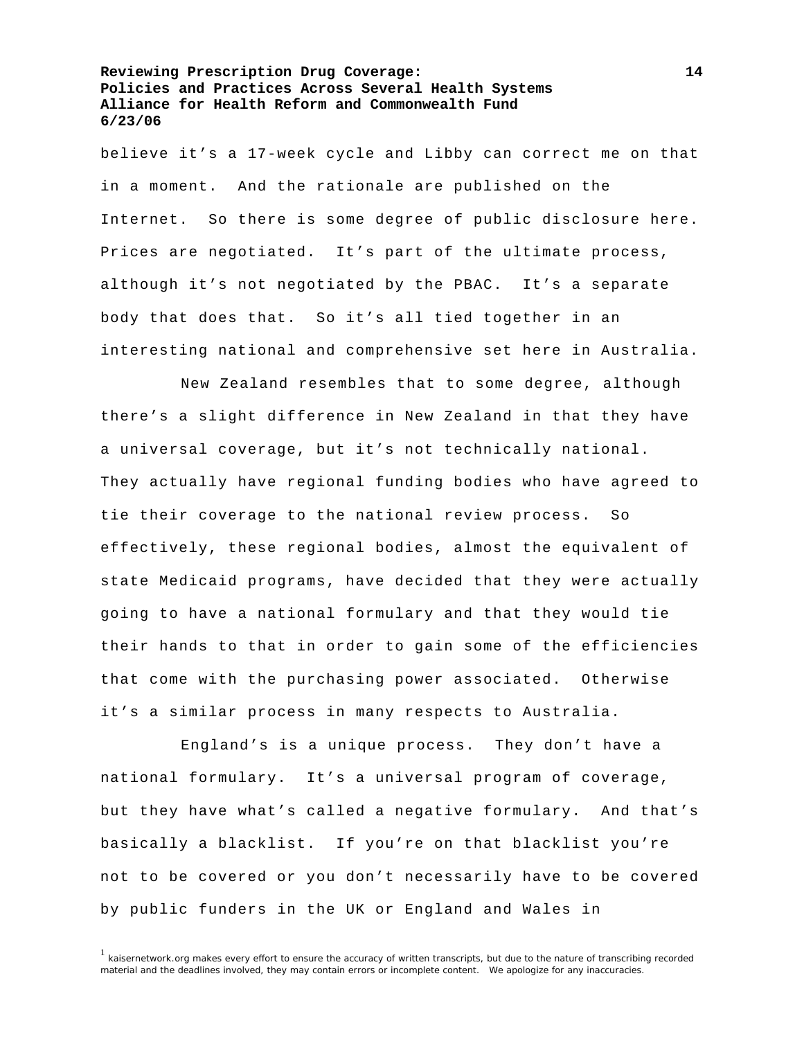believe it's a 17-week cycle and Libby can correct me on that in a moment. And the rationale are published on the Internet. So there is some degree of public disclosure here. Prices are negotiated. It's part of the ultimate process, although it's not negotiated by the PBAC. It's a separate body that does that. So it's all tied together in an interesting national and comprehensive set here in Australia.

New Zealand resembles that to some degree, although there's a slight difference in New Zealand in that they have a universal coverage, but it's not technically national. They actually have regional funding bodies who have agreed to tie their coverage to the national review process. So effectively, these regional bodies, almost the equivalent of state Medicaid programs, have decided that they were actually going to have a national formulary and that they would tie their hands to that in order to gain some of the efficiencies that come with the purchasing power associated. Otherwise it's a similar process in many respects to Australia.

England's is a unique process. They don't have a national formulary. It's a universal program of coverage, but they have what's called a negative formulary. And that's basically a blacklist. If you're on that blacklist you're not to be covered or you don't necessarily have to be covered by public funders in the UK or England and Wales in

[1] kaisernetwork.org makes every effort to ensure the accuracy of written transcripts, but due to the nature of transcribing recorded material and the deadlines involved, they may contain errors or incomplete content. We apologize for any inaccuracies.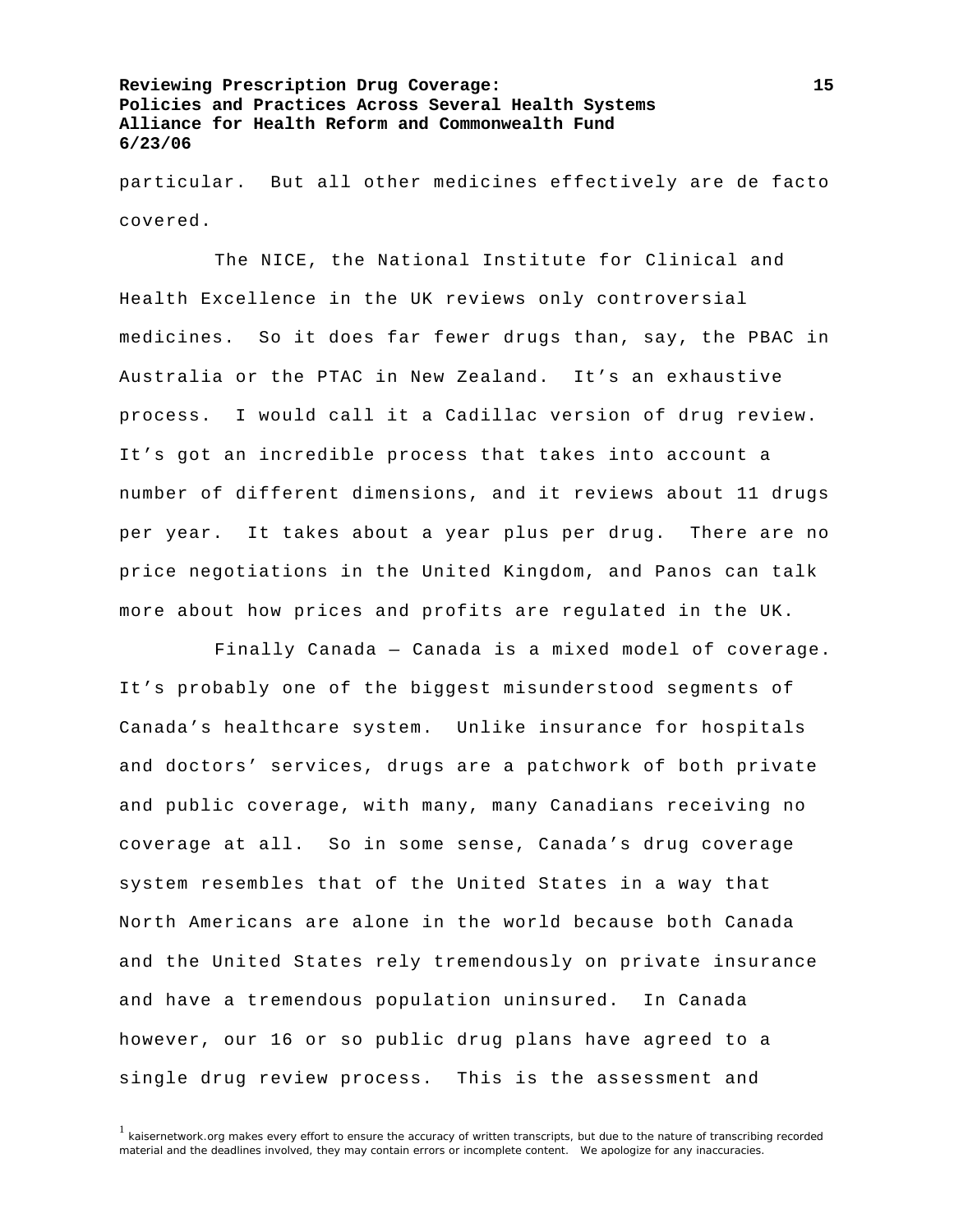particular. But all other medicines effectively are de facto covered.

The NICE, the National Institute for Clinical and Health Excellence in the UK reviews only controversial medicines. So it does far fewer drugs than, say, the PBAC in Australia or the PTAC in New Zealand. It's an exhaustive process. I would call it a Cadillac version of drug review. It's got an incredible process that takes into account a number of different dimensions, and it reviews about 11 drugs per year. It takes about a year plus per drug. There are no price negotiations in the United Kingdom, and Panos can talk more about how prices and profits are regulated in the UK.

Finally Canada — Canada is a mixed model of coverage. It's probably one of the biggest misunderstood segments of Canada's healthcare system. Unlike insurance for hospitals and doctors' services, drugs are a patchwork of both private and public coverage, with many, many Canadians receiving no coverage at all. So in some sense, Canada's drug coverage system resembles that of the United States in a way that North Americans are alone in the world because both Canada and the United States rely tremendously on private insurance and have a tremendous population uninsured. In Canada however, our 16 or so public drug plans have agreed to a single drug review process. This is the assessment and

[1] kaisernetwork.org makes every effort to ensure the accuracy of written transcripts, but due to the nature of transcribing recorded material and the deadlines involved, they may contain errors or incomplete content. We apologize for any inaccuracies.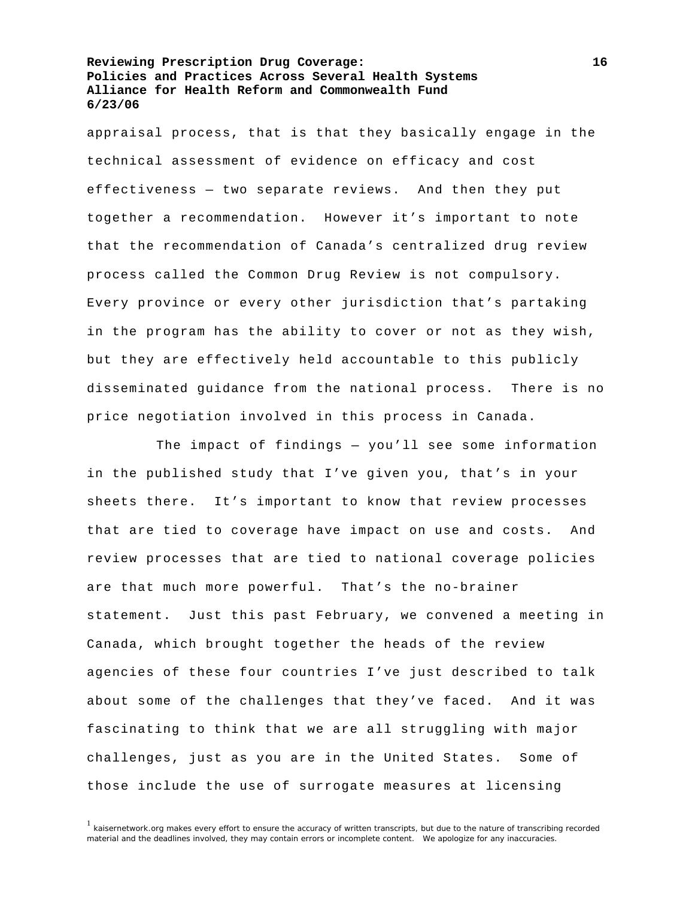appraisal process, that is that they basically engage in the technical assessment of evidence on efficacy and cost effectiveness — two separate reviews. And then they put together a recommendation. However it's important to note that the recommendation of Canada's centralized drug review process called the Common Drug Review is not compulsory. Every province or every other jurisdiction that's partaking in the program has the ability to cover or not as they wish, but they are effectively held accountable to this publicly disseminated guidance from the national process. There is no price negotiation involved in this process in Canada.

The impact of findings — you'll see some information in the published study that I've given you, that's in your sheets there. It's important to know that review processes that are tied to coverage have impact on use and costs. And review processes that are tied to national coverage policies are that much more powerful. That's the no-brainer statement. Just this past February, we convened a meeting in Canada, which brought together the heads of the review agencies of these four countries I've just described to talk about some of the challenges that they've faced. And it was fascinating to think that we are all struggling with major challenges, just as you are in the United States. Some of those include the use of surrogate measures at licensing

[1] kaisernetwork.org makes every effort to ensure the accuracy of written transcripts, but due to the nature of transcribing recorded material and the deadlines involved, they may contain errors or incomplete content. We apologize for any inaccuracies.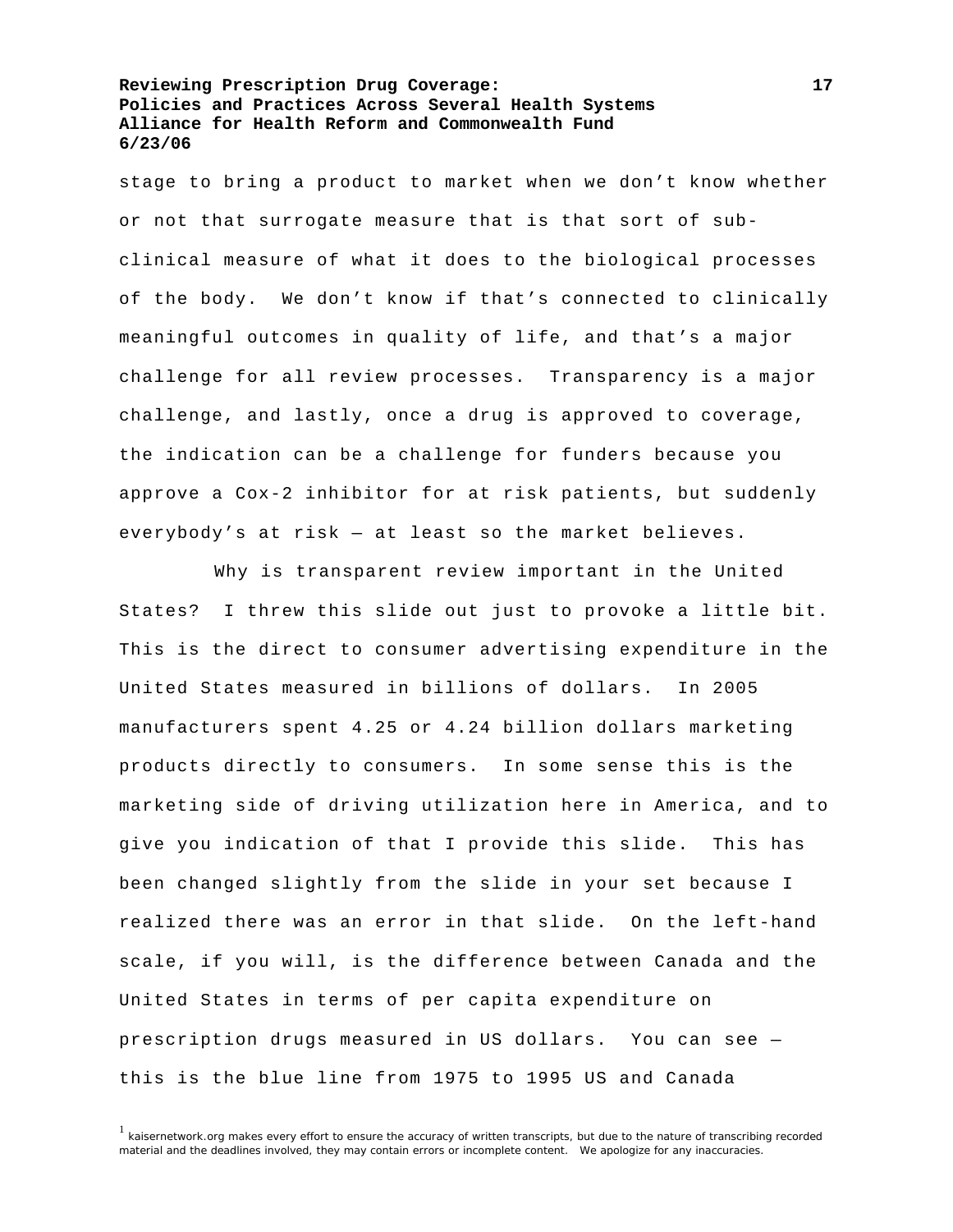stage to bring a product to market when we don't know whether or not that surrogate measure that is that sort of sub-clinical measure of what it does to the biological processes of the body. We don't know if that's connected to clinically meaningful outcomes in quality of life, and that's a major challenge for all review processes. Transparency is a major challenge, and lastly, once a drug is approved to coverage, the indication can be a challenge for funders because you approve a Cox-2 inhibitor for at risk patients, but suddenly everybody's at risk — at least so the market believes.

Why is transparent review important in the United States? I threw this slide out just to provoke a little bit. This is the direct to consumer advertising expenditure in the United States measured in billions of dollars. In 2005 manufacturers spent 4.25 or 4.24 billion dollars marketing products directly to consumers. In some sense this is the marketing side of driving utilization here in America, and to give you indication of that I provide this slide. This has been changed slightly from the slide in your set because I realized there was an error in that slide. On the left-hand scale, if you will, is the difference between Canada and the United States in terms of per capita expenditure on prescription drugs measured in US dollars. You can see — this is the blue line from 1975 to 1995 US and Canada

[1] kaisernetwork.org makes every effort to ensure the accuracy of written transcripts, but due to the nature of transcribing recorded material and the deadlines involved, they may contain errors or incomplete content. We apologize for any inaccuracies.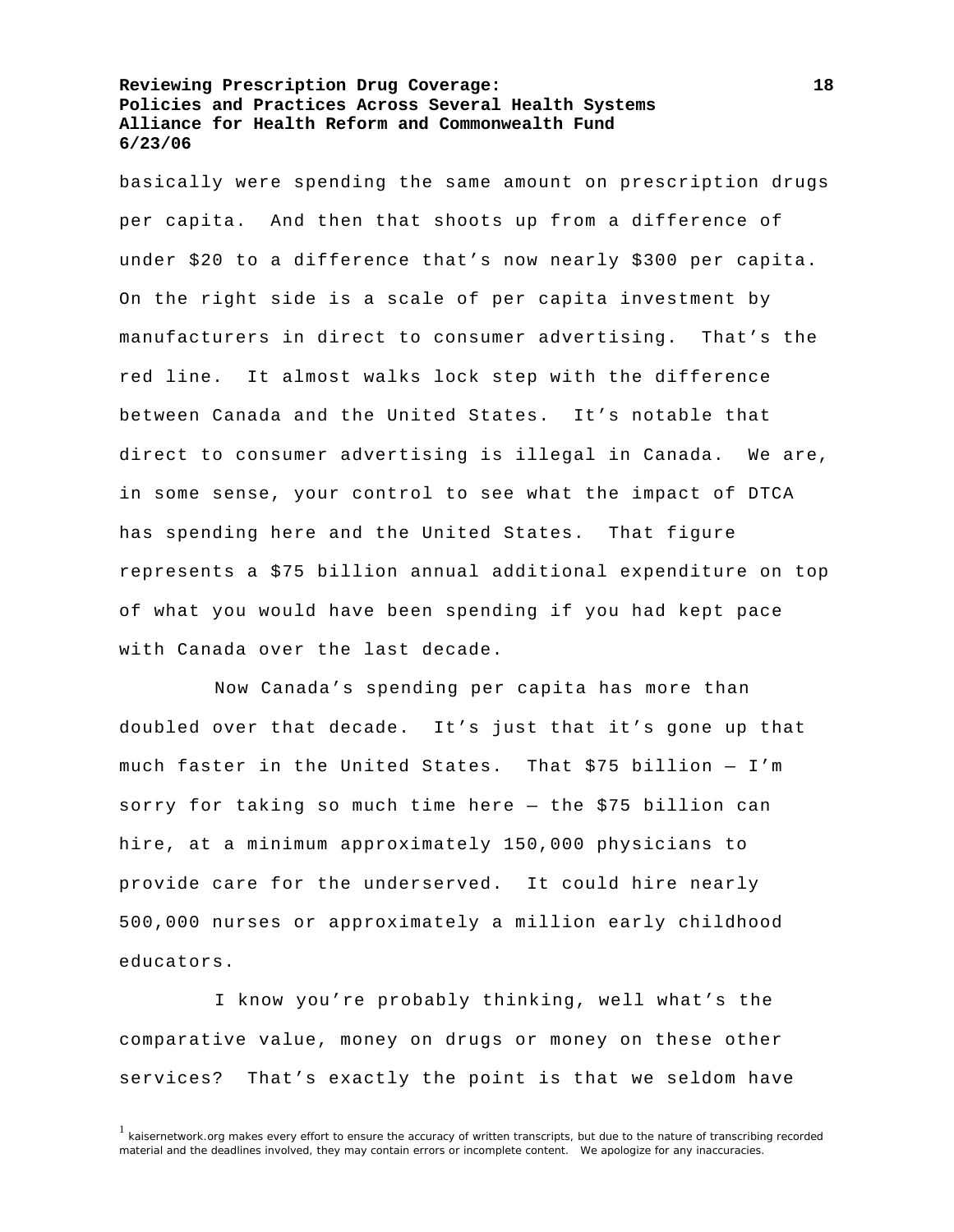basically were spending the same amount on prescription drugs per capita. And then that shoots up from a difference of under $20 to a difference that's now nearly $300 per capita. On the right side is a scale of per capita investment by manufacturers in direct to consumer advertising. That's the red line. It almost walks lock step with the difference between Canada and the United States. It's notable that direct to consumer advertising is illegal in Canada. We are, in some sense, your control to see what the impact of DTCA has spending here and the United States. That figure represents a $75 billion annual additional expenditure on top of what you would have been spending if you had kept pace with Canada over the last decade.

Now Canada's spending per capita has more than doubled over that decade. It's just that it's gone up that much faster in the United States. That $75 billion — I'm sorry for taking so much time here — the $75 billion can hire, at a minimum approximately 150,000 physicians to provide care for the underserved. It could hire nearly 500,000 nurses or approximately a million early childhood educators.

I know you're probably thinking, well what's the comparative value, money on drugs or money on these other services? That's exactly the point is that we seldom have

[1] kaisernetwork.org makes every effort to ensure the accuracy of written transcripts, but due to the nature of transcribing recorded material and the deadlines involved, they may contain errors or incomplete content. We apologize for any inaccuracies.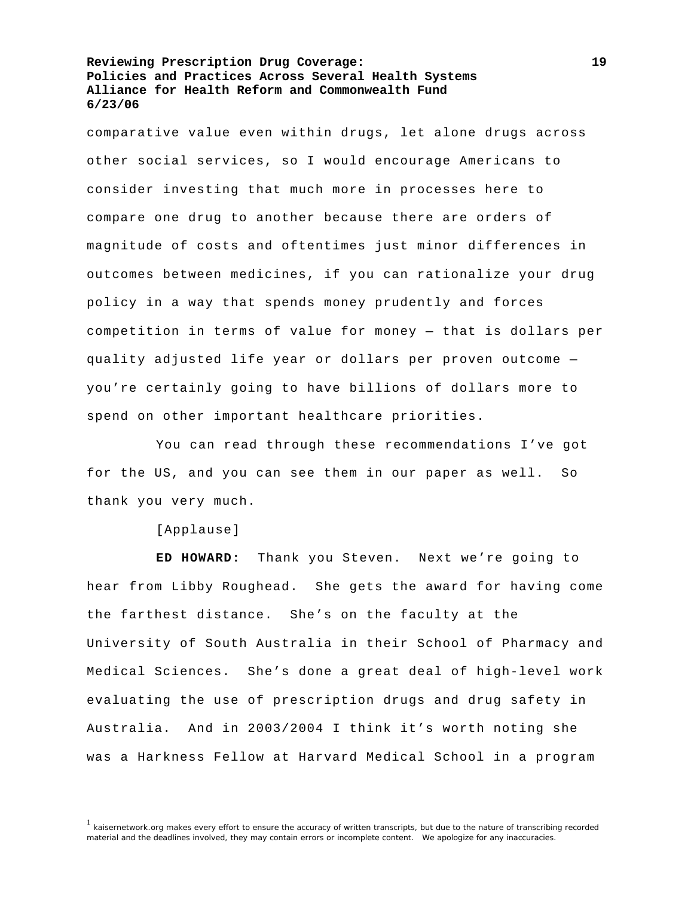comparative value even within drugs, let alone drugs across other social services, so I would encourage Americans to consider investing that much more in processes here to compare one drug to another because there are orders of magnitude of costs and oftentimes just minor differences in outcomes between medicines, if you can rationalize your drug policy in a way that spends money prudently and forces competition in terms of value for money — that is dollars per quality adjusted life year or dollars per proven outcome — you're certainly going to have billions of dollars more to spend on other important healthcare priorities.

You can read through these recommendations I've got for the US, and you can see them in our paper as well. So thank you very much.

[Applause]

**ED HOWARD:** Thank you Steven. Next we're going to hear from Libby Roughead. She gets the award for having come the farthest distance. She's on the faculty at the University of South Australia in their School of Pharmacy and Medical Sciences. She's done a great deal of high-level work evaluating the use of prescription drugs and drug safety in Australia. And in 2003/2004 I think it's worth noting she was a Harkness Fellow at Harvard Medical School in a program

[1] kaisernetwork.org makes every effort to ensure the accuracy of written transcripts, but due to the nature of transcribing recorded material and the deadlines involved, they may contain errors or incomplete content. We apologize for any inaccuracies.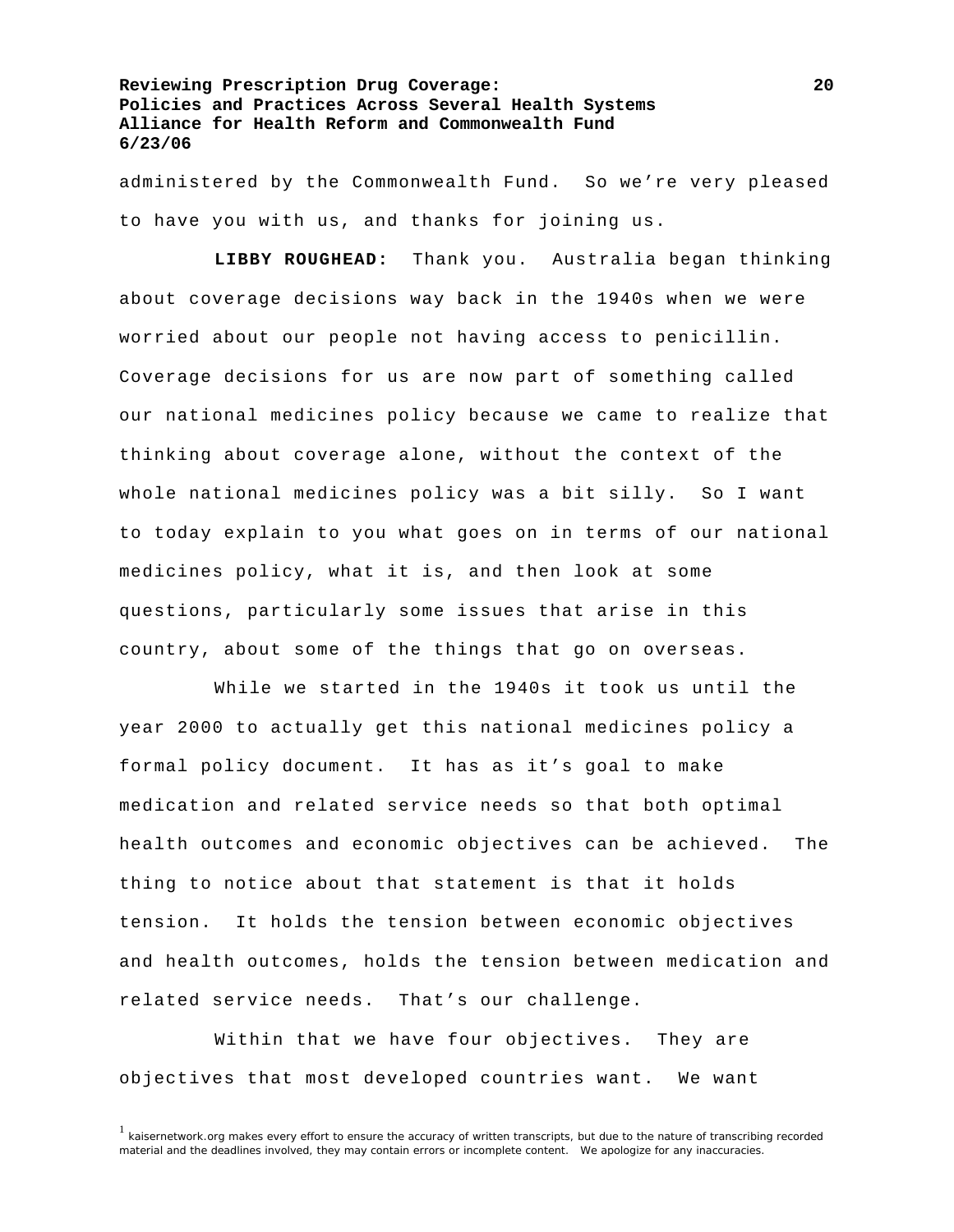administered by the Commonwealth Fund. So we're very pleased to have you with us, and thanks for joining us.

**LIBBY ROUGHEAD:** Thank you. Australia began thinking about coverage decisions way back in the 1940s when we were worried about our people not having access to penicillin. Coverage decisions for us are now part of something called our national medicines policy because we came to realize that thinking about coverage alone, without the context of the whole national medicines policy was a bit silly. So I want to today explain to you what goes on in terms of our national medicines policy, what it is, and then look at some questions, particularly some issues that arise in this country, about some of the things that go on overseas.

While we started in the 1940s it took us until the year 2000 to actually get this national medicines policy a formal policy document. It has as it's goal to make medication and related service needs so that both optimal health outcomes and economic objectives can be achieved. The thing to notice about that statement is that it holds tension. It holds the tension between economic objectives and health outcomes, holds the tension between medication and related service needs. That's our challenge.

Within that we have four objectives. They are objectives that most developed countries want. We want

[1] kaisernetwork.org makes every effort to ensure the accuracy of written transcripts, but due to the nature of transcribing recorded material and the deadlines involved, they may contain errors or incomplete content. We apologize for any inaccuracies.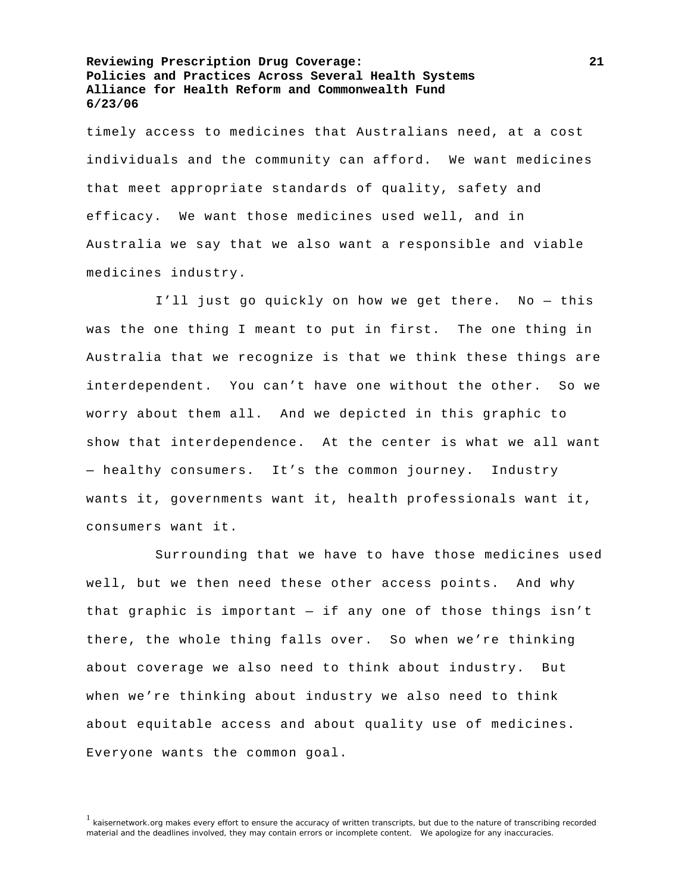timely access to medicines that Australians need, at a cost individuals and the community can afford. We want medicines that meet appropriate standards of quality, safety and efficacy. We want those medicines used well, and in Australia we say that we also want a responsible and viable medicines industry.

I'll just go quickly on how we get there. No — this was the one thing I meant to put in first. The one thing in Australia that we recognize is that we think these things are interdependent. You can't have one without the other. So we worry about them all. And we depicted in this graphic to show that interdependence. At the center is what we all want — healthy consumers. It's the common journey. Industry wants it, governments want it, health professionals want it, consumers want it.

Surrounding that we have to have those medicines used well, but we then need these other access points. And why that graphic is important — if any one of those things isn't there, the whole thing falls over. So when we're thinking about coverage we also need to think about industry. But when we're thinking about industry we also need to think about equitable access and about quality use of medicines. Everyone wants the common goal.

[1] kaisernetwork.org makes every effort to ensure the accuracy of written transcripts, but due to the nature of transcribing recorded material and the deadlines involved, they may contain errors or incomplete content. We apologize for any inaccuracies.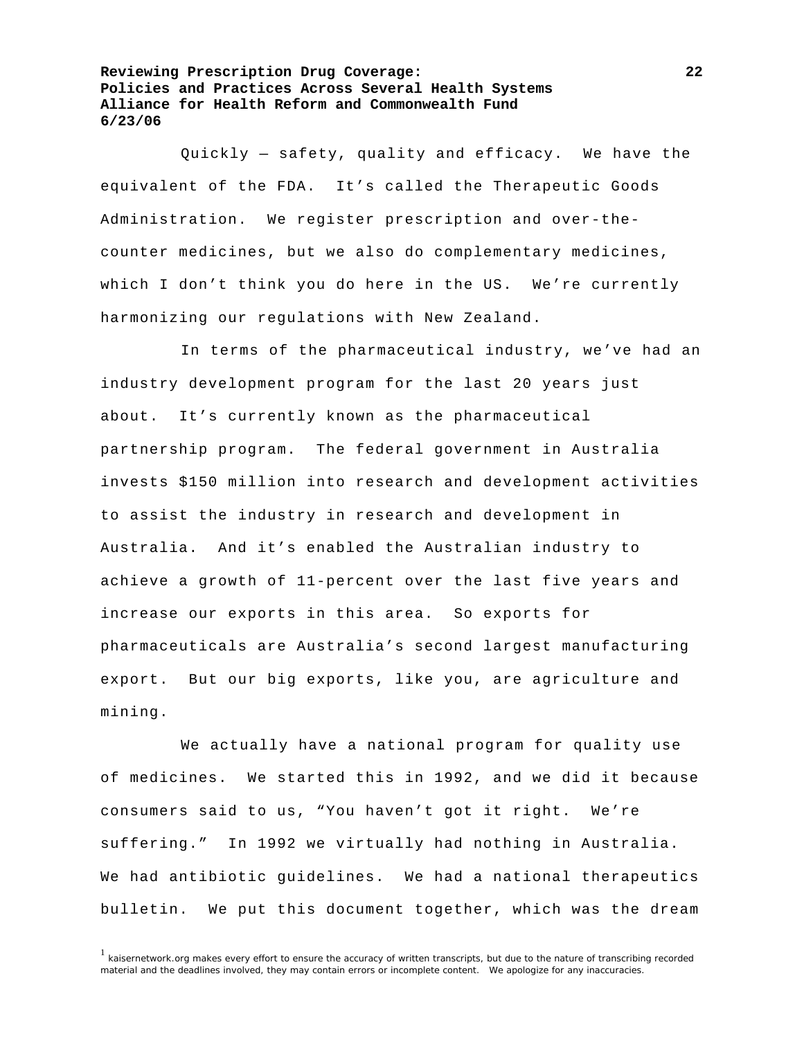Quickly — safety, quality and efficacy. We have the equivalent of the FDA. It's called the Therapeutic Goods Administration. We register prescription and over-the-counter medicines, but we also do complementary medicines, which I don't think you do here in the US. We're currently harmonizing our regulations with New Zealand.

In terms of the pharmaceutical industry, we've had an industry development program for the last 20 years just about. It's currently known as the pharmaceutical partnership program. The federal government in Australia invests $150 million into research and development activities to assist the industry in research and development in Australia. And it's enabled the Australian industry to achieve a growth of 11-percent over the last five years and increase our exports in this area. So exports for pharmaceuticals are Australia's second largest manufacturing export. But our big exports, like you, are agriculture and mining.

We actually have a national program for quality use of medicines. We started this in 1992, and we did it because consumers said to us, "You haven't got it right. We're suffering." In 1992 we virtually had nothing in Australia. We had antibiotic guidelines. We had a national therapeutics bulletin. We put this document together, which was the dream

[1] kaisernetwork.org makes every effort to ensure the accuracy of written transcripts, but due to the nature of transcribing recorded material and the deadlines involved, they may contain errors or incomplete content. We apologize for any inaccuracies.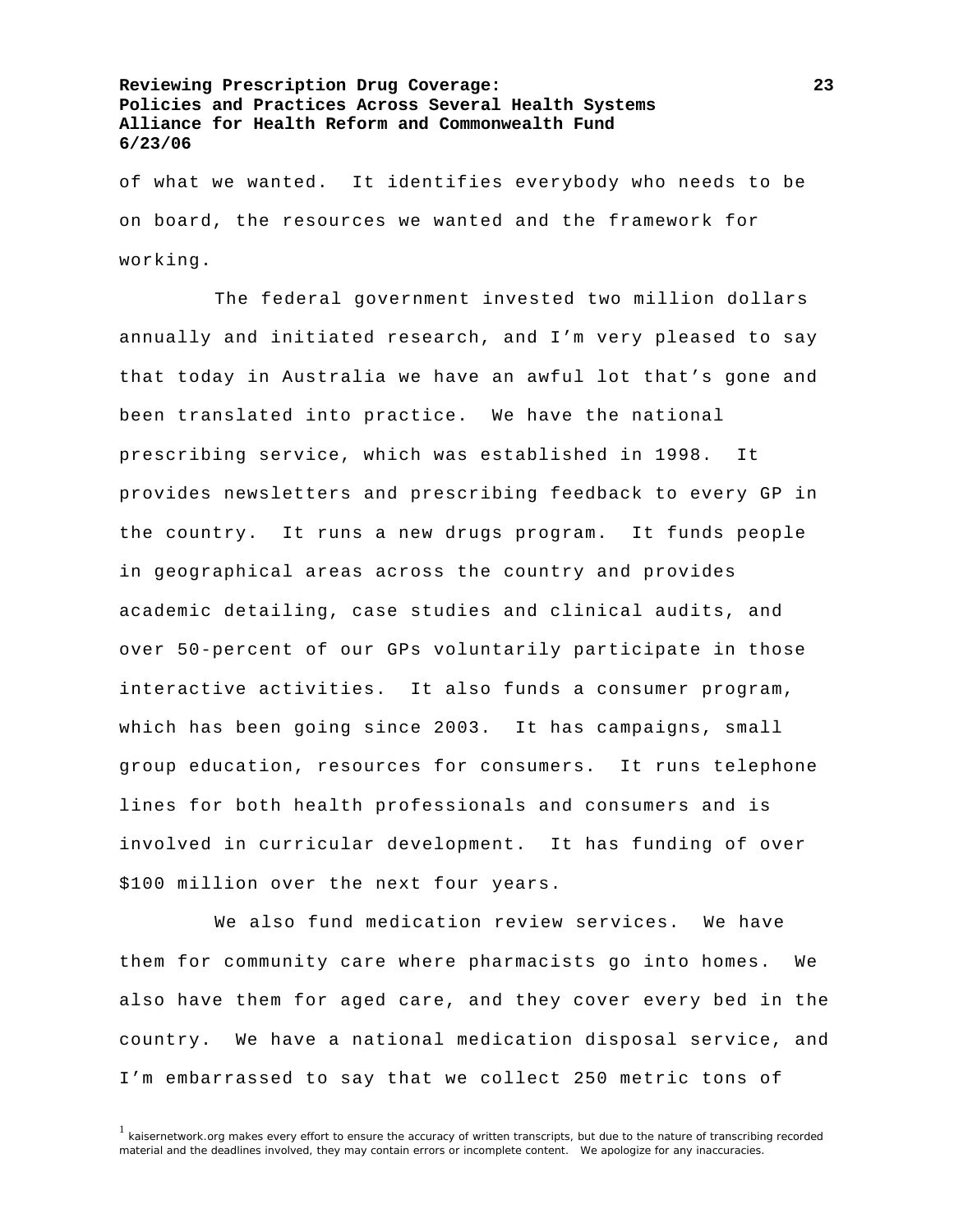of what we wanted. It identifies everybody who needs to be on board, the resources we wanted and the framework for working.

The federal government invested two million dollars annually and initiated research, and I'm very pleased to say that today in Australia we have an awful lot that's gone and been translated into practice. We have the national prescribing service, which was established in 1998. It provides newsletters and prescribing feedback to every GP in the country. It runs a new drugs program. It funds people in geographical areas across the country and provides academic detailing, case studies and clinical audits, and over 50-percent of our GPs voluntarily participate in those interactive activities. It also funds a consumer program, which has been going since 2003. It has campaigns, small group education, resources for consumers. It runs telephone lines for both health professionals and consumers and is involved in curricular development. It has funding of over $100 million over the next four years.

We also fund medication review services. We have them for community care where pharmacists go into homes. We also have them for aged care, and they cover every bed in the country. We have a national medication disposal service, and I'm embarrassed to say that we collect 250 metric tons of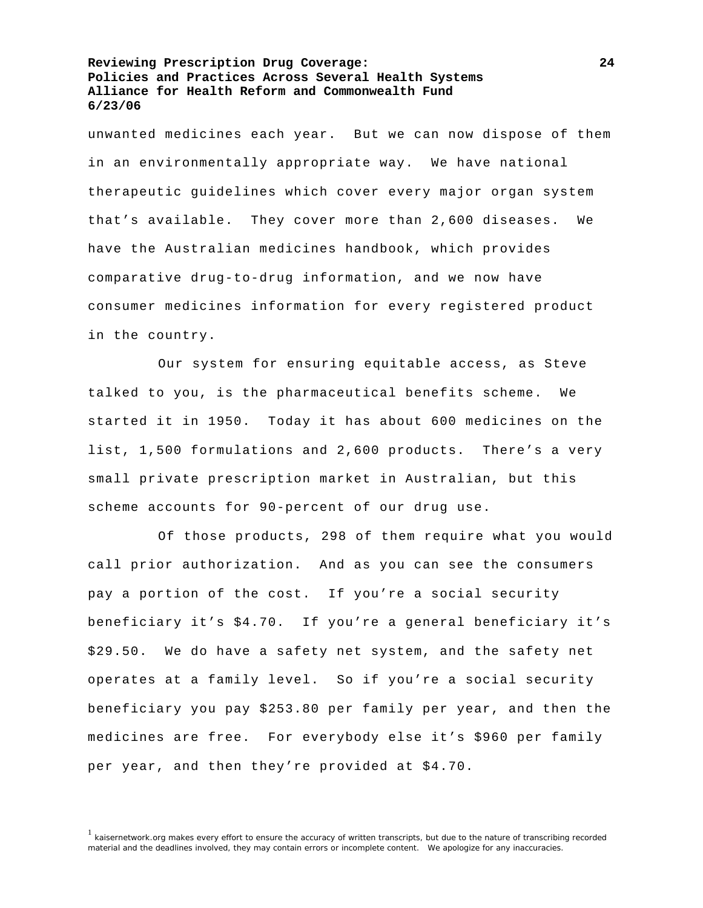unwanted medicines each year. But we can now dispose of them in an environmentally appropriate way. We have national therapeutic guidelines which cover every major organ system that's available. They cover more than 2,600 diseases. We have the Australian medicines handbook, which provides comparative drug-to-drug information, and we now have consumer medicines information for every registered product in the country.

Our system for ensuring equitable access, as Steve talked to you, is the pharmaceutical benefits scheme. We started it in 1950. Today it has about 600 medicines on the list, 1,500 formulations and 2,600 products. There's a very small private prescription market in Australian, but this scheme accounts for 90-percent of our drug use.

Of those products, 298 of them require what you would call prior authorization. And as you can see the consumers pay a portion of the cost. If you're a social security beneficiary it's $4.70. If you're a general beneficiary it's $29.50. We do have a safety net system, and the safety net operates at a family level. So if you're a social security beneficiary you pay $253.80 per family per year, and then the medicines are free. For everybody else it's $960 per family per year, and then they're provided at $4.70.

[1] kaisernetwork.org makes every effort to ensure the accuracy of written transcripts, but due to the nature of transcribing recorded material and the deadlines involved, they may contain errors or incomplete content. We apologize for any inaccuracies.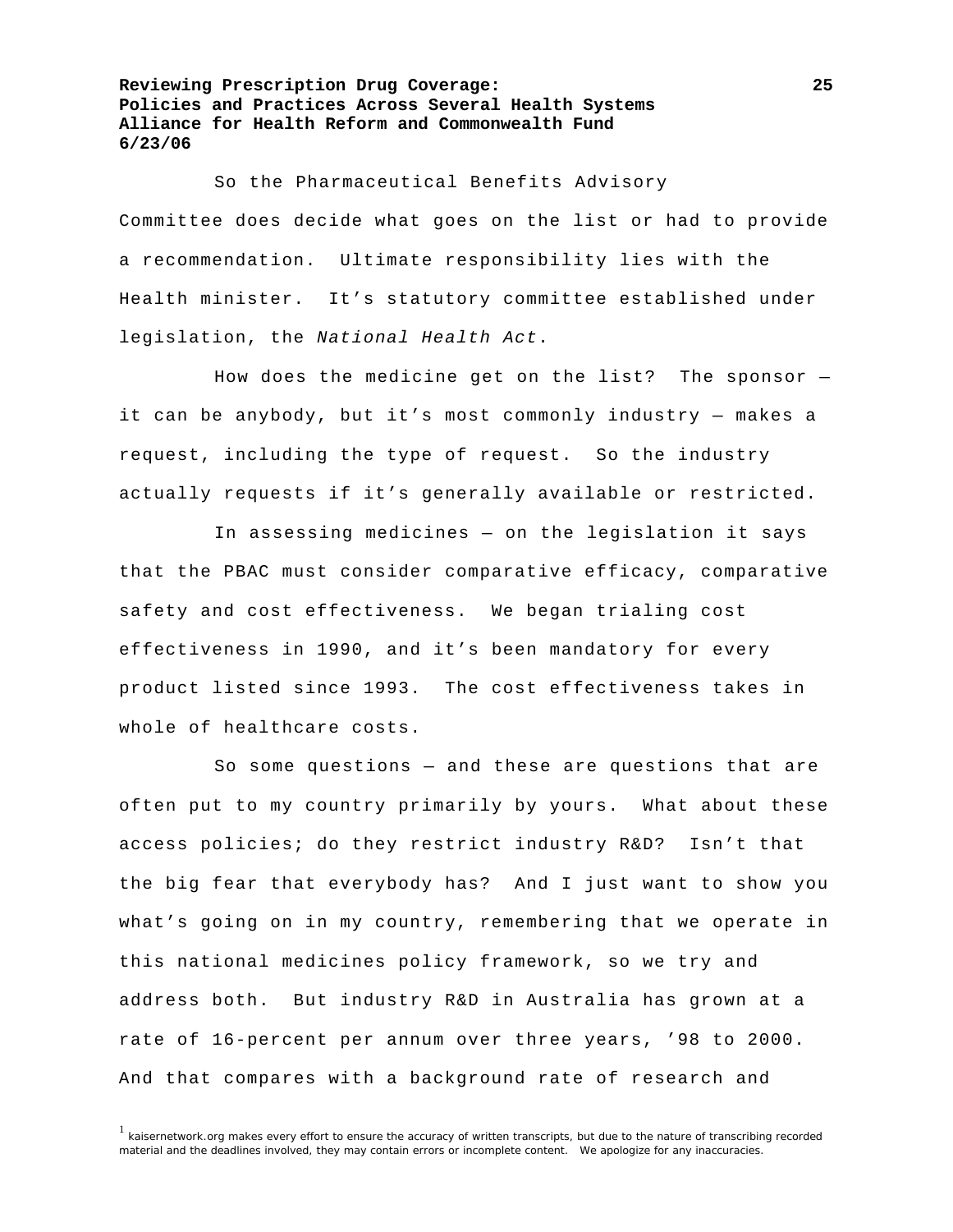So the Pharmaceutical Benefits Advisory Committee does decide what goes on the list or had to provide a recommendation. Ultimate responsibility lies with the Health minister. It's statutory committee established under legislation, the *National Health Act*.

How does the medicine get on the list? The sponsor — it can be anybody, but it's most commonly industry — makes a request, including the type of request. So the industry actually requests if it's generally available or restricted.

In assessing medicines — on the legislation it says that the PBAC must consider comparative efficacy, comparative safety and cost effectiveness. We began trialing cost effectiveness in 1990, and it's been mandatory for every product listed since 1993. The cost effectiveness takes in whole of healthcare costs.

So some questions — and these are questions that are often put to my country primarily by yours. What about these access policies; do they restrict industry R&D? Isn't that the big fear that everybody has? And I just want to show you what's going on in my country, remembering that we operate in this national medicines policy framework, so we try and address both. But industry R&D in Australia has grown at a rate of 16-percent per annum over three years, '98 to 2000. And that compares with a background rate of research and

[1] kaisernetwork.org makes every effort to ensure the accuracy of written transcripts, but due to the nature of transcribing recorded material and the deadlines involved, they may contain errors or incomplete content. We apologize for any inaccuracies.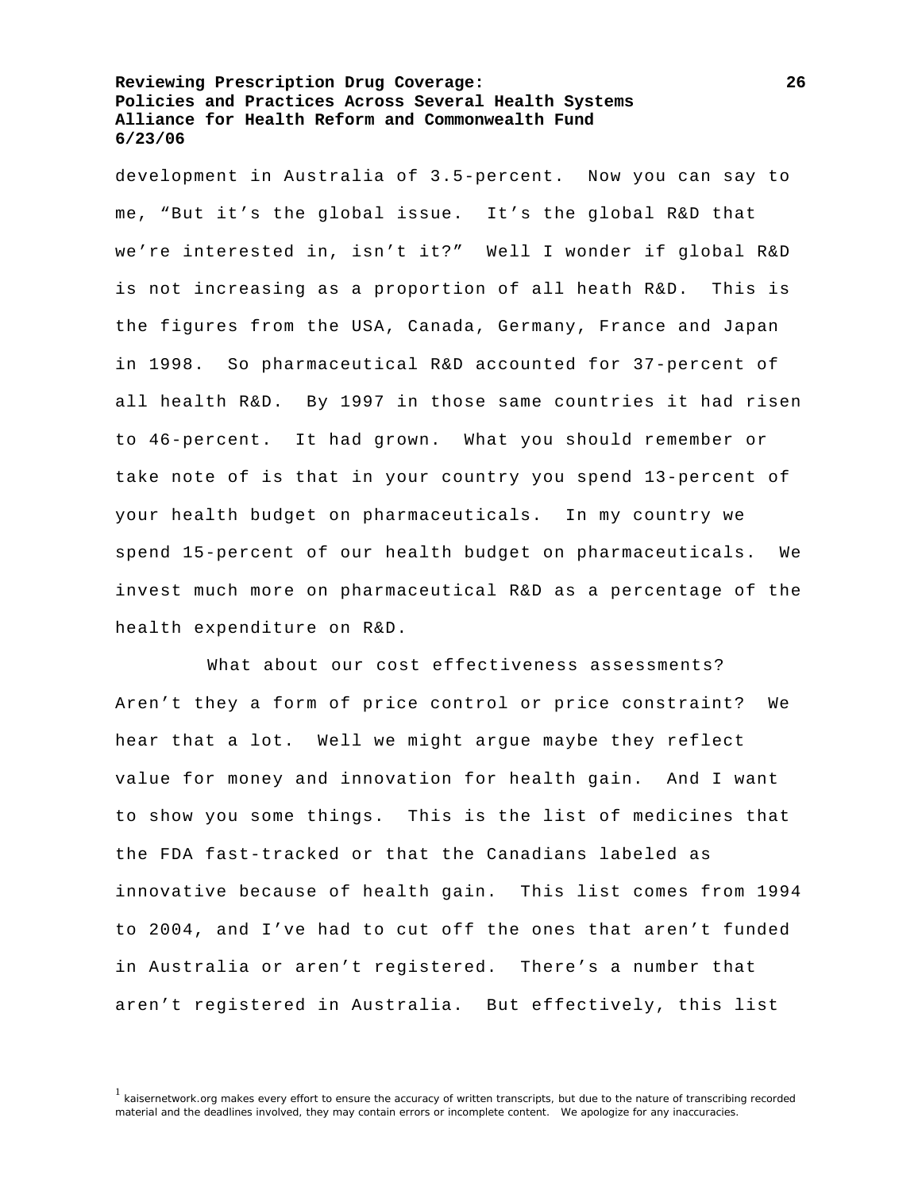development in Australia of 3.5-percent. Now you can say to me, "But it's the global issue. It's the global R&D that we're interested in, isn't it?" Well I wonder if global R&D is not increasing as a proportion of all heath R&D. This is the figures from the USA, Canada, Germany, France and Japan in 1998. So pharmaceutical R&D accounted for 37-percent of all health R&D. By 1997 in those same countries it had risen to 46-percent. It had grown. What you should remember or take note of is that in your country you spend 13-percent of your health budget on pharmaceuticals. In my country we spend 15-percent of our health budget on pharmaceuticals. We invest much more on pharmaceutical R&D as a percentage of the health expenditure on R&D.

What about our cost effectiveness assessments? Aren't they a form of price control or price constraint? We hear that a lot. Well we might argue maybe they reflect value for money and innovation for health gain. And I want to show you some things. This is the list of medicines that the FDA fast-tracked or that the Canadians labeled as innovative because of health gain. This list comes from 1994 to 2004, and I've had to cut off the ones that aren't funded in Australia or aren't registered. There's a number that aren't registered in Australia. But effectively, this list

[1] kaisernetwork.org makes every effort to ensure the accuracy of written transcripts, but due to the nature of transcribing recorded material and the deadlines involved, they may contain errors or incomplete content. We apologize for any inaccuracies.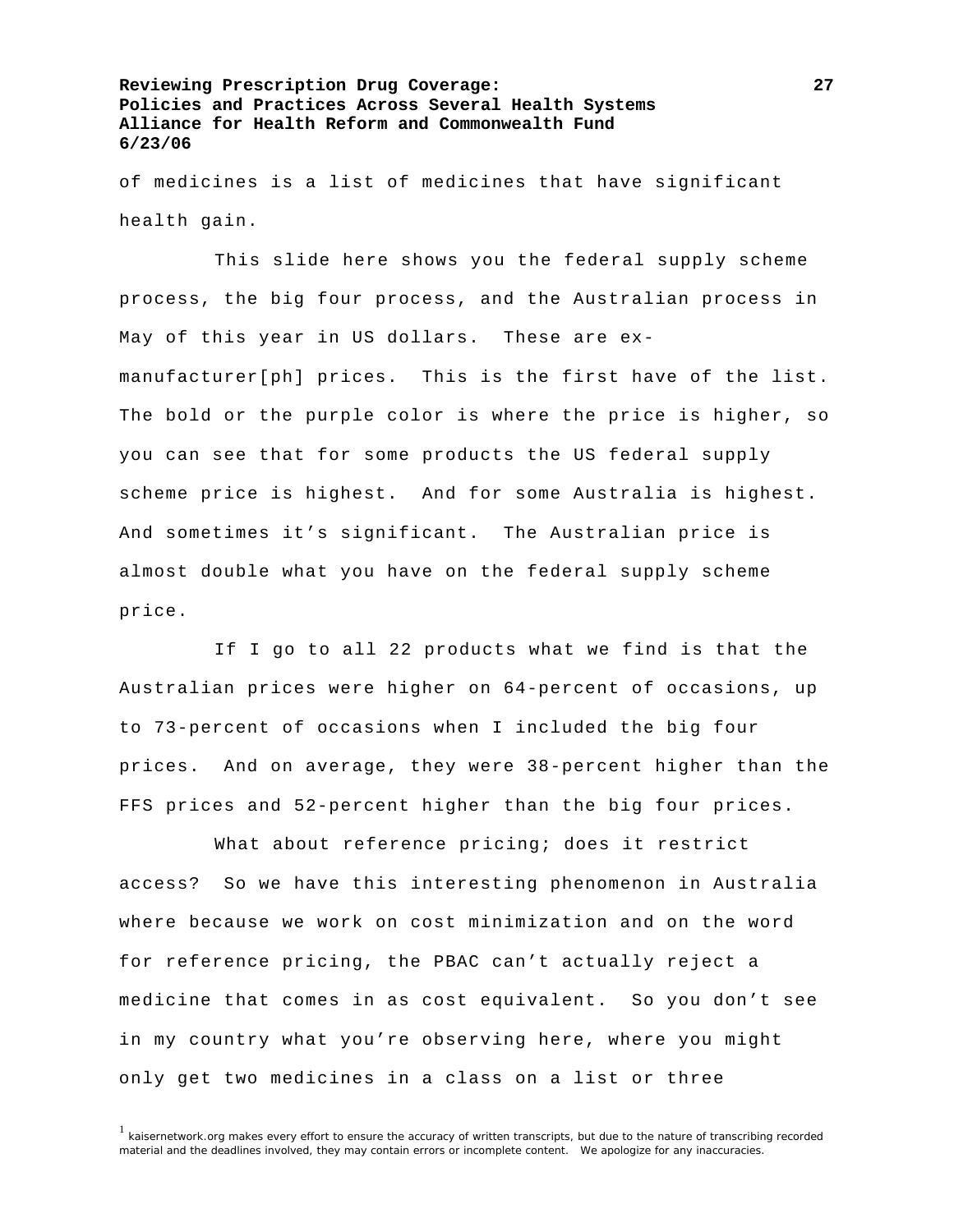of medicines is a list of medicines that have significant health gain.

This slide here shows you the federal supply scheme process, the big four process, and the Australian process in May of this year in US dollars. These are ex-manufacturer[ph] prices. This is the first have of the list. The bold or the purple color is where the price is higher, so you can see that for some products the US federal supply scheme price is highest. And for some Australia is highest. And sometimes it's significant. The Australian price is almost double what you have on the federal supply scheme price.

If I go to all 22 products what we find is that the Australian prices were higher on 64-percent of occasions, up to 73-percent of occasions when I included the big four prices. And on average, they were 38-percent higher than the FFS prices and 52-percent higher than the big four prices.

What about reference pricing; does it restrict access? So we have this interesting phenomenon in Australia where because we work on cost minimization and on the word for reference pricing, the PBAC can't actually reject a medicine that comes in as cost equivalent. So you don't see in my country what you're observing here, where you might only get two medicines in a class on a list or three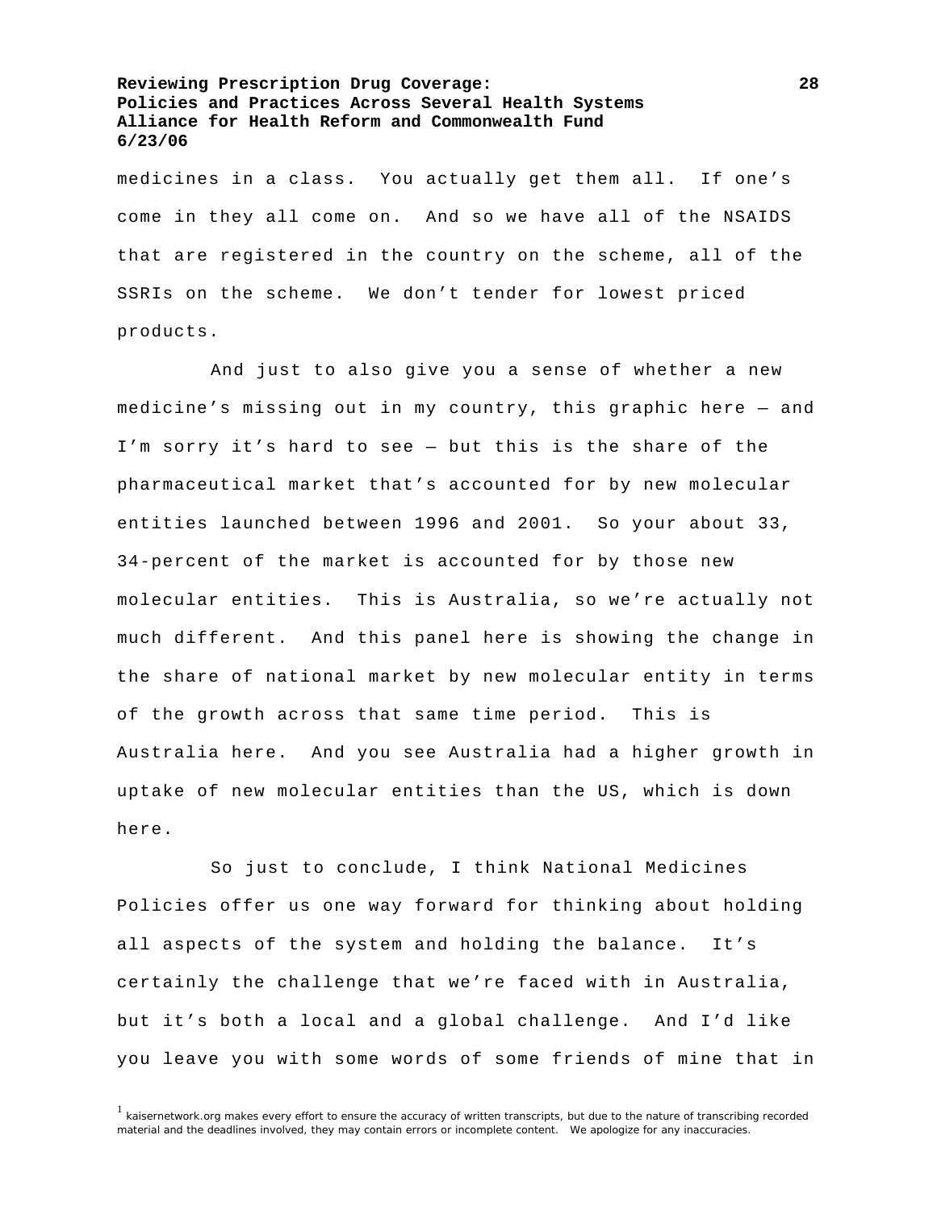medicines in a class. You actually get them all. If one's come in they all come on. And so we have all of the NSAIDS that are registered in the country on the scheme, all of the SSRIs on the scheme. We don't tender for lowest priced products.

And just to also give you a sense of whether a new medicine's missing out in my country, this graphic here — and I'm sorry it's hard to see — but this is the share of the pharmaceutical market that's accounted for by new molecular entities launched between 1996 and 2001. So your about 33, 34-percent of the market is accounted for by those new molecular entities. This is Australia, so we're actually not much different. And this panel here is showing the change in the share of national market by new molecular entity in terms of the growth across that same time period. This is Australia here. And you see Australia had a higher growth in uptake of new molecular entities than the US, which is down here.

So just to conclude, I think National Medicines Policies offer us one way forward for thinking about holding all aspects of the system and holding the balance. It's certainly the challenge that we're faced with in Australia, but it's both a local and a global challenge. And I'd like you leave you with some words of some friends of mine that in

[1] kaisernetwork.org makes every effort to ensure the accuracy of written transcripts, but due to the nature of transcribing recorded material and the deadlines involved, they may contain errors or incomplete content. We apologize for any inaccuracies.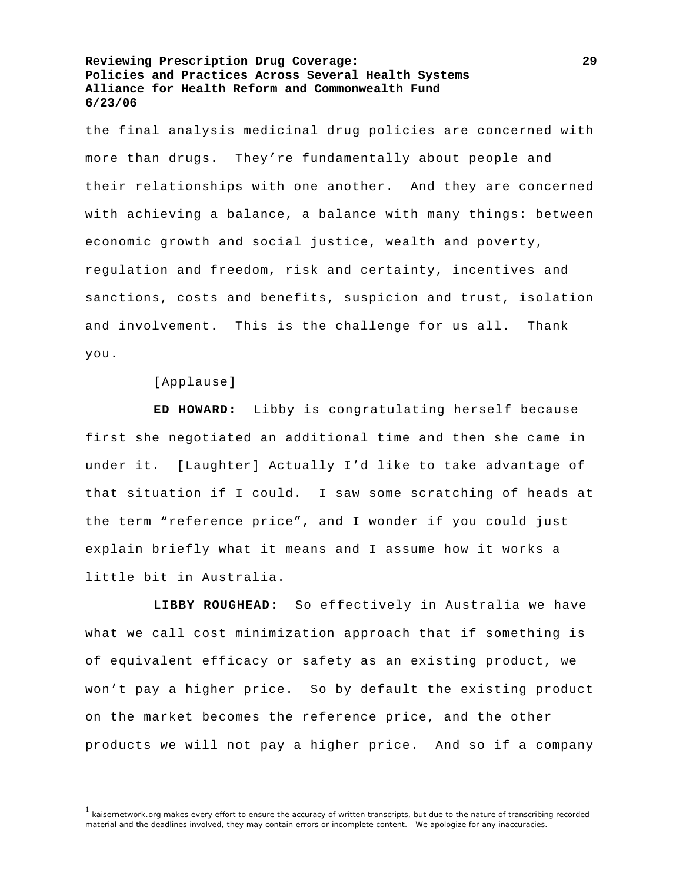the final analysis medicinal drug policies are concerned with more than drugs. They're fundamentally about people and their relationships with one another. And they are concerned with achieving a balance, a balance with many things: between economic growth and social justice, wealth and poverty, regulation and freedom, risk and certainty, incentives and sanctions, costs and benefits, suspicion and trust, isolation and involvement. This is the challenge for us all. Thank you.

[Applause]

**ED HOWARD:** Libby is congratulating herself because first she negotiated an additional time and then she came in under it. [Laughter] Actually I'd like to take advantage of that situation if I could. I saw some scratching of heads at the term "reference price", and I wonder if you could just explain briefly what it means and I assume how it works a little bit in Australia.

**LIBBY ROUGHEAD:** So effectively in Australia we have what we call cost minimization approach that if something is of equivalent efficacy or safety as an existing product, we won't pay a higher price. So by default the existing product on the market becomes the reference price, and the other products we will not pay a higher price. And so if a company

[1] kaisernetwork.org makes every effort to ensure the accuracy of written transcripts, but due to the nature of transcribing recorded material and the deadlines involved, they may contain errors or incomplete content. We apologize for any inaccuracies.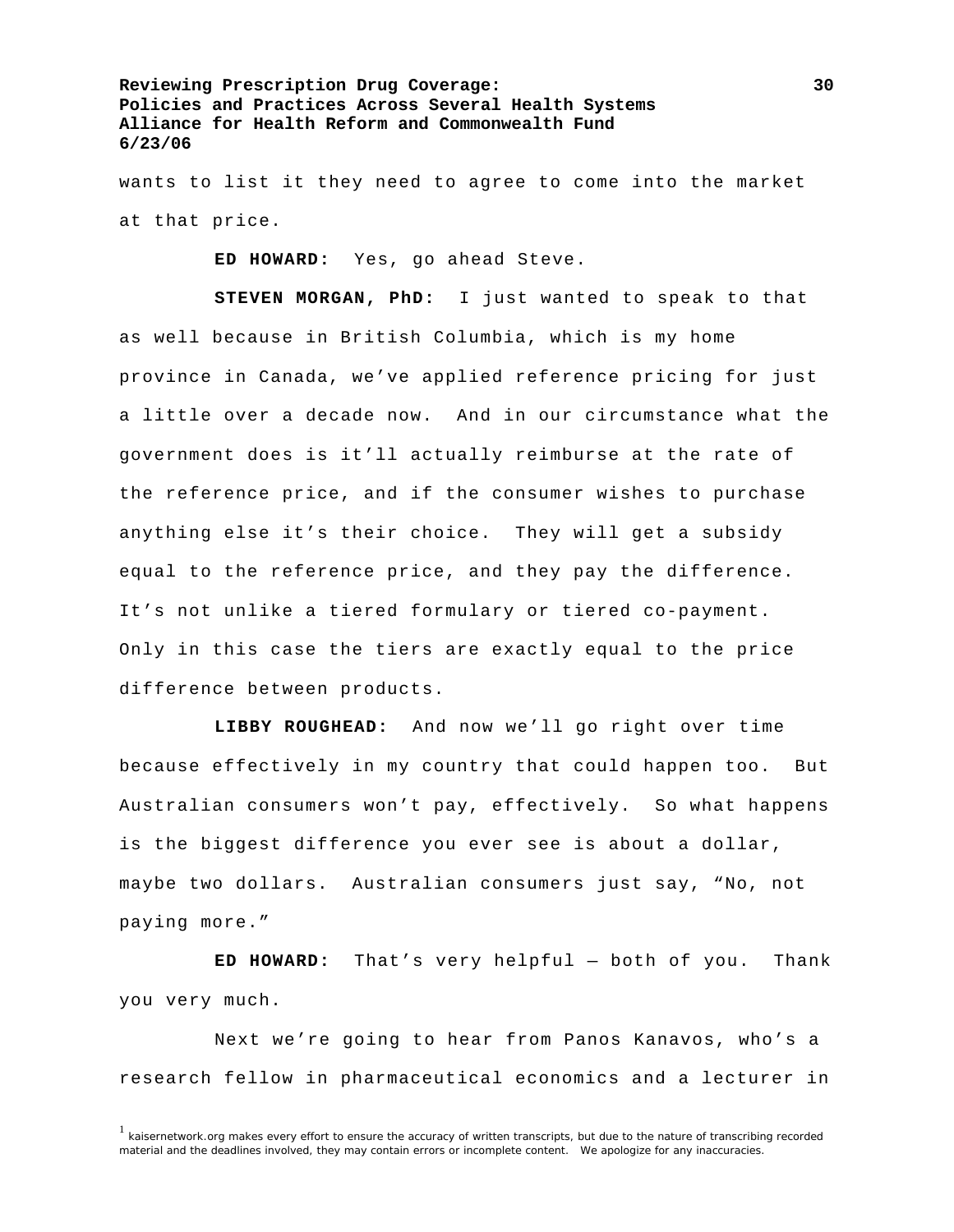wants to list it they need to agree to come into the market at that price.

**ED HOWARD:** Yes, go ahead Steve.

**STEVEN MORGAN, PhD:** I just wanted to speak to that as well because in British Columbia, which is my home province in Canada, we've applied reference pricing for just a little over a decade now. And in our circumstance what the government does is it'll actually reimburse at the rate of the reference price, and if the consumer wishes to purchase anything else it's their choice. They will get a subsidy equal to the reference price, and they pay the difference. It's not unlike a tiered formulary or tiered co-payment. Only in this case the tiers are exactly equal to the price difference between products.

**LIBBY ROUGHEAD:** And now we'll go right over time because effectively in my country that could happen too. But Australian consumers won't pay, effectively. So what happens is the biggest difference you ever see is about a dollar, maybe two dollars. Australian consumers just say, "No, not paying more."

**ED HOWARD:** That's very helpful — both of you. Thank you very much.

Next we're going to hear from Panos Kanavos, who's a research fellow in pharmaceutical economics and a lecturer in

[1] kaisernetwork.org makes every effort to ensure the accuracy of written transcripts, but due to the nature of transcribing recorded material and the deadlines involved, they may contain errors or incomplete content. We apologize for any inaccuracies.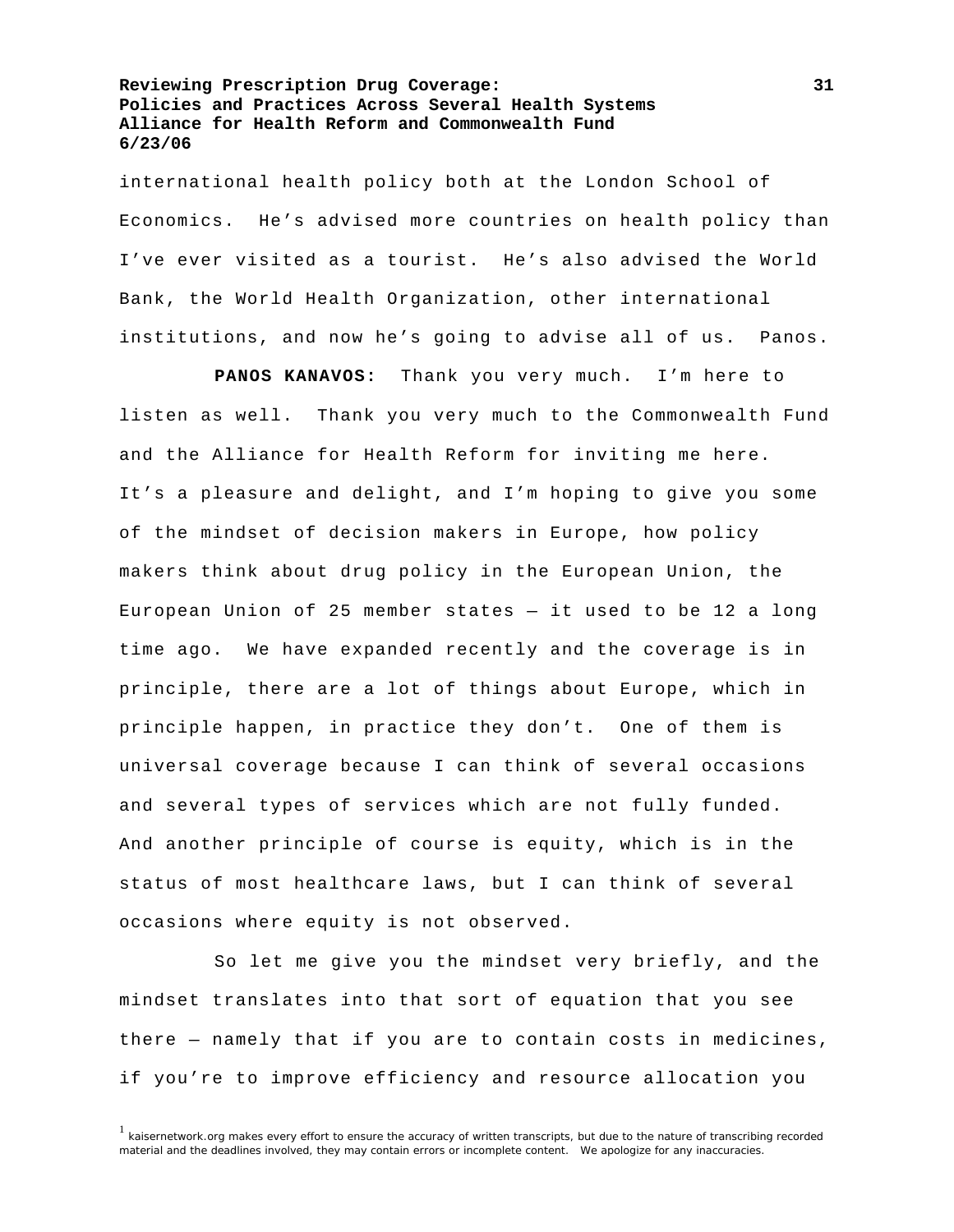international health policy both at the London School of Economics. He's advised more countries on health policy than I've ever visited as a tourist. He's also advised the World Bank, the World Health Organization, other international institutions, and now he's going to advise all of us. Panos.

**PANOS KANAVOS:** Thank you very much. I'm here to listen as well. Thank you very much to the Commonwealth Fund and the Alliance for Health Reform for inviting me here. It's a pleasure and delight, and I'm hoping to give you some of the mindset of decision makers in Europe, how policy makers think about drug policy in the European Union, the European Union of 25 member states — it used to be 12 a long time ago. We have expanded recently and the coverage is in principle, there are a lot of things about Europe, which in principle happen, in practice they don't. One of them is universal coverage because I can think of several occasions and several types of services which are not fully funded. And another principle of course is equity, which is in the status of most healthcare laws, but I can think of several occasions where equity is not observed.

So let me give you the mindset very briefly, and the mindset translates into that sort of equation that you see there — namely that if you are to contain costs in medicines, if you're to improve efficiency and resource allocation you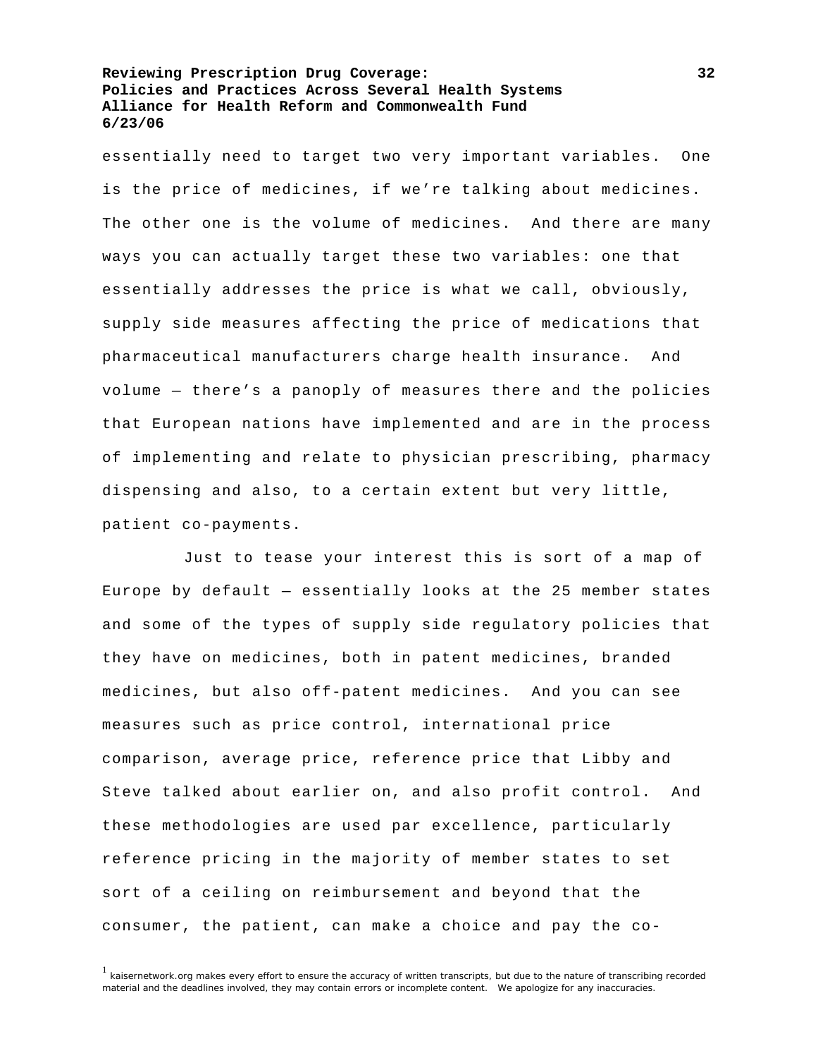essentially need to target two very important variables. One is the price of medicines, if we're talking about medicines. The other one is the volume of medicines. And there are many ways you can actually target these two variables: one that essentially addresses the price is what we call, obviously, supply side measures affecting the price of medications that pharmaceutical manufacturers charge health insurance. And volume — there's a panoply of measures there and the policies that European nations have implemented and are in the process of implementing and relate to physician prescribing, pharmacy dispensing and also, to a certain extent but very little, patient co-payments.

Just to tease your interest this is sort of a map of Europe by default — essentially looks at the 25 member states and some of the types of supply side regulatory policies that they have on medicines, both in patent medicines, branded medicines, but also off-patent medicines. And you can see measures such as price control, international price comparison, average price, reference price that Libby and Steve talked about earlier on, and also profit control. And these methodologies are used par excellence, particularly reference pricing in the majority of member states to set sort of a ceiling on reimbursement and beyond that the consumer, the patient, can make a choice and pay the co-

[1] kaisernetwork.org makes every effort to ensure the accuracy of written transcripts, but due to the nature of transcribing recorded material and the deadlines involved, they may contain errors or incomplete content. We apologize for any inaccuracies.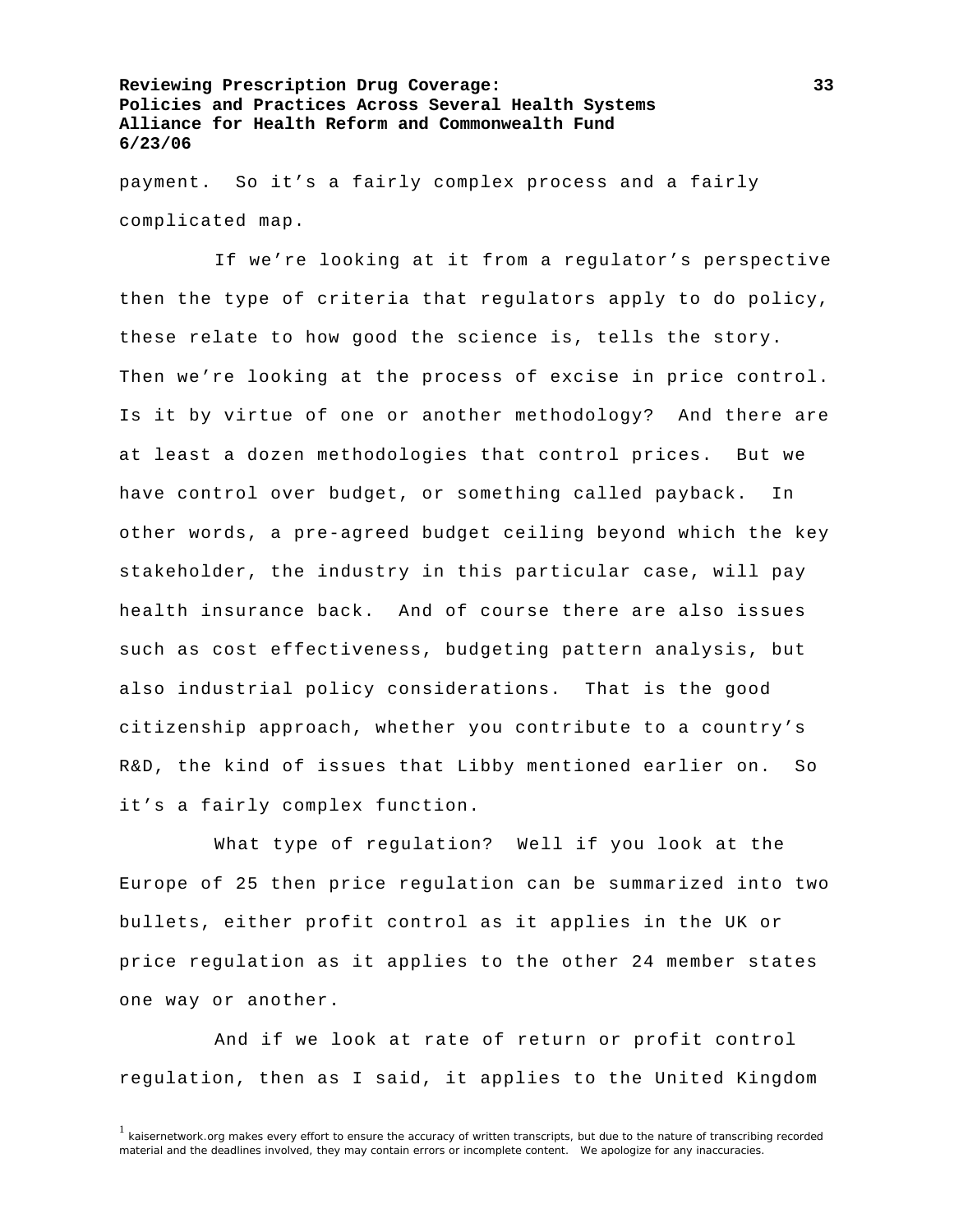payment. So it's a fairly complex process and a fairly complicated map.

If we're looking at it from a regulator's perspective then the type of criteria that regulators apply to do policy, these relate to how good the science is, tells the story. Then we're looking at the process of excise in price control. Is it by virtue of one or another methodology? And there are at least a dozen methodologies that control prices. But we have control over budget, or something called payback. In other words, a pre-agreed budget ceiling beyond which the key stakeholder, the industry in this particular case, will pay health insurance back. And of course there are also issues such as cost effectiveness, budgeting pattern analysis, but also industrial policy considerations. That is the good citizenship approach, whether you contribute to a country's R&D, the kind of issues that Libby mentioned earlier on. So it's a fairly complex function.

What type of regulation? Well if you look at the Europe of 25 then price regulation can be summarized into two bullets, either profit control as it applies in the UK or price regulation as it applies to the other 24 member states one way or another.

And if we look at rate of return or profit control regulation, then as I said, it applies to the United Kingdom

[1] kaisernetwork.org makes every effort to ensure the accuracy of written transcripts, but due to the nature of transcribing recorded material and the deadlines involved, they may contain errors or incomplete content. We apologize for any inaccuracies.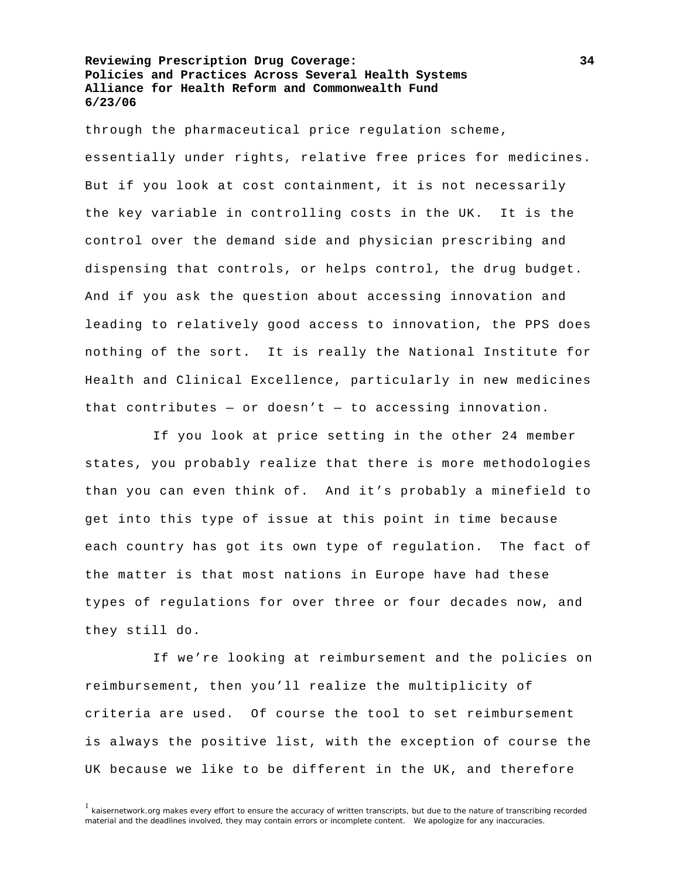through the pharmaceutical price regulation scheme, essentially under rights, relative free prices for medicines. But if you look at cost containment, it is not necessarily the key variable in controlling costs in the UK. It is the control over the demand side and physician prescribing and dispensing that controls, or helps control, the drug budget. And if you ask the question about accessing innovation and leading to relatively good access to innovation, the PPS does nothing of the sort. It is really the National Institute for Health and Clinical Excellence, particularly in new medicines that contributes — or doesn't — to accessing innovation.

If you look at price setting in the other 24 member states, you probably realize that there is more methodologies than you can even think of. And it's probably a minefield to get into this type of issue at this point in time because each country has got its own type of regulation. The fact of the matter is that most nations in Europe have had these types of regulations for over three or four decades now, and they still do.

If we're looking at reimbursement and the policies on reimbursement, then you'll realize the multiplicity of criteria are used. Of course the tool to set reimbursement is always the positive list, with the exception of course the UK because we like to be different in the UK, and therefore

[1] kaisernetwork.org makes every effort to ensure the accuracy of written transcripts, but due to the nature of transcribing recorded material and the deadlines involved, they may contain errors or incomplete content. We apologize for any inaccuracies.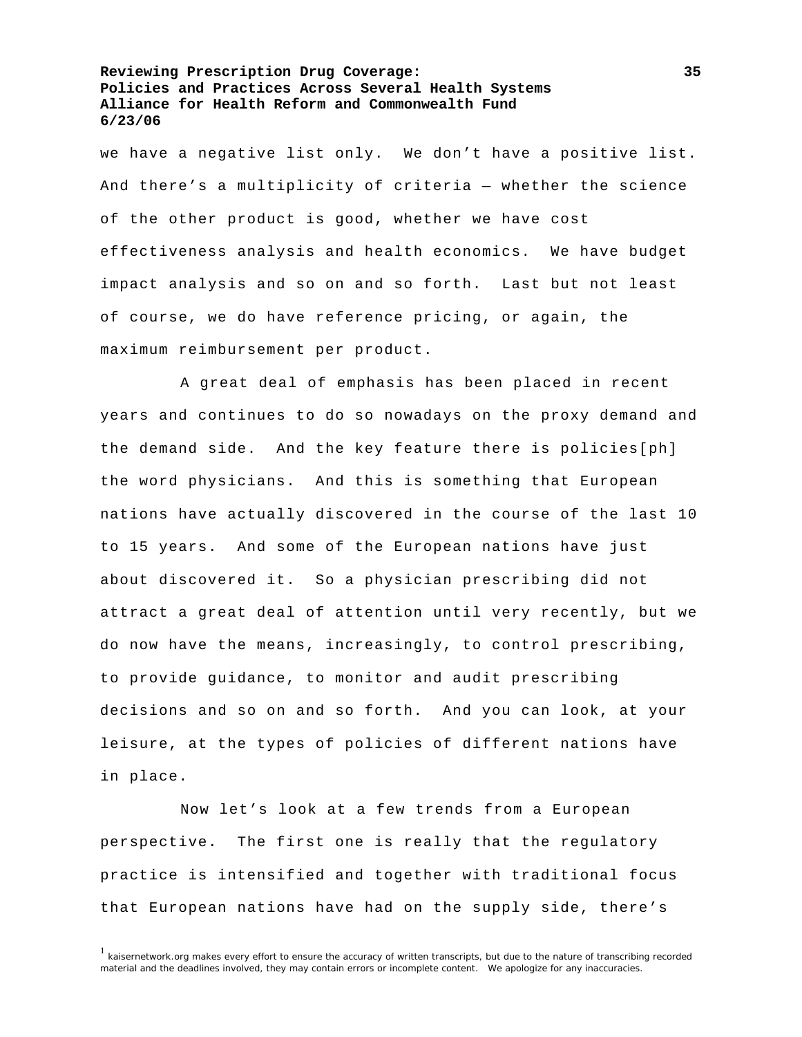we have a negative list only. We don’t have a positive list. And there’s a multiplicity of criteria — whether the science of the other product is good, whether we have cost effectiveness analysis and health economics. We have budget impact analysis and so on and so forth. Last but not least of course, we do have reference pricing, or again, the maximum reimbursement per product.

A great deal of emphasis has been placed in recent years and continues to do so nowadays on the proxy demand and the demand side. And the key feature there is policies[ph] the word physicians. And this is something that European nations have actually discovered in the course of the last 10 to 15 years. And some of the European nations have just about discovered it. So a physician prescribing did not attract a great deal of attention until very recently, but we do now have the means, increasingly, to control prescribing, to provide guidance, to monitor and audit prescribing decisions and so on and so forth. And you can look, at your leisure, at the types of policies of different nations have in place.

Now let’s look at a few trends from a European perspective. The first one is really that the regulatory practice is intensified and together with traditional focus that European nations have had on the supply side, there’s

[1] kaisernetwork.org makes every effort to ensure the accuracy of written transcripts, but due to the nature of transcribing recorded material and the deadlines involved, they may contain errors or incomplete content. We apologize for any inaccuracies.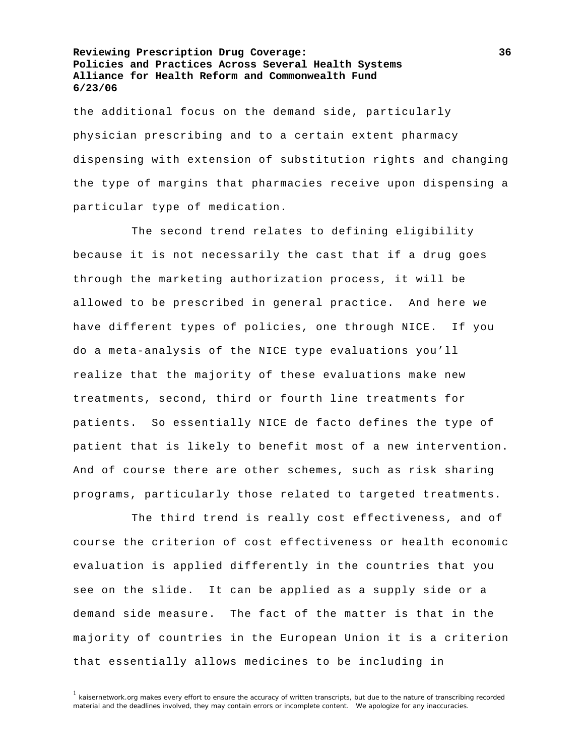the additional focus on the demand side, particularly physician prescribing and to a certain extent pharmacy dispensing with extension of substitution rights and changing the type of margins that pharmacies receive upon dispensing a particular type of medication.

The second trend relates to defining eligibility because it is not necessarily the cast that if a drug goes through the marketing authorization process, it will be allowed to be prescribed in general practice. And here we have different types of policies, one through NICE. If you do a meta-analysis of the NICE type evaluations you'll realize that the majority of these evaluations make new treatments, second, third or fourth line treatments for patients. So essentially NICE de facto defines the type of patient that is likely to benefit most of a new intervention. And of course there are other schemes, such as risk sharing programs, particularly those related to targeted treatments.

The third trend is really cost effectiveness, and of course the criterion of cost effectiveness or health economic evaluation is applied differently in the countries that you see on the slide. It can be applied as a supply side or a demand side measure. The fact of the matter is that in the majority of countries in the European Union it is a criterion that essentially allows medicines to be including in

[1] kaisernetwork.org makes every effort to ensure the accuracy of written transcripts, but due to the nature of transcribing recorded material and the deadlines involved, they may contain errors or incomplete content. We apologize for any inaccuracies.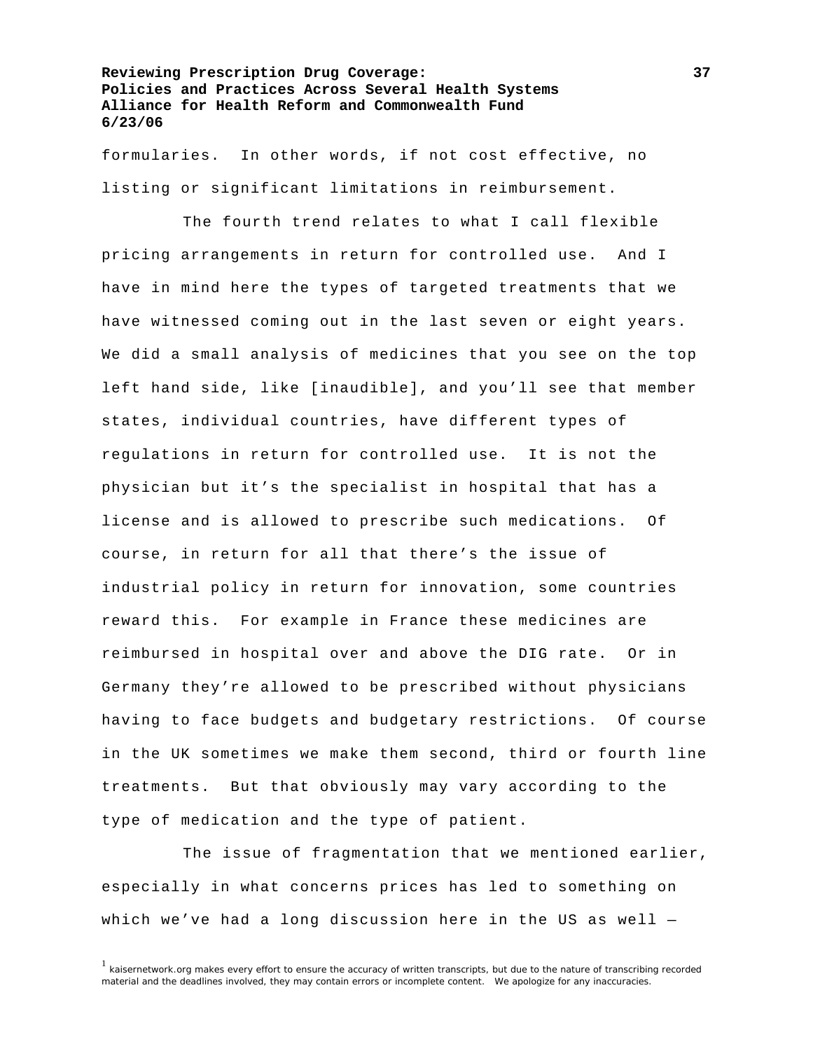formularies. In other words, if not cost effective, no listing or significant limitations in reimbursement.

The fourth trend relates to what I call flexible pricing arrangements in return for controlled use. And I have in mind here the types of targeted treatments that we have witnessed coming out in the last seven or eight years. We did a small analysis of medicines that you see on the top left hand side, like [inaudible], and you'll see that member states, individual countries, have different types of regulations in return for controlled use. It is not the physician but it's the specialist in hospital that has a license and is allowed to prescribe such medications. Of course, in return for all that there's the issue of industrial policy in return for innovation, some countries reward this. For example in France these medicines are reimbursed in hospital over and above the DIG rate. Or in Germany they're allowed to be prescribed without physicians having to face budgets and budgetary restrictions. Of course in the UK sometimes we make them second, third or fourth line treatments. But that obviously may vary according to the type of medication and the type of patient.

The issue of fragmentation that we mentioned earlier, especially in what concerns prices has led to something on which we've had a long discussion here in the US as well —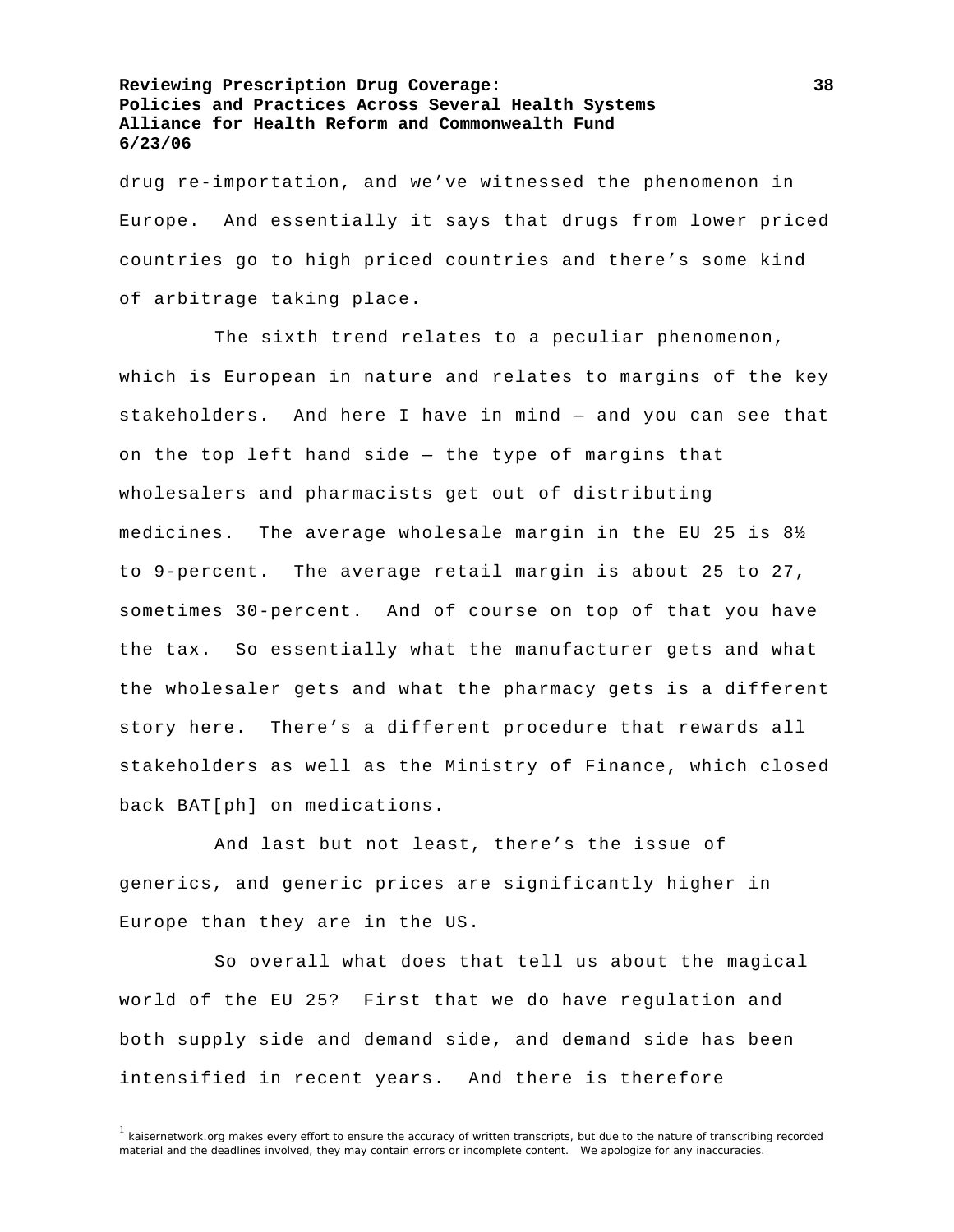drug re-importation, and we've witnessed the phenomenon in Europe. And essentially it says that drugs from lower priced countries go to high priced countries and there's some kind of arbitrage taking place.

The sixth trend relates to a peculiar phenomenon, which is European in nature and relates to margins of the key stakeholders. And here I have in mind — and you can see that on the top left hand side — the type of margins that wholesalers and pharmacists get out of distributing medicines. The average wholesale margin in the EU 25 is 8½ to 9-percent. The average retail margin is about 25 to 27, sometimes 30-percent. And of course on top of that you have the tax. So essentially what the manufacturer gets and what the wholesaler gets and what the pharmacy gets is a different story here. There's a different procedure that rewards all stakeholders as well as the Ministry of Finance, which closed back BAT[ph] on medications.

And last but not least, there's the issue of generics, and generic prices are significantly higher in Europe than they are in the US.

So overall what does that tell us about the magical world of the EU 25? First that we do have regulation and both supply side and demand side, and demand side has been intensified in recent years. And there is therefore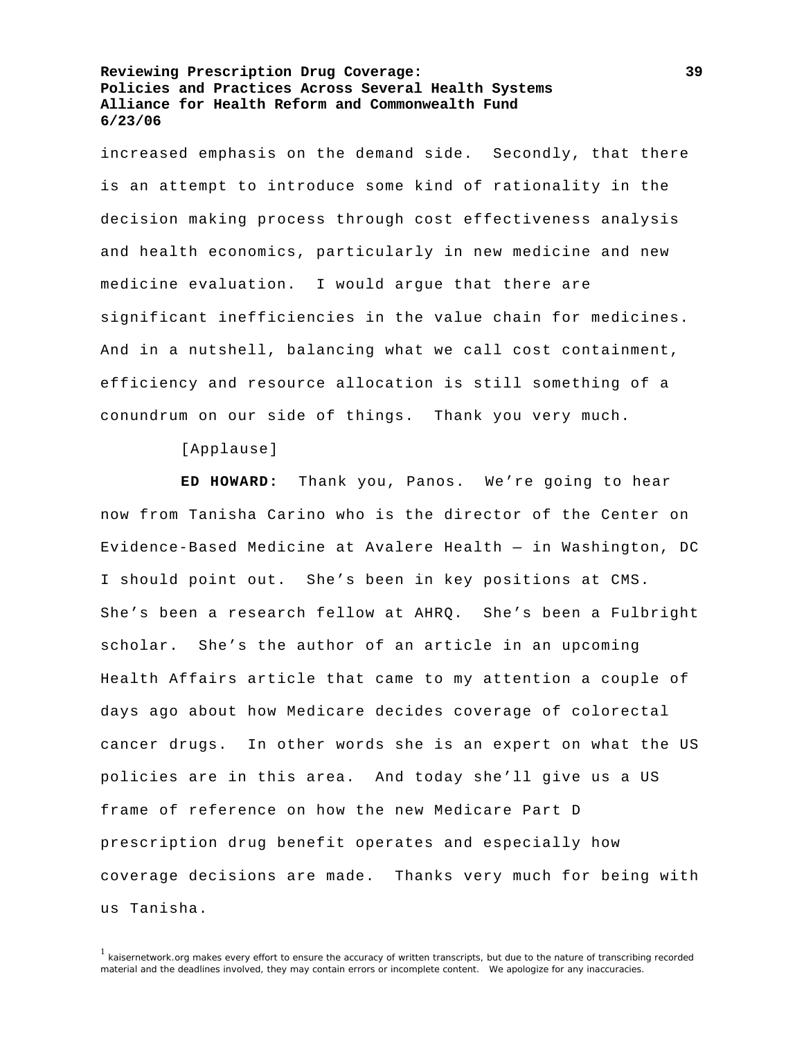increased emphasis on the demand side. Secondly, that there is an attempt to introduce some kind of rationality in the decision making process through cost effectiveness analysis and health economics, particularly in new medicine and new medicine evaluation. I would argue that there are significant inefficiencies in the value chain for medicines. And in a nutshell, balancing what we call cost containment, efficiency and resource allocation is still something of a conundrum on our side of things. Thank you very much.

[Applause]

**ED HOWARD:** Thank you, Panos. We're going to hear now from Tanisha Carino who is the director of the Center on Evidence-Based Medicine at Avalere Health — in Washington, DC I should point out. She's been in key positions at CMS. She's been a research fellow at AHRQ. She's been a Fulbright scholar. She's the author of an article in an upcoming Health Affairs article that came to my attention a couple of days ago about how Medicare decides coverage of colorectal cancer drugs. In other words she is an expert on what the US policies are in this area. And today she'll give us a US frame of reference on how the new Medicare Part D prescription drug benefit operates and especially how coverage decisions are made. Thanks very much for being with us Tanisha.

[1] kaisernetwork.org makes every effort to ensure the accuracy of written transcripts, but due to the nature of transcribing recorded material and the deadlines involved, they may contain errors or incomplete content. We apologize for any inaccuracies.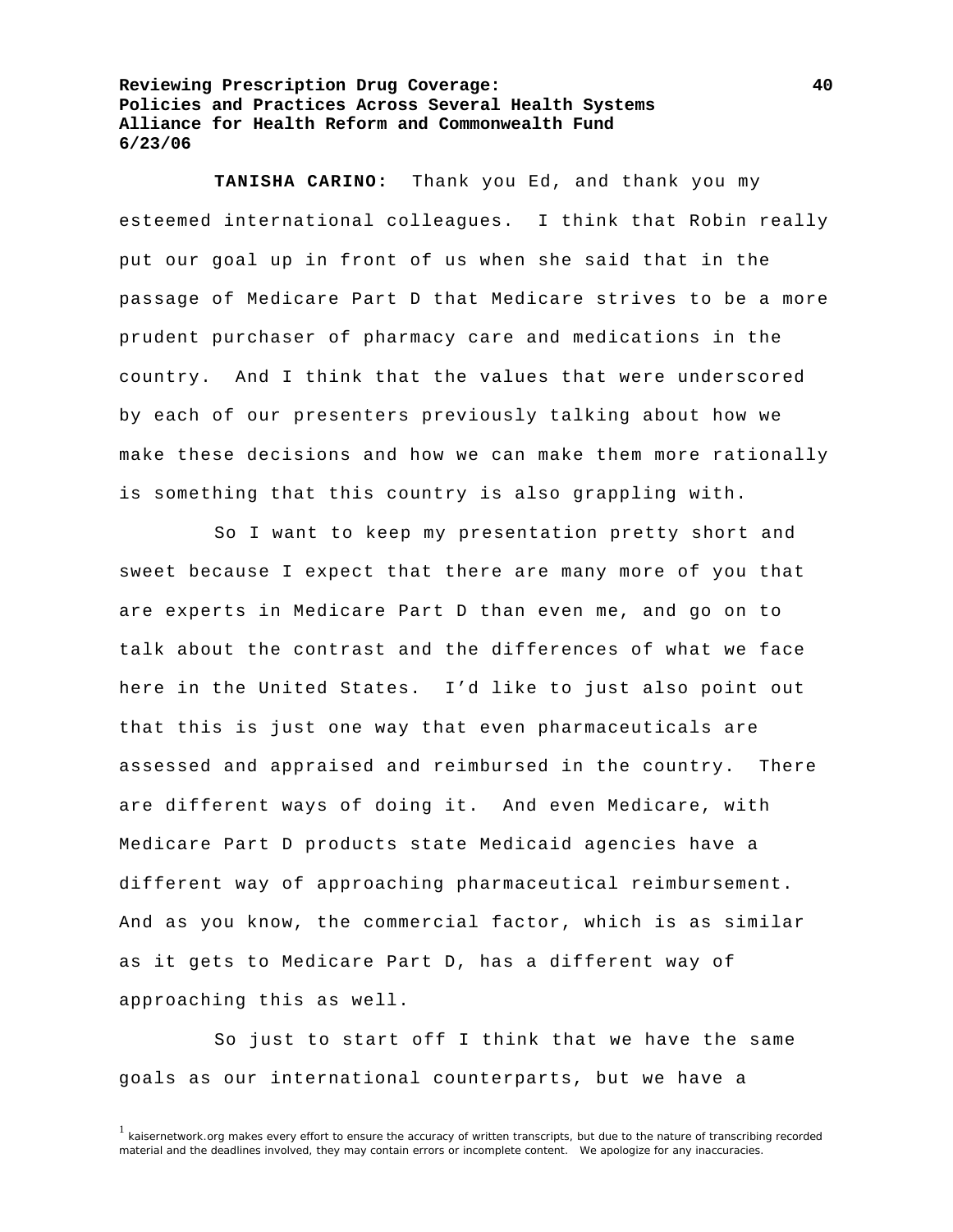**TANISHA CARINO:** Thank you Ed, and thank you my esteemed international colleagues. I think that Robin really put our goal up in front of us when she said that in the passage of Medicare Part D that Medicare strives to be a more prudent purchaser of pharmacy care and medications in the country. And I think that the values that were underscored by each of our presenters previously talking about how we make these decisions and how we can make them more rationally is something that this country is also grappling with.

So I want to keep my presentation pretty short and sweet because I expect that there are many more of you that are experts in Medicare Part D than even me, and go on to talk about the contrast and the differences of what we face here in the United States. I'd like to just also point out that this is just one way that even pharmaceuticals are assessed and appraised and reimbursed in the country. There are different ways of doing it. And even Medicare, with Medicare Part D products state Medicaid agencies have a different way of approaching pharmaceutical reimbursement. And as you know, the commercial factor, which is as similar as it gets to Medicare Part D, has a different way of approaching this as well.

So just to start off I think that we have the same goals as our international counterparts, but we have a

[1] kaisernetwork.org makes every effort to ensure the accuracy of written transcripts, but due to the nature of transcribing recorded material and the deadlines involved, they may contain errors or incomplete content. We apologize for any inaccuracies.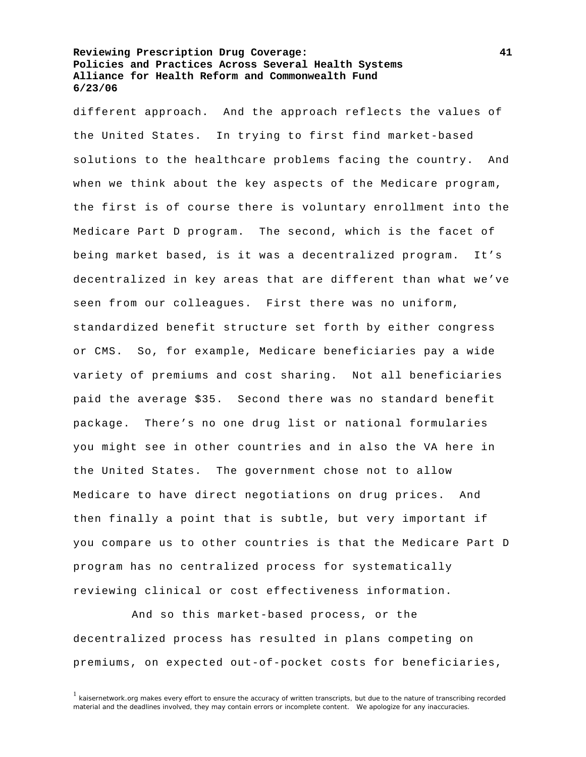different approach. And the approach reflects the values of the United States. In trying to first find market-based solutions to the healthcare problems facing the country. And when we think about the key aspects of the Medicare program, the first is of course there is voluntary enrollment into the Medicare Part D program. The second, which is the facet of being market based, is it was a decentralized program. It's decentralized in key areas that are different than what we've seen from our colleagues. First there was no uniform, standardized benefit structure set forth by either congress or CMS. So, for example, Medicare beneficiaries pay a wide variety of premiums and cost sharing. Not all beneficiaries paid the average $35. Second there was no standard benefit package. There's no one drug list or national formularies you might see in other countries and in also the VA here in the United States. The government chose not to allow Medicare to have direct negotiations on drug prices. And then finally a point that is subtle, but very important if you compare us to other countries is that the Medicare Part D program has no centralized process for systematically reviewing clinical or cost effectiveness information.

And so this market-based process, or the decentralized process has resulted in plans competing on premiums, on expected out-of-pocket costs for beneficiaries,

[1] kaisernetwork.org makes every effort to ensure the accuracy of written transcripts, but due to the nature of transcribing recorded material and the deadlines involved, they may contain errors or incomplete content. We apologize for any inaccuracies.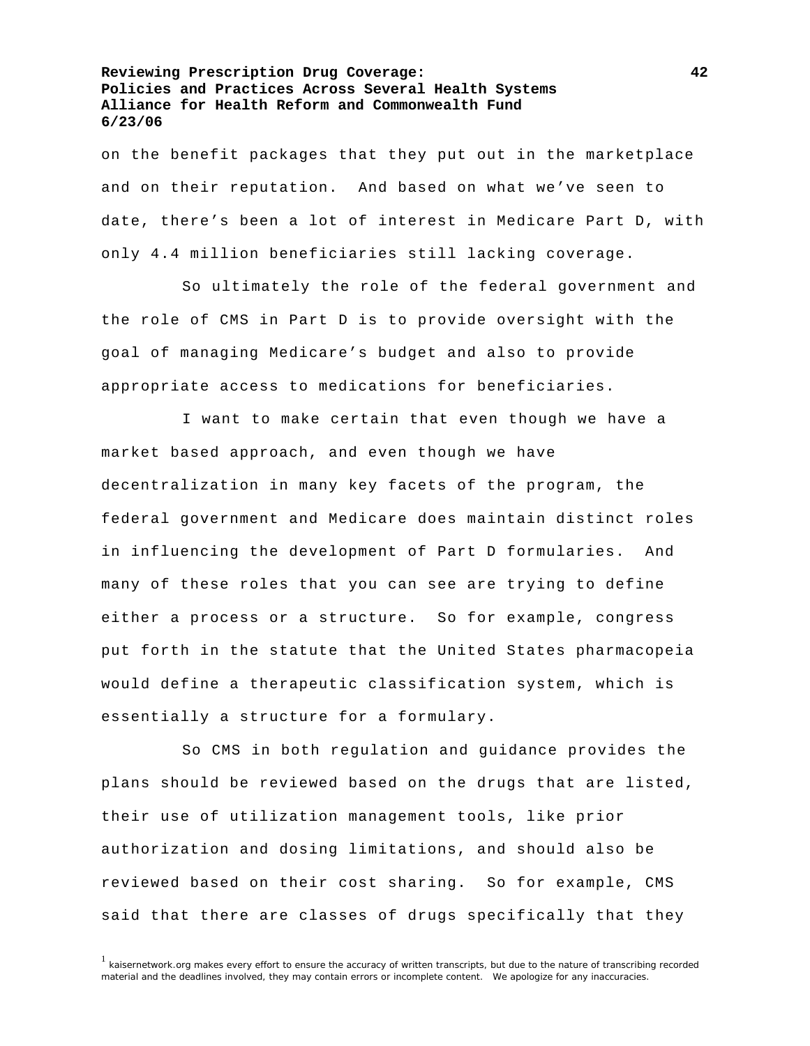on the benefit packages that they put out in the marketplace and on their reputation. And based on what we've seen to date, there's been a lot of interest in Medicare Part D, with only 4.4 million beneficiaries still lacking coverage.

So ultimately the role of the federal government and the role of CMS in Part D is to provide oversight with the goal of managing Medicare's budget and also to provide appropriate access to medications for beneficiaries.

I want to make certain that even though we have a market based approach, and even though we have decentralization in many key facets of the program, the federal government and Medicare does maintain distinct roles in influencing the development of Part D formularies. And many of these roles that you can see are trying to define either a process or a structure. So for example, congress put forth in the statute that the United States pharmacopeia would define a therapeutic classification system, which is essentially a structure for a formulary.

So CMS in both regulation and guidance provides the plans should be reviewed based on the drugs that are listed, their use of utilization management tools, like prior authorization and dosing limitations, and should also be reviewed based on their cost sharing. So for example, CMS said that there are classes of drugs specifically that they

[1] kaisernetwork.org makes every effort to ensure the accuracy of written transcripts, but due to the nature of transcribing recorded material and the deadlines involved, they may contain errors or incomplete content. We apologize for any inaccuracies.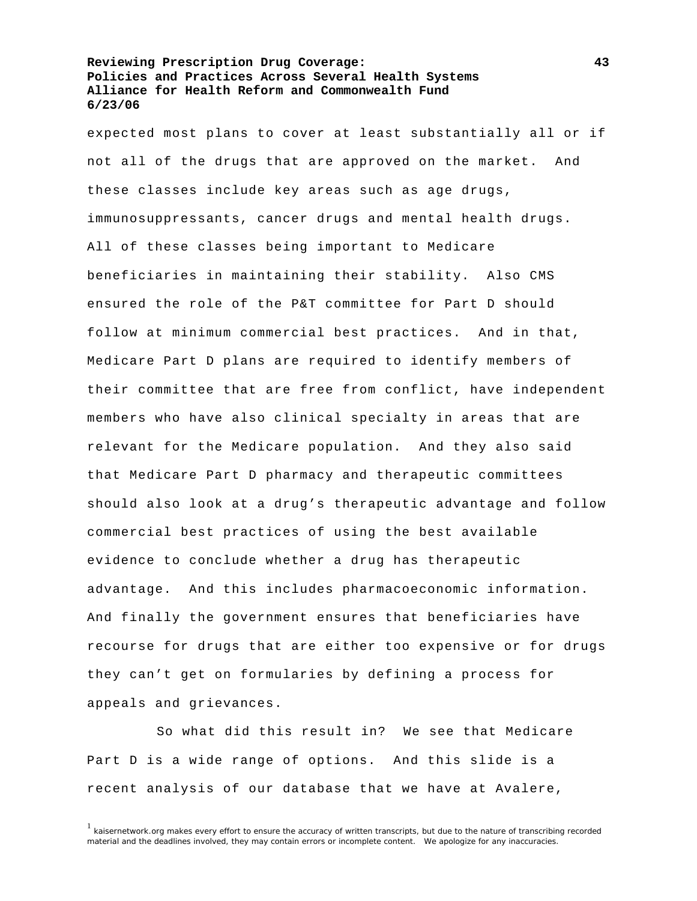expected most plans to cover at least substantially all or if not all of the drugs that are approved on the market. And these classes include key areas such as age drugs, immunosuppressants, cancer drugs and mental health drugs. All of these classes being important to Medicare beneficiaries in maintaining their stability. Also CMS ensured the role of the P&T committee for Part D should follow at minimum commercial best practices. And in that, Medicare Part D plans are required to identify members of their committee that are free from conflict, have independent members who have also clinical specialty in areas that are relevant for the Medicare population. And they also said that Medicare Part D pharmacy and therapeutic committees should also look at a drug's therapeutic advantage and follow commercial best practices of using the best available evidence to conclude whether a drug has therapeutic advantage. And this includes pharmacoeconomic information. And finally the government ensures that beneficiaries have recourse for drugs that are either too expensive or for drugs they can't get on formularies by defining a process for appeals and grievances.

So what did this result in? We see that Medicare Part D is a wide range of options. And this slide is a recent analysis of our database that we have at Avalere,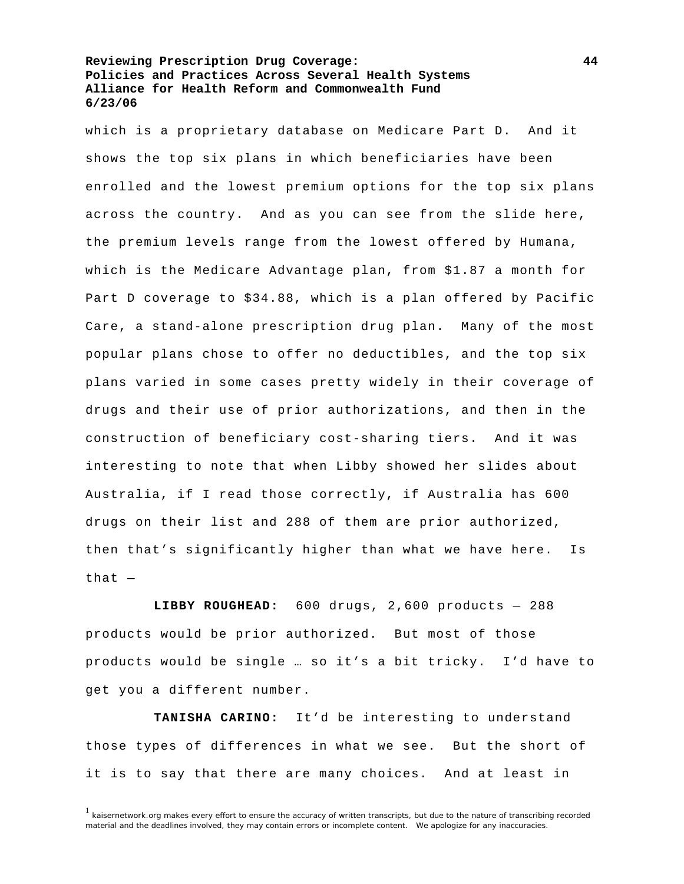which is a proprietary database on Medicare Part D. And it shows the top six plans in which beneficiaries have been enrolled and the lowest premium options for the top six plans across the country. And as you can see from the slide here, the premium levels range from the lowest offered by Humana, which is the Medicare Advantage plan, from $1.87 a month for Part D coverage to $34.88, which is a plan offered by Pacific Care, a stand-alone prescription drug plan. Many of the most popular plans chose to offer no deductibles, and the top six plans varied in some cases pretty widely in their coverage of drugs and their use of prior authorizations, and then in the construction of beneficiary cost-sharing tiers. And it was interesting to note that when Libby showed her slides about Australia, if I read those correctly, if Australia has 600 drugs on their list and 288 of them are prior authorized, then that's significantly higher than what we have here. Is that —

**LIBBY ROUGHEAD:** 600 drugs, 2,600 products — 288 products would be prior authorized. But most of those products would be single … so it's a bit tricky. I'd have to get you a different number.

**TANISHA CARINO:** It'd be interesting to understand those types of differences in what we see. But the short of it is to say that there are many choices. And at least in

[1] kaisernetwork.org makes every effort to ensure the accuracy of written transcripts, but due to the nature of transcribing recorded material and the deadlines involved, they may contain errors or incomplete content. We apologize for any inaccuracies.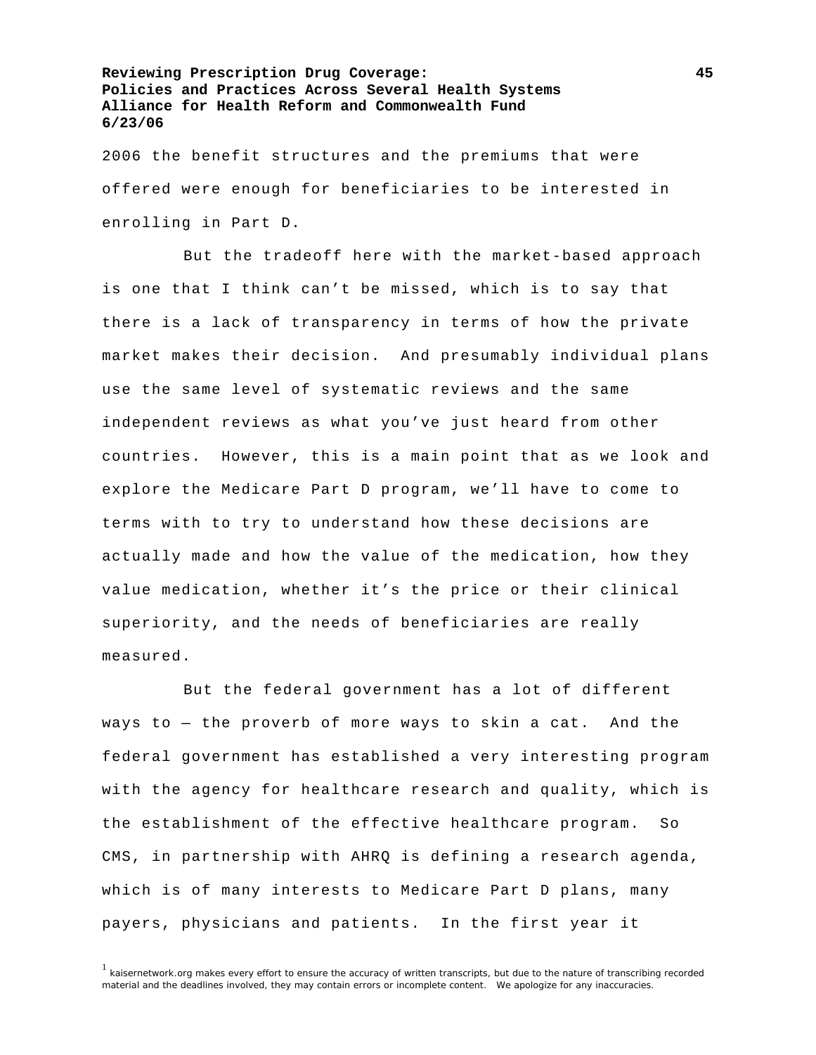2006 the benefit structures and the premiums that were offered were enough for beneficiaries to be interested in enrolling in Part D.

But the tradeoff here with the market-based approach is one that I think can't be missed, which is to say that there is a lack of transparency in terms of how the private market makes their decision. And presumably individual plans use the same level of systematic reviews and the same independent reviews as what you've just heard from other countries. However, this is a main point that as we look and explore the Medicare Part D program, we'll have to come to terms with to try to understand how these decisions are actually made and how the value of the medication, how they value medication, whether it's the price or their clinical superiority, and the needs of beneficiaries are really measured.

But the federal government has a lot of different ways to — the proverb of more ways to skin a cat. And the federal government has established a very interesting program with the agency for healthcare research and quality, which is the establishment of the effective healthcare program. So CMS, in partnership with AHRQ is defining a research agenda, which is of many interests to Medicare Part D plans, many payers, physicians and patients. In the first year it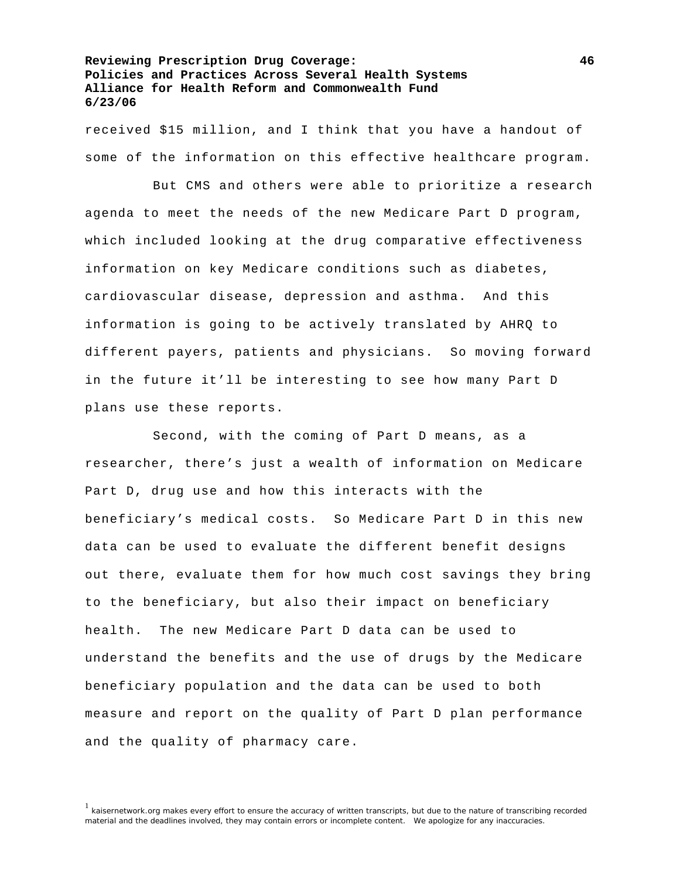received $15 million, and I think that you have a handout of some of the information on this effective healthcare program.

But CMS and others were able to prioritize a research agenda to meet the needs of the new Medicare Part D program, which included looking at the drug comparative effectiveness information on key Medicare conditions such as diabetes, cardiovascular disease, depression and asthma. And this information is going to be actively translated by AHRQ to different payers, patients and physicians. So moving forward in the future it'll be interesting to see how many Part D plans use these reports.

Second, with the coming of Part D means, as a researcher, there's just a wealth of information on Medicare Part D, drug use and how this interacts with the beneficiary's medical costs. So Medicare Part D in this new data can be used to evaluate the different benefit designs out there, evaluate them for how much cost savings they bring to the beneficiary, but also their impact on beneficiary health. The new Medicare Part D data can be used to understand the benefits and the use of drugs by the Medicare beneficiary population and the data can be used to both measure and report on the quality of Part D plan performance and the quality of pharmacy care.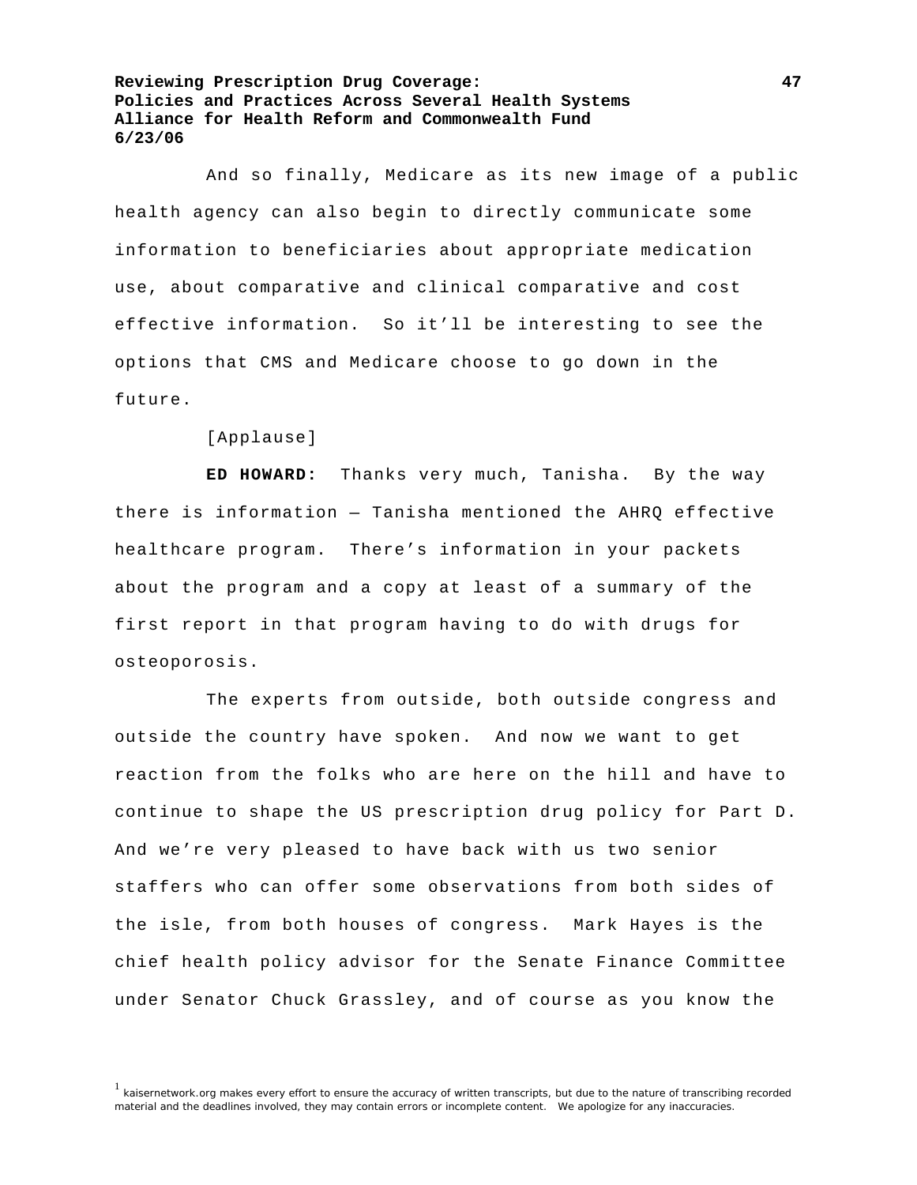And so finally, Medicare as its new image of a public health agency can also begin to directly communicate some information to beneficiaries about appropriate medication use, about comparative and clinical comparative and cost effective information. So it'll be interesting to see the options that CMS and Medicare choose to go down in the future.

[Applause]

**ED HOWARD:** Thanks very much, Tanisha. By the way there is information — Tanisha mentioned the AHRQ effective healthcare program. There's information in your packets about the program and a copy at least of a summary of the first report in that program having to do with drugs for osteoporosis.

The experts from outside, both outside congress and outside the country have spoken. And now we want to get reaction from the folks who are here on the hill and have to continue to shape the US prescription drug policy for Part D. And we're very pleased to have back with us two senior staffers who can offer some observations from both sides of the isle, from both houses of congress. Mark Hayes is the chief health policy advisor for the Senate Finance Committee under Senator Chuck Grassley, and of course as you know the

[1] kaisernetwork.org makes every effort to ensure the accuracy of written transcripts, but due to the nature of transcribing recorded material and the deadlines involved, they may contain errors or incomplete content. We apologize for any inaccuracies.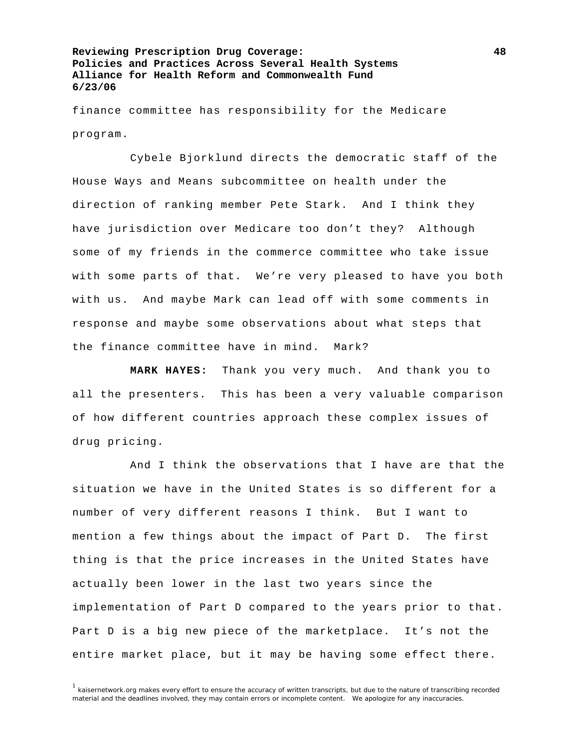finance committee has responsibility for the Medicare program.

Cybele Bjorklund directs the democratic staff of the House Ways and Means subcommittee on health under the direction of ranking member Pete Stark. And I think they have jurisdiction over Medicare too don't they? Although some of my friends in the commerce committee who take issue with some parts of that. We're very pleased to have you both with us. And maybe Mark can lead off with some comments in response and maybe some observations about what steps that the finance committee have in mind. Mark?

**MARK HAYES:** Thank you very much. And thank you to all the presenters. This has been a very valuable comparison of how different countries approach these complex issues of drug pricing.

And I think the observations that I have are that the situation we have in the United States is so different for a number of very different reasons I think. But I want to mention a few things about the impact of Part D. The first thing is that the price increases in the United States have actually been lower in the last two years since the implementation of Part D compared to the years prior to that. Part D is a big new piece of the marketplace. It's not the entire market place, but it may be having some effect there.

[1] kaisernetwork.org makes every effort to ensure the accuracy of written transcripts, but due to the nature of transcribing recorded material and the deadlines involved, they may contain errors or incomplete content. We apologize for any inaccuracies.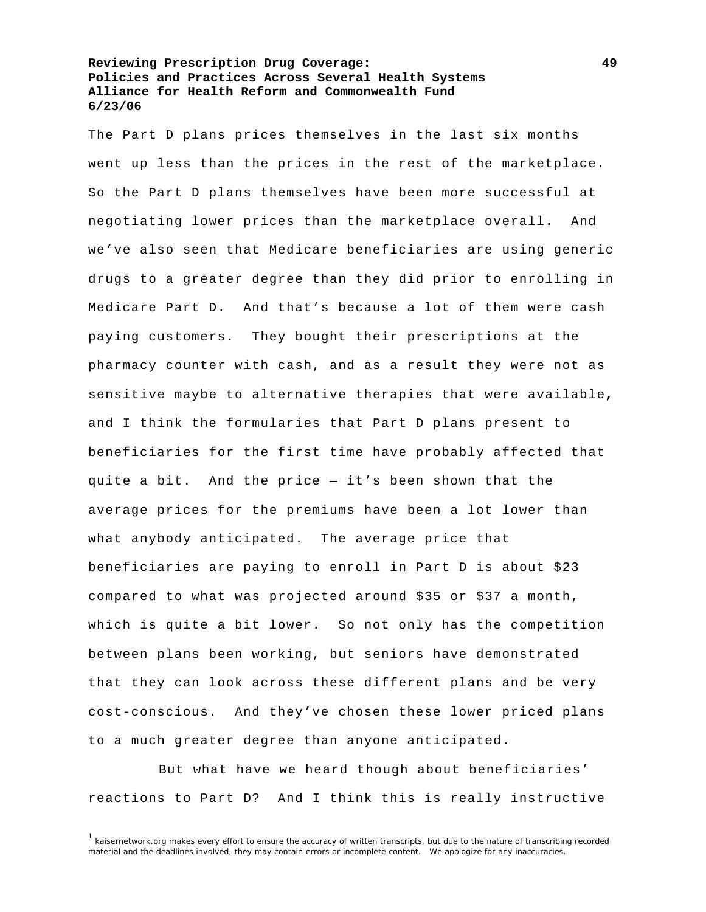The Part D plans prices themselves in the last six months went up less than the prices in the rest of the marketplace. So the Part D plans themselves have been more successful at negotiating lower prices than the marketplace overall. And we've also seen that Medicare beneficiaries are using generic drugs to a greater degree than they did prior to enrolling in Medicare Part D. And that's because a lot of them were cash paying customers. They bought their prescriptions at the pharmacy counter with cash, and as a result they were not as sensitive maybe to alternative therapies that were available, and I think the formularies that Part D plans present to beneficiaries for the first time have probably affected that quite a bit. And the price — it's been shown that the average prices for the premiums have been a lot lower than what anybody anticipated. The average price that beneficiaries are paying to enroll in Part D is about $23 compared to what was projected around $35 or $37 a month, which is quite a bit lower. So not only has the competition between plans been working, but seniors have demonstrated that they can look across these different plans and be very cost-conscious. And they've chosen these lower priced plans to a much greater degree than anyone anticipated.

But what have we heard though about beneficiaries' reactions to Part D? And I think this is really instructive

[1] kaisernetwork.org makes every effort to ensure the accuracy of written transcripts, but due to the nature of transcribing recorded material and the deadlines involved, they may contain errors or incomplete content. We apologize for any inaccuracies.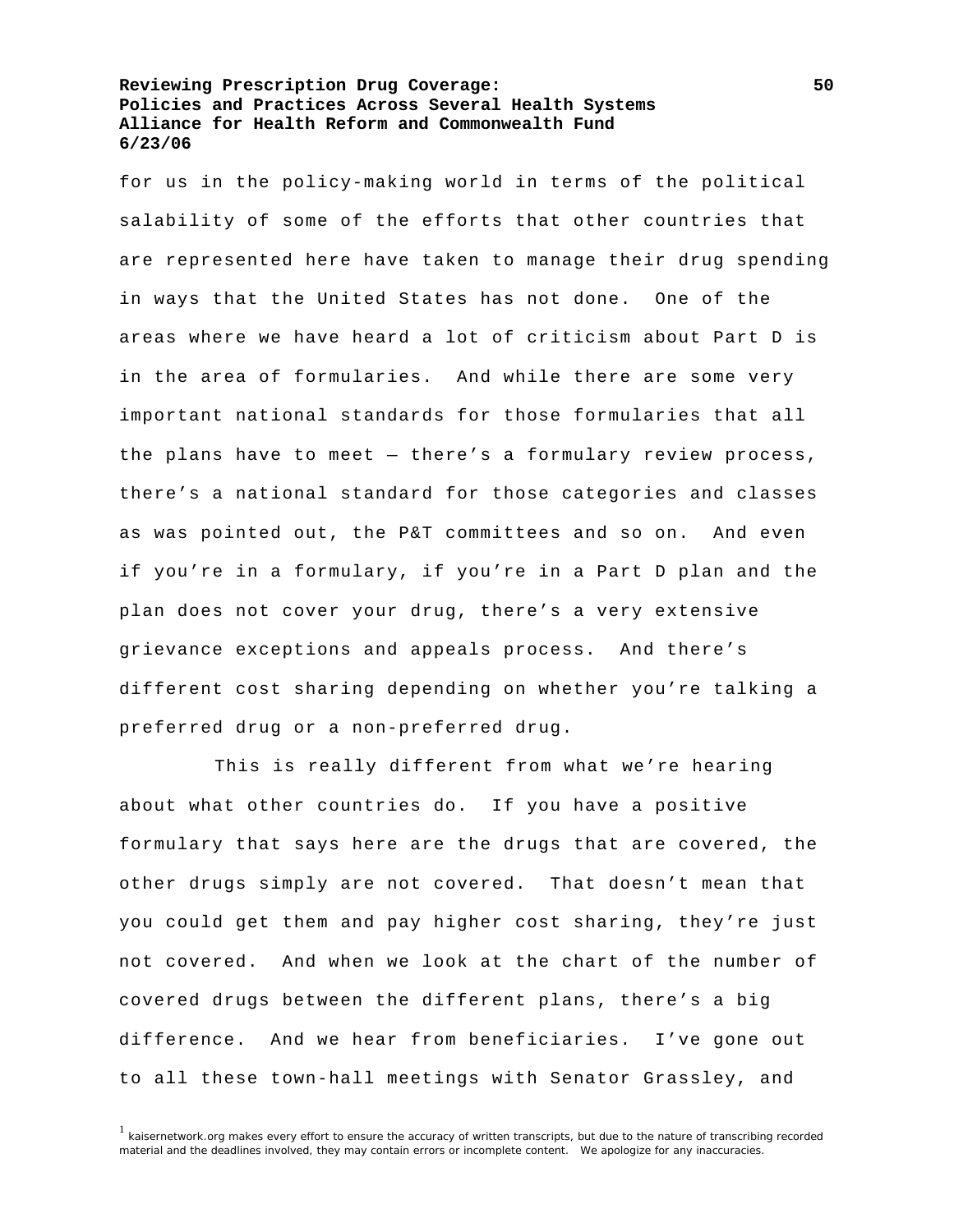for us in the policy-making world in terms of the political salability of some of the efforts that other countries that are represented here have taken to manage their drug spending in ways that the United States has not done. One of the areas where we have heard a lot of criticism about Part D is in the area of formularies. And while there are some very important national standards for those formularies that all the plans have to meet — there's a formulary review process, there's a national standard for those categories and classes as was pointed out, the P&T committees and so on. And even if you're in a formulary, if you're in a Part D plan and the plan does not cover your drug, there's a very extensive grievance exceptions and appeals process. And there's different cost sharing depending on whether you're talking a preferred drug or a non-preferred drug.

This is really different from what we're hearing about what other countries do. If you have a positive formulary that says here are the drugs that are covered, the other drugs simply are not covered. That doesn't mean that you could get them and pay higher cost sharing, they're just not covered. And when we look at the chart of the number of covered drugs between the different plans, there's a big difference. And we hear from beneficiaries. I've gone out to all these town-hall meetings with Senator Grassley, and

[1] kaisernetwork.org makes every effort to ensure the accuracy of written transcripts, but due to the nature of transcribing recorded material and the deadlines involved, they may contain errors or incomplete content. We apologize for any inaccuracies.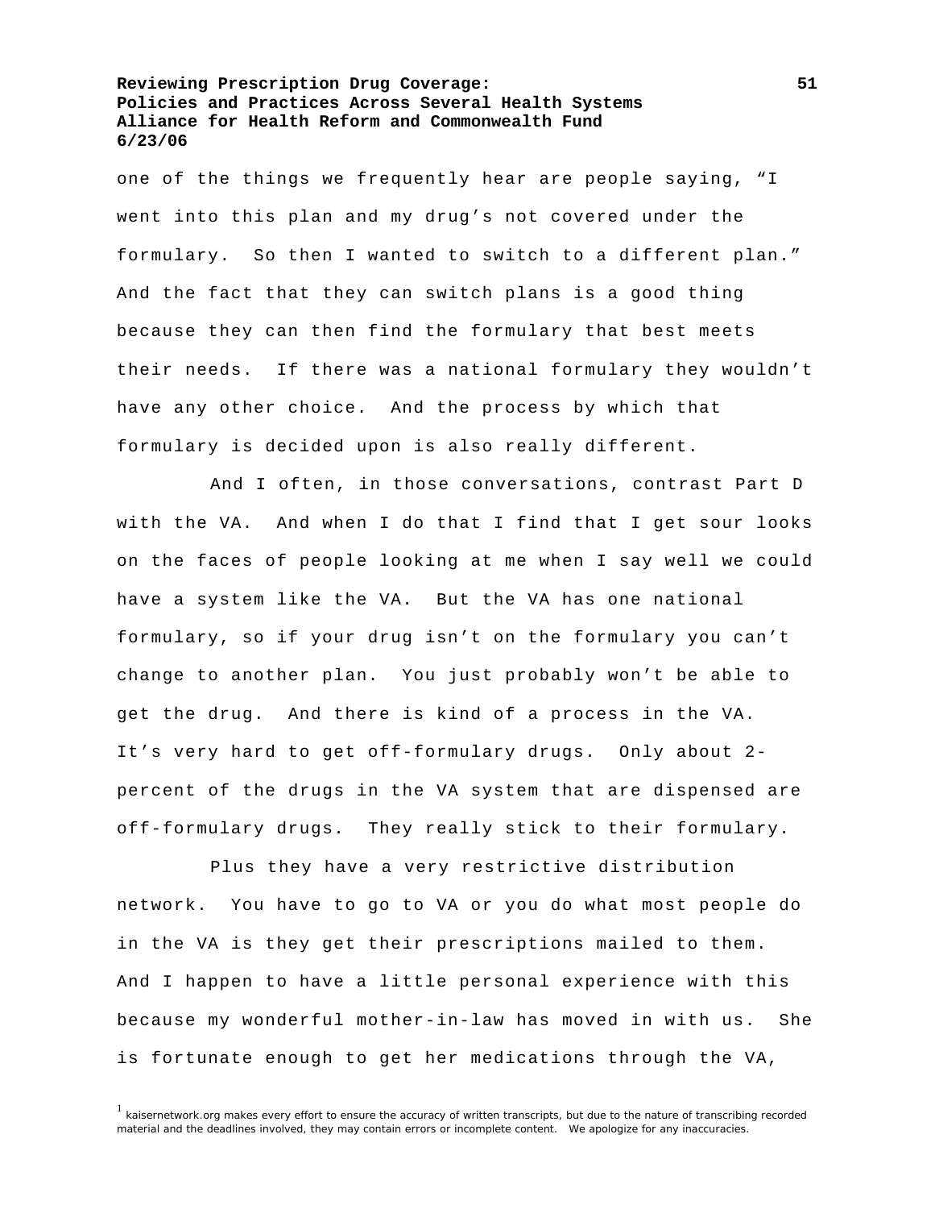one of the things we frequently hear are people saying, “I went into this plan and my drug’s not covered under the formulary. So then I wanted to switch to a different plan.” And the fact that they can switch plans is a good thing because they can then find the formulary that best meets their needs. If there was a national formulary they wouldn’t have any other choice. And the process by which that formulary is decided upon is also really different.

And I often, in those conversations, contrast Part D with the VA. And when I do that I find that I get sour looks on the faces of people looking at me when I say well we could have a system like the VA. But the VA has one national formulary, so if your drug isn’t on the formulary you can’t change to another plan. You just probably won’t be able to get the drug. And there is kind of a process in the VA. It’s very hard to get off-formulary drugs. Only about 2-percent of the drugs in the VA system that are dispensed are off-formulary drugs. They really stick to their formulary.

Plus they have a very restrictive distribution network. You have to go to VA or you do what most people do in the VA is they get their prescriptions mailed to them. And I happen to have a little personal experience with this because my wonderful mother-in-law has moved in with us. She is fortunate enough to get her medications through the VA,

[1] kaisernetwork.org makes every effort to ensure the accuracy of written transcripts, but due to the nature of transcribing recorded material and the deadlines involved, they may contain errors or incomplete content. We apologize for any inaccuracies.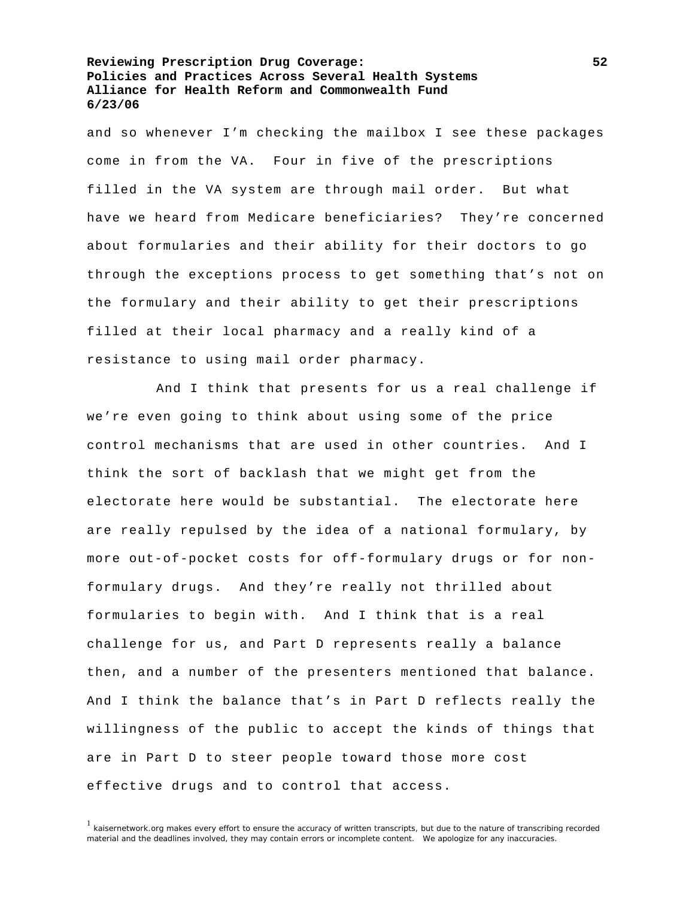and so whenever I'm checking the mailbox I see these packages come in from the VA. Four in five of the prescriptions filled in the VA system are through mail order. But what have we heard from Medicare beneficiaries? They're concerned about formularies and their ability for their doctors to go through the exceptions process to get something that's not on the formulary and their ability to get their prescriptions filled at their local pharmacy and a really kind of a resistance to using mail order pharmacy.

And I think that presents for us a real challenge if we're even going to think about using some of the price control mechanisms that are used in other countries. And I think the sort of backlash that we might get from the electorate here would be substantial. The electorate here are really repulsed by the idea of a national formulary, by more out-of-pocket costs for off-formulary drugs or for non-formulary drugs. And they're really not thrilled about formularies to begin with. And I think that is a real challenge for us, and Part D represents really a balance then, and a number of the presenters mentioned that balance. And I think the balance that's in Part D reflects really the willingness of the public to accept the kinds of things that are in Part D to steer people toward those more cost effective drugs and to control that access.

[1] kaisernetwork.org makes every effort to ensure the accuracy of written transcripts, but due to the nature of transcribing recorded material and the deadlines involved, they may contain errors or incomplete content. We apologize for any inaccuracies.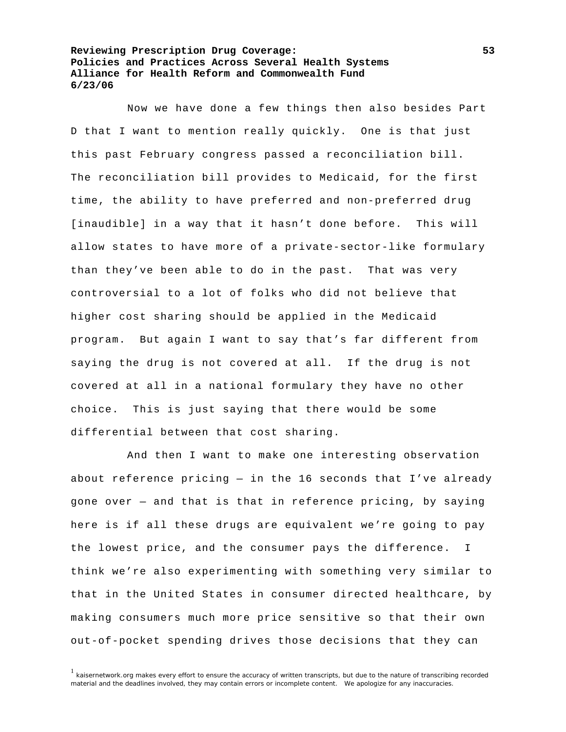Now we have done a few things then also besides Part D that I want to mention really quickly. One is that just this past February congress passed a reconciliation bill. The reconciliation bill provides to Medicaid, for the first time, the ability to have preferred and non-preferred drug [inaudible] in a way that it hasn't done before. This will allow states to have more of a private-sector-like formulary than they've been able to do in the past. That was very controversial to a lot of folks who did not believe that higher cost sharing should be applied in the Medicaid program. But again I want to say that's far different from saying the drug is not covered at all. If the drug is not covered at all in a national formulary they have no other choice. This is just saying that there would be some differential between that cost sharing.

And then I want to make one interesting observation about reference pricing — in the 16 seconds that I've already gone over — and that is that in reference pricing, by saying here is if all these drugs are equivalent we're going to pay the lowest price, and the consumer pays the difference. I think we're also experimenting with something very similar to that in the United States in consumer directed healthcare, by making consumers much more price sensitive so that their own out-of-pocket spending drives those decisions that they can

[1] kaisernetwork.org makes every effort to ensure the accuracy of written transcripts, but due to the nature of transcribing recorded material and the deadlines involved, they may contain errors or incomplete content. We apologize for any inaccuracies.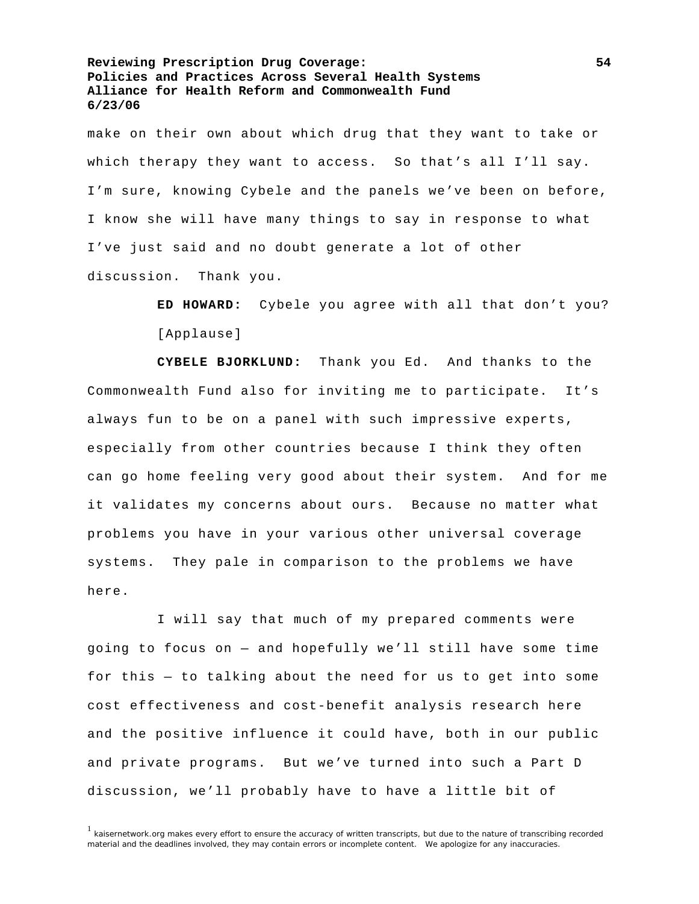make on their own about which drug that they want to take or which therapy they want to access. So that's all I'll say. I'm sure, knowing Cybele and the panels we've been on before, I know she will have many things to say in response to what I've just said and no doubt generate a lot of other discussion. Thank you.

**ED HOWARD:** Cybele you agree with all that don't you? [Applause]

**CYBELE BJORKLUND:** Thank you Ed. And thanks to the Commonwealth Fund also for inviting me to participate. It's always fun to be on a panel with such impressive experts, especially from other countries because I think they often can go home feeling very good about their system. And for me it validates my concerns about ours. Because no matter what problems you have in your various other universal coverage systems. They pale in comparison to the problems we have here.

I will say that much of my prepared comments were going to focus on — and hopefully we'll still have some time for this — to talking about the need for us to get into some cost effectiveness and cost-benefit analysis research here and the positive influence it could have, both in our public and private programs. But we've turned into such a Part D discussion, we'll probably have to have a little bit of

[1] kaisernetwork.org makes every effort to ensure the accuracy of written transcripts, but due to the nature of transcribing recorded material and the deadlines involved, they may contain errors or incomplete content. We apologize for any inaccuracies.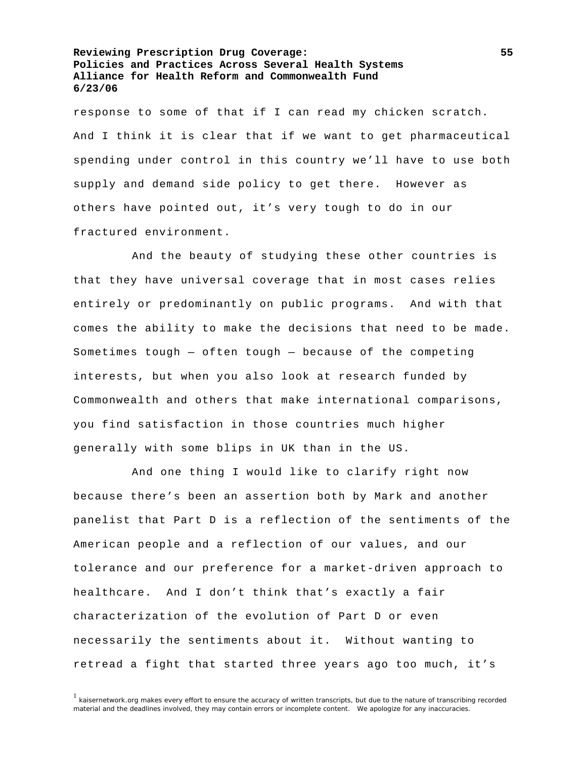response to some of that if I can read my chicken scratch. And I think it is clear that if we want to get pharmaceutical spending under control in this country we'll have to use both supply and demand side policy to get there. However as others have pointed out, it's very tough to do in our fractured environment.

And the beauty of studying these other countries is that they have universal coverage that in most cases relies entirely or predominantly on public programs. And with that comes the ability to make the decisions that need to be made. Sometimes tough — often tough — because of the competing interests, but when you also look at research funded by Commonwealth and others that make international comparisons, you find satisfaction in those countries much higher generally with some blips in UK than in the US.

And one thing I would like to clarify right now because there's been an assertion both by Mark and another panelist that Part D is a reflection of the sentiments of the American people and a reflection of our values, and our tolerance and our preference for a market-driven approach to healthcare. And I don't think that's exactly a fair characterization of the evolution of Part D or even necessarily the sentiments about it. Without wanting to retread a fight that started three years ago too much, it's

[1] kaisernetwork.org makes every effort to ensure the accuracy of written transcripts, but due to the nature of transcribing recorded material and the deadlines involved, they may contain errors or incomplete content. We apologize for any inaccuracies.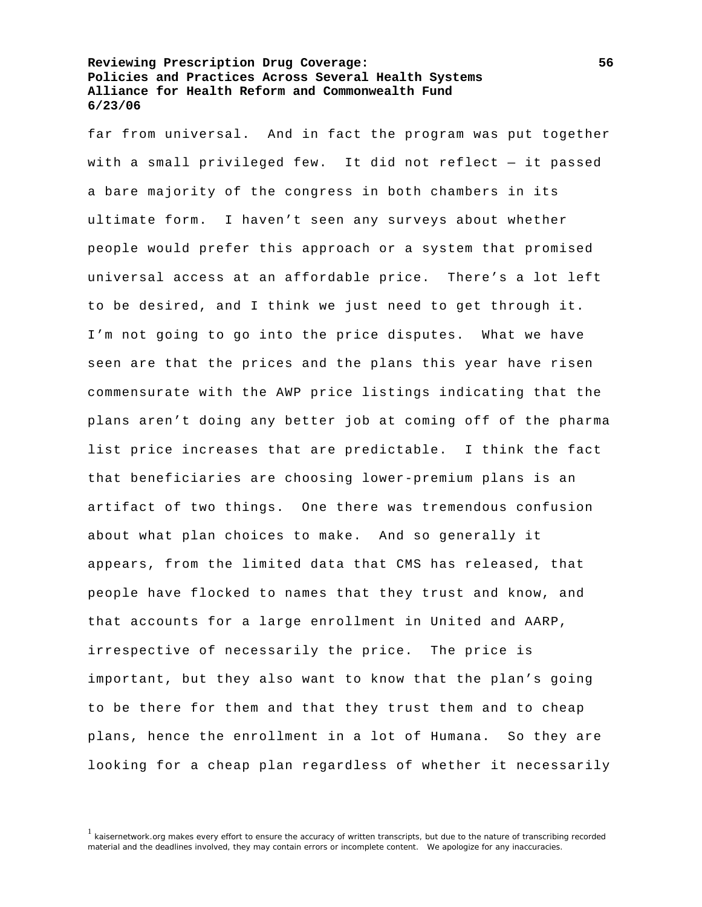far from universal. And in fact the program was put together with a small privileged few. It did not reflect — it passed a bare majority of the congress in both chambers in its ultimate form. I haven't seen any surveys about whether people would prefer this approach or a system that promised universal access at an affordable price. There's a lot left to be desired, and I think we just need to get through it. I'm not going to go into the price disputes. What we have seen are that the prices and the plans this year have risen commensurate with the AWP price listings indicating that the plans aren't doing any better job at coming off of the pharma list price increases that are predictable. I think the fact that beneficiaries are choosing lower-premium plans is an artifact of two things. One there was tremendous confusion about what plan choices to make. And so generally it appears, from the limited data that CMS has released, that people have flocked to names that they trust and know, and that accounts for a large enrollment in United and AARP, irrespective of necessarily the price. The price is important, but they also want to know that the plan's going to be there for them and that they trust them and to cheap plans, hence the enrollment in a lot of Humana. So they are looking for a cheap plan regardless of whether it necessarily

[1] kaisernetwork.org makes every effort to ensure the accuracy of written transcripts, but due to the nature of transcribing recorded material and the deadlines involved, they may contain errors or incomplete content. We apologize for any inaccuracies.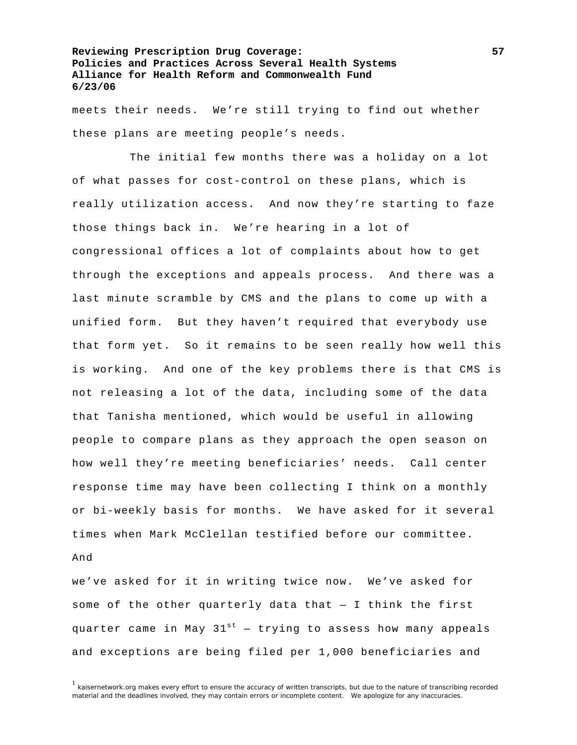meets their needs. We're still trying to find out whether these plans are meeting people's needs.

The initial few months there was a holiday on a lot of what passes for cost-control on these plans, which is really utilization access. And now they're starting to faze those things back in. We're hearing in a lot of congressional offices a lot of complaints about how to get through the exceptions and appeals process. And there was a last minute scramble by CMS and the plans to come up with a unified form. But they haven't required that everybody use that form yet. So it remains to be seen really how well this is working. And one of the key problems there is that CMS is not releasing a lot of the data, including some of the data that Tanisha mentioned, which would be useful in allowing people to compare plans as they approach the open season on how well they're meeting beneficiaries' needs. Call center response time may have been collecting I think on a monthly or bi-weekly basis for months. We have asked for it several times when Mark McClellan testified before our committee. And we've asked for it in writing twice now. We've asked for some of the other quarterly data that — I think the first quarter came in May 31st — trying to assess how many appeals and exceptions are being filed per 1,000 beneficiaries and

[1] kaisernetwork.org makes every effort to ensure the accuracy of written transcripts, but due to the nature of transcribing recorded material and the deadlines involved, they may contain errors or incomplete content. We apologize for any inaccuracies.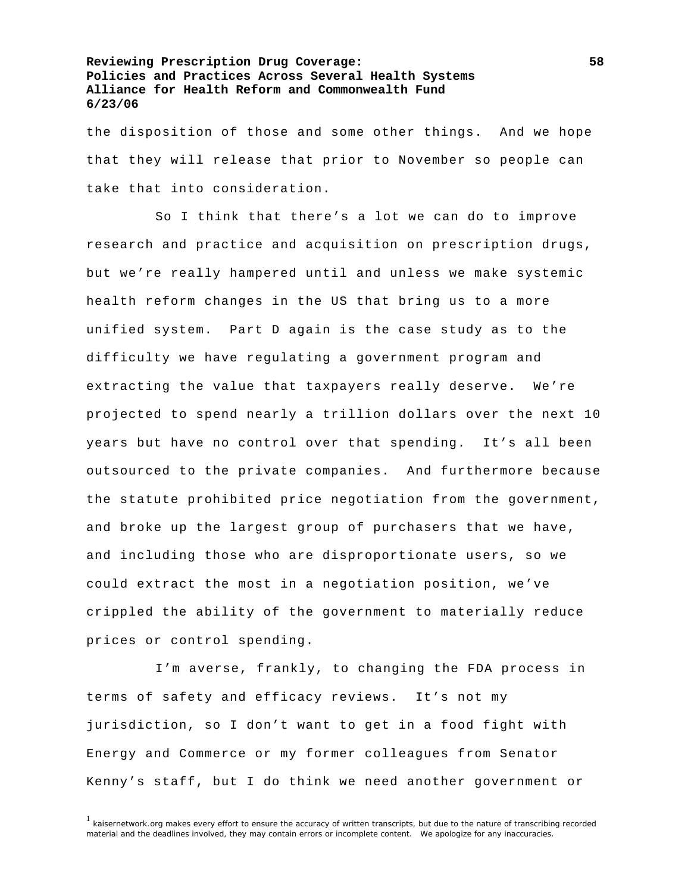the disposition of those and some other things. And we hope that they will release that prior to November so people can take that into consideration.

So I think that there's a lot we can do to improve research and practice and acquisition on prescription drugs, but we're really hampered until and unless we make systemic health reform changes in the US that bring us to a more unified system. Part D again is the case study as to the difficulty we have regulating a government program and extracting the value that taxpayers really deserve. We're projected to spend nearly a trillion dollars over the next 10 years but have no control over that spending. It's all been outsourced to the private companies. And furthermore because the statute prohibited price negotiation from the government, and broke up the largest group of purchasers that we have, and including those who are disproportionate users, so we could extract the most in a negotiation position, we've crippled the ability of the government to materially reduce prices or control spending.

I'm averse, frankly, to changing the FDA process in terms of safety and efficacy reviews. It's not my jurisdiction, so I don't want to get in a food fight with Energy and Commerce or my former colleagues from Senator Kenny's staff, but I do think we need another government or

[1] kaisernetwork.org makes every effort to ensure the accuracy of written transcripts, but due to the nature of transcribing recorded material and the deadlines involved, they may contain errors or incomplete content. We apologize for any inaccuracies.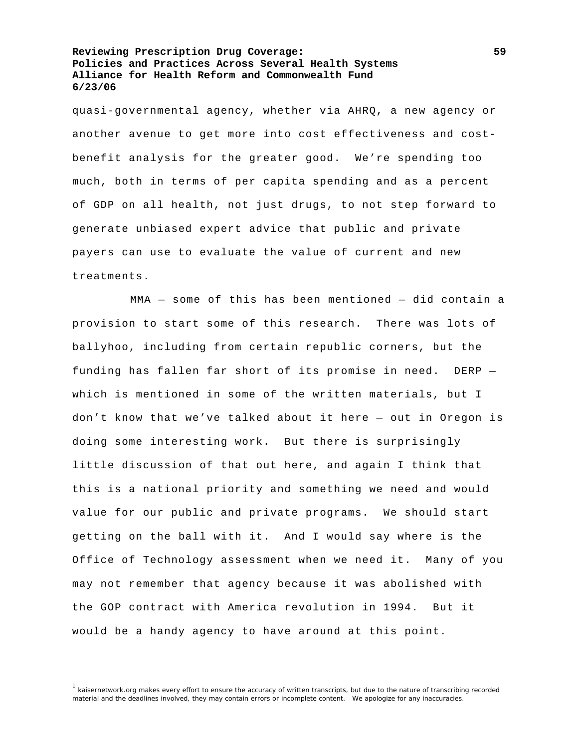quasi-governmental agency, whether via AHRQ, a new agency or another avenue to get more into cost effectiveness and cost-benefit analysis for the greater good. We're spending too much, both in terms of per capita spending and as a percent of GDP on all health, not just drugs, to not step forward to generate unbiased expert advice that public and private payers can use to evaluate the value of current and new treatments.

MMA — some of this has been mentioned — did contain a provision to start some of this research. There was lots of ballyhoo, including from certain republic corners, but the funding has fallen far short of its promise in need. DERP — which is mentioned in some of the written materials, but I don't know that we've talked about it here — out in Oregon is doing some interesting work. But there is surprisingly little discussion of that out here, and again I think that this is a national priority and something we need and would value for our public and private programs. We should start getting on the ball with it. And I would say where is the Office of Technology assessment when we need it. Many of you may not remember that agency because it was abolished with the GOP contract with America revolution in 1994. But it would be a handy agency to have around at this point.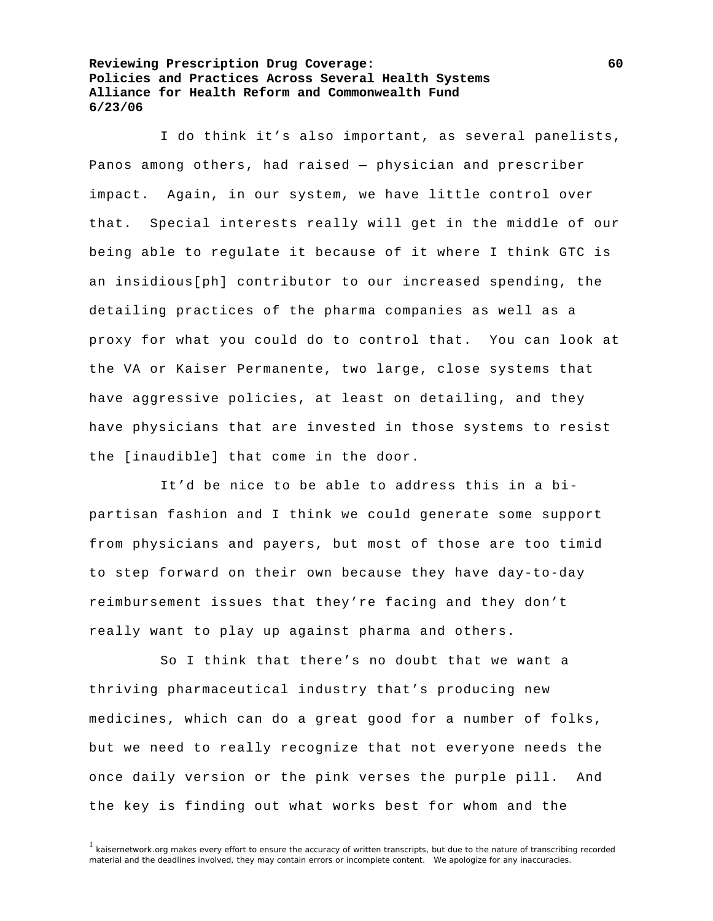I do think it's also important, as several panelists, Panos among others, had raised — physician and prescriber impact. Again, in our system, we have little control over that. Special interests really will get in the middle of our being able to regulate it because of it where I think GTC is an insidious[ph] contributor to our increased spending, the detailing practices of the pharma companies as well as a proxy for what you could do to control that. You can look at the VA or Kaiser Permanente, two large, close systems that have aggressive policies, at least on detailing, and they have physicians that are invested in those systems to resist the [inaudible] that come in the door.

It'd be nice to be able to address this in a bi-partisan fashion and I think we could generate some support from physicians and payers, but most of those are too timid to step forward on their own because they have day-to-day reimbursement issues that they're facing and they don't really want to play up against pharma and others.

So I think that there's no doubt that we want a thriving pharmaceutical industry that's producing new medicines, which can do a great good for a number of folks, but we need to really recognize that not everyone needs the once daily version or the pink verses the purple pill. And the key is finding out what works best for whom and the

[1] kaisernetwork.org makes every effort to ensure the accuracy of written transcripts, but due to the nature of transcribing recorded material and the deadlines involved, they may contain errors or incomplete content. We apologize for any inaccuracies.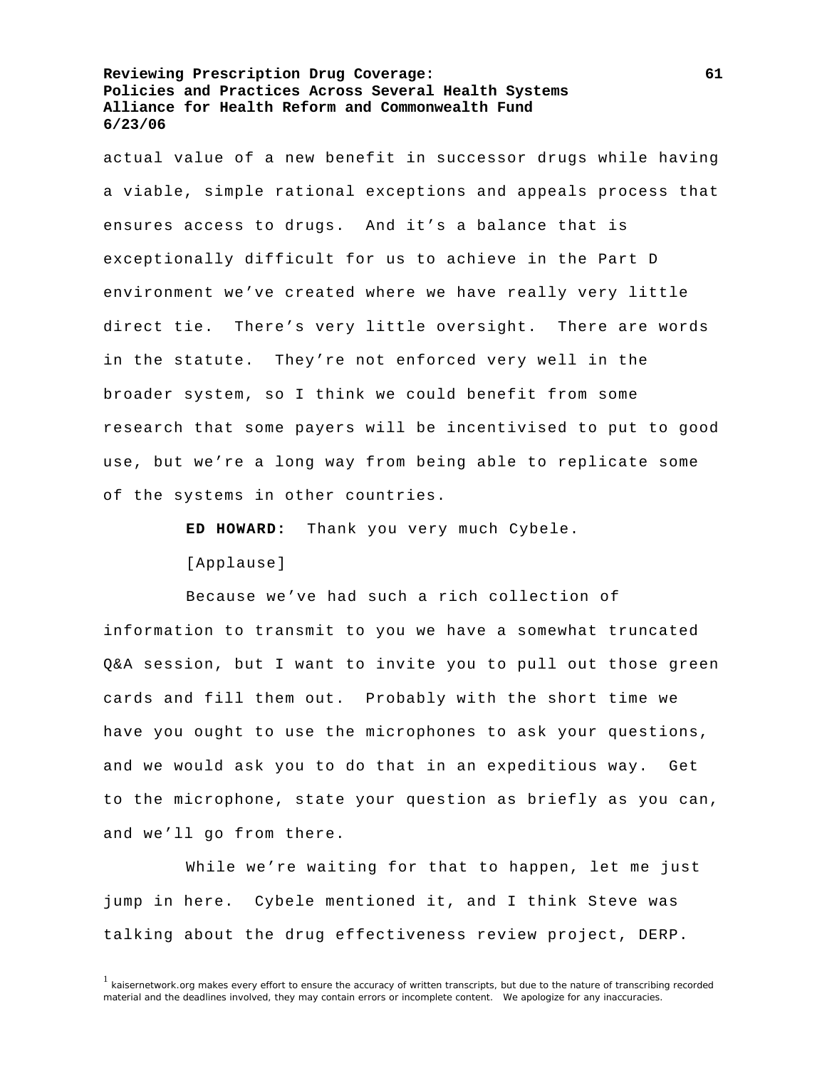actual value of a new benefit in successor drugs while having a viable, simple rational exceptions and appeals process that ensures access to drugs. And it's a balance that is exceptionally difficult for us to achieve in the Part D environment we've created where we have really very little direct tie. There's very little oversight. There are words in the statute. They're not enforced very well in the broader system, so I think we could benefit from some research that some payers will be incentivised to put to good use, but we're a long way from being able to replicate some of the systems in other countries.

**ED HOWARD:** Thank you very much Cybele.

[Applause]

Because we've had such a rich collection of information to transmit to you we have a somewhat truncated Q&A session, but I want to invite you to pull out those green cards and fill them out. Probably with the short time we have you ought to use the microphones to ask your questions, and we would ask you to do that in an expeditious way. Get to the microphone, state your question as briefly as you can, and we'll go from there.

While we're waiting for that to happen, let me just jump in here. Cybele mentioned it, and I think Steve was talking about the drug effectiveness review project, DERP.

[1] kaisernetwork.org makes every effort to ensure the accuracy of written transcripts, but due to the nature of transcribing recorded material and the deadlines involved, they may contain errors or incomplete content. We apologize for any inaccuracies.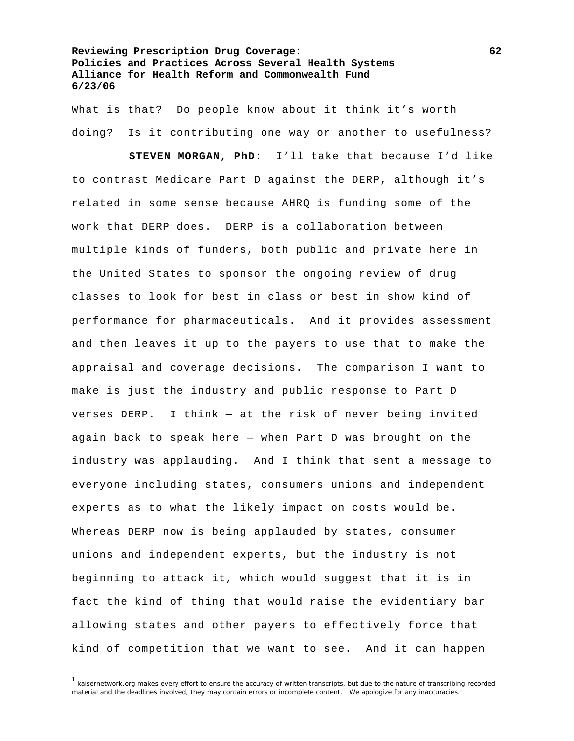What is that? Do people know about it think it's worth doing? Is it contributing one way or another to usefulness?

**STEVEN MORGAN, PhD:** I'll take that because I'd like to contrast Medicare Part D against the DERP, although it's related in some sense because AHRQ is funding some of the work that DERP does. DERP is a collaboration between multiple kinds of funders, both public and private here in the United States to sponsor the ongoing review of drug classes to look for best in class or best in show kind of performance for pharmaceuticals. And it provides assessment and then leaves it up to the payers to use that to make the appraisal and coverage decisions. The comparison I want to make is just the industry and public response to Part D verses DERP. I think — at the risk of never being invited again back to speak here — when Part D was brought on the industry was applauding. And I think that sent a message to everyone including states, consumers unions and independent experts as to what the likely impact on costs would be. Whereas DERP now is being applauded by states, consumer unions and independent experts, but the industry is not beginning to attack it, which would suggest that it is in fact the kind of thing that would raise the evidentiary bar allowing states and other payers to effectively force that kind of competition that we want to see. And it can happen

[1] kaisernetwork.org makes every effort to ensure the accuracy of written transcripts, but due to the nature of transcribing recorded material and the deadlines involved, they may contain errors or incomplete content. We apologize for any inaccuracies.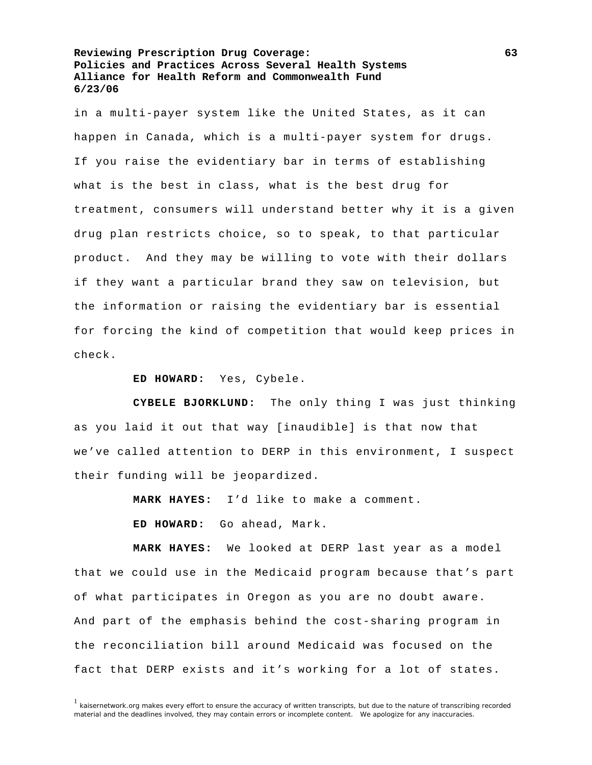in a multi-payer system like the United States, as it can happen in Canada, which is a multi-payer system for drugs. If you raise the evidentiary bar in terms of establishing what is the best in class, what is the best drug for treatment, consumers will understand better why it is a given drug plan restricts choice, so to speak, to that particular product. And they may be willing to vote with their dollars if they want a particular brand they saw on television, but the information or raising the evidentiary bar is essential for forcing the kind of competition that would keep prices in check.

**ED HOWARD:** Yes, Cybele.

**CYBELE BJORKLUND:** The only thing I was just thinking as you laid it out that way [inaudible] is that now that we've called attention to DERP in this environment, I suspect their funding will be jeopardized.

**MARK HAYES:** I'd like to make a comment.

**ED HOWARD:** Go ahead, Mark.

**MARK HAYES:** We looked at DERP last year as a model that we could use in the Medicaid program because that's part of what participates in Oregon as you are no doubt aware. And part of the emphasis behind the cost-sharing program in the reconciliation bill around Medicaid was focused on the fact that DERP exists and it's working for a lot of states.

[1] kaisernetwork.org makes every effort to ensure the accuracy of written transcripts, but due to the nature of transcribing recorded material and the deadlines involved, they may contain errors or incomplete content. We apologize for any inaccuracies.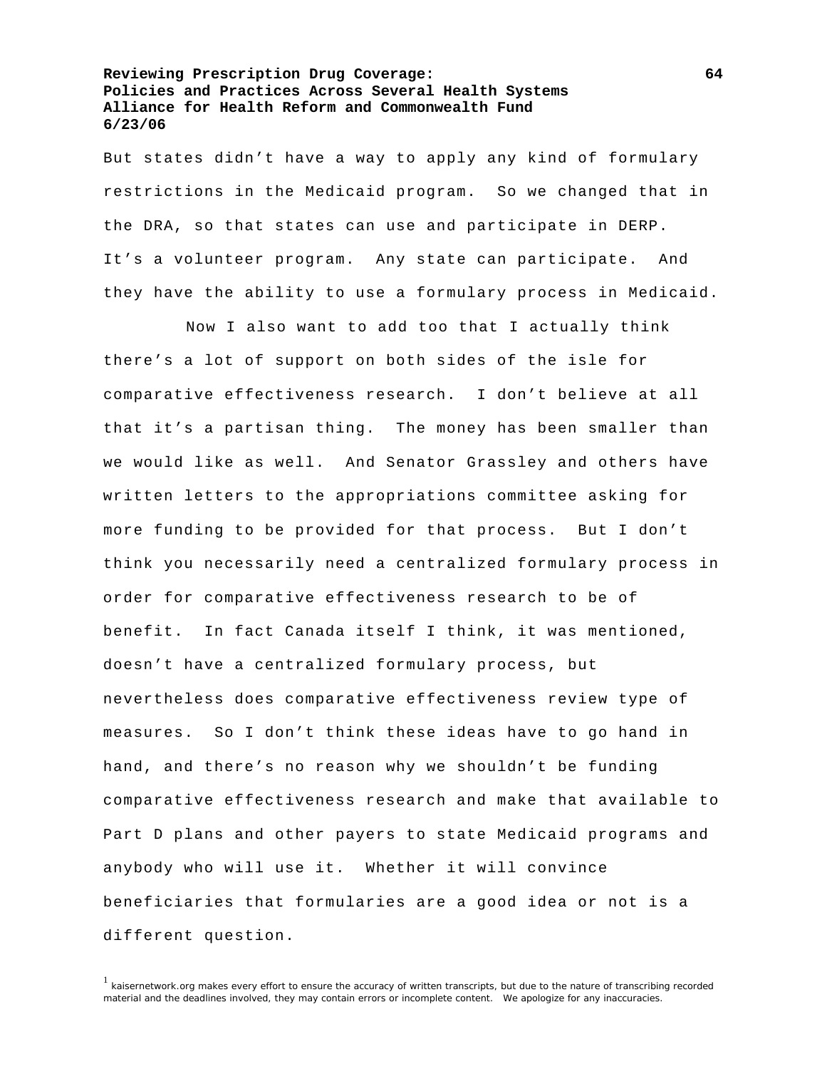But states didn't have a way to apply any kind of formulary restrictions in the Medicaid program. So we changed that in the DRA, so that states can use and participate in DERP. It's a volunteer program. Any state can participate. And they have the ability to use a formulary process in Medicaid.

Now I also want to add too that I actually think there's a lot of support on both sides of the isle for comparative effectiveness research. I don't believe at all that it's a partisan thing. The money has been smaller than we would like as well. And Senator Grassley and others have written letters to the appropriations committee asking for more funding to be provided for that process. But I don't think you necessarily need a centralized formulary process in order for comparative effectiveness research to be of benefit. In fact Canada itself I think, it was mentioned, doesn't have a centralized formulary process, but nevertheless does comparative effectiveness review type of measures. So I don't think these ideas have to go hand in hand, and there's no reason why we shouldn't be funding comparative effectiveness research and make that available to Part D plans and other payers to state Medicaid programs and anybody who will use it. Whether it will convince beneficiaries that formularies are a good idea or not is a different question.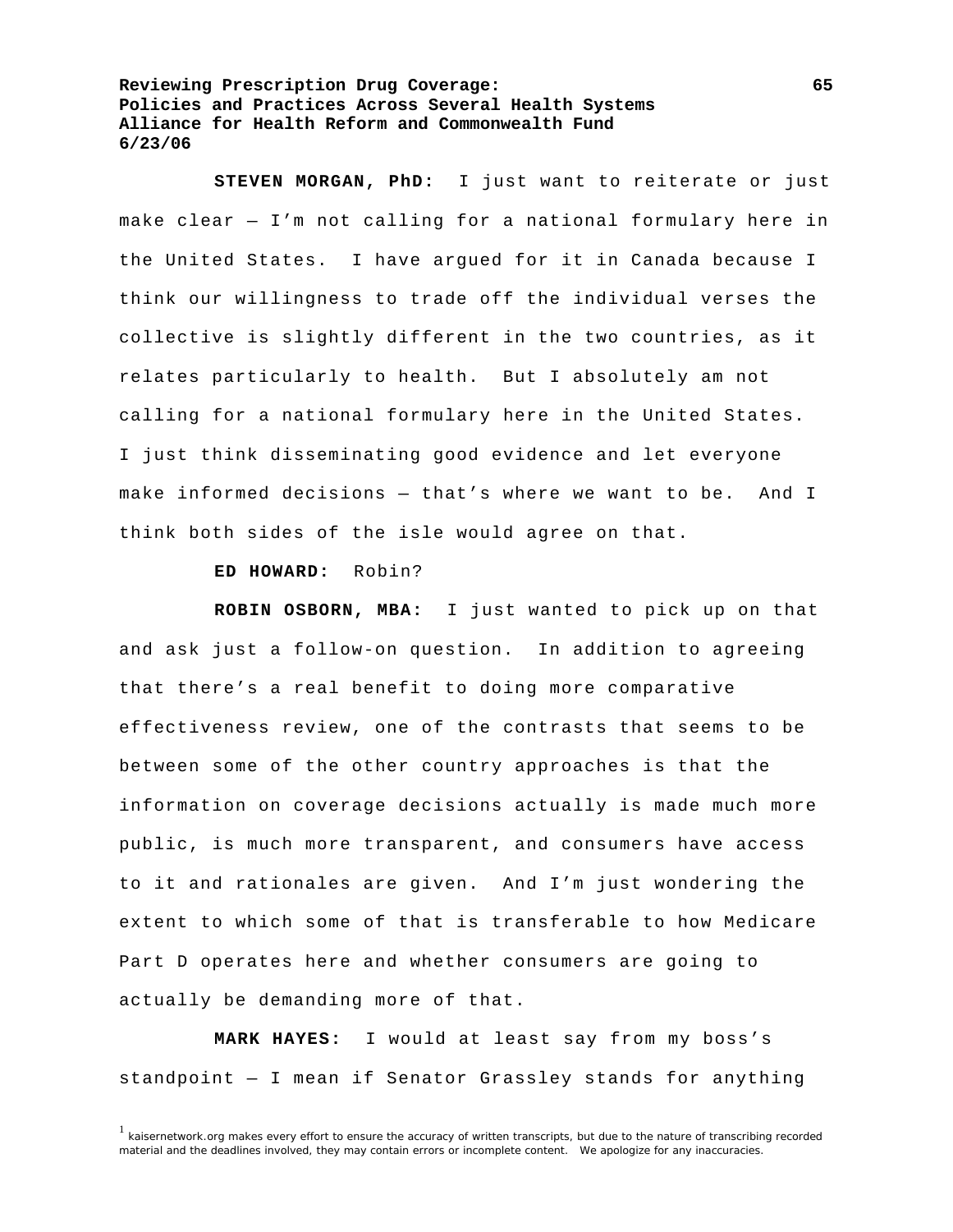**STEVEN MORGAN, PhD:** I just want to reiterate or just make clear — I'm not calling for a national formulary here in the United States. I have argued for it in Canada because I think our willingness to trade off the individual verses the collective is slightly different in the two countries, as it relates particularly to health. But I absolutely am not calling for a national formulary here in the United States. I just think disseminating good evidence and let everyone make informed decisions — that's where we want to be. And I think both sides of the isle would agree on that.

**ED HOWARD:** Robin?

**ROBIN OSBORN, MBA:** I just wanted to pick up on that and ask just a follow-on question. In addition to agreeing that there's a real benefit to doing more comparative effectiveness review, one of the contrasts that seems to be between some of the other country approaches is that the information on coverage decisions actually is made much more public, is much more transparent, and consumers have access to it and rationales are given. And I'm just wondering the extent to which some of that is transferable to how Medicare Part D operates here and whether consumers are going to actually be demanding more of that.

**MARK HAYES:** I would at least say from my boss's standpoint — I mean if Senator Grassley stands for anything

[1] kaisernetwork.org makes every effort to ensure the accuracy of written transcripts, but due to the nature of transcribing recorded material and the deadlines involved, they may contain errors or incomplete content. We apologize for any inaccuracies.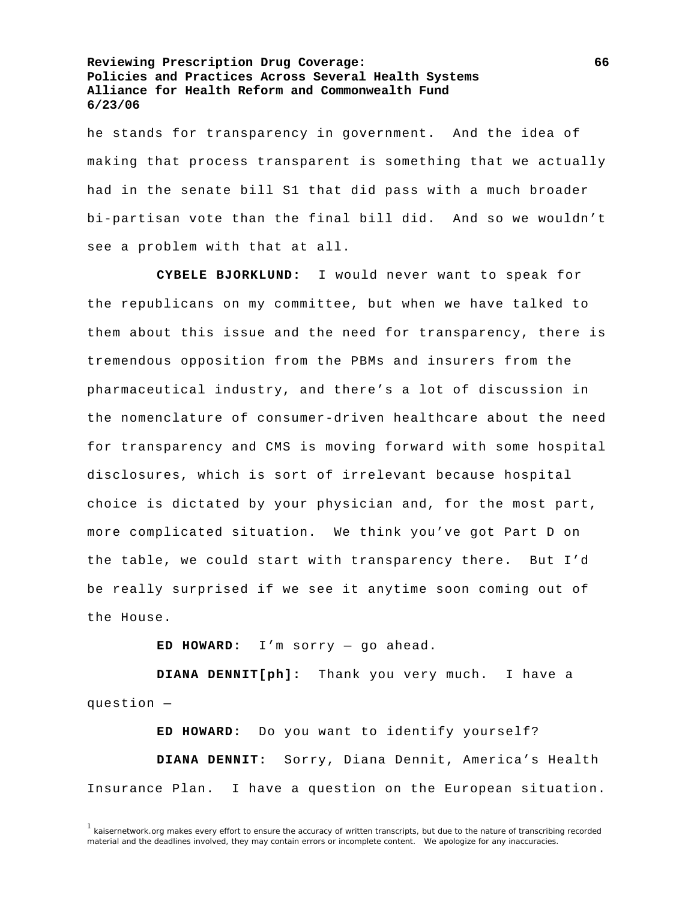he stands for transparency in government. And the idea of making that process transparent is something that we actually had in the senate bill S1 that did pass with a much broader bi-partisan vote than the final bill did. And so we wouldn't see a problem with that at all.

**CYBELE BJORKLUND:** I would never want to speak for the republicans on my committee, but when we have talked to them about this issue and the need for transparency, there is tremendous opposition from the PBMs and insurers from the pharmaceutical industry, and there's a lot of discussion in the nomenclature of consumer-driven healthcare about the need for transparency and CMS is moving forward with some hospital disclosures, which is sort of irrelevant because hospital choice is dictated by your physician and, for the most part, more complicated situation. We think you've got Part D on the table, we could start with transparency there. But I'd be really surprised if we see it anytime soon coming out of the House.

**ED HOWARD:** I'm sorry — go ahead.

**DIANA DENNIT[ph]:** Thank you very much. I have a question —

**ED HOWARD:** Do you want to identify yourself?

**DIANA DENNIT:** Sorry, Diana Dennit, America's Health Insurance Plan. I have a question on the European situation.

[1] kaisernetwork.org makes every effort to ensure the accuracy of written transcripts, but due to the nature of transcribing recorded material and the deadlines involved, they may contain errors or incomplete content. We apologize for any inaccuracies.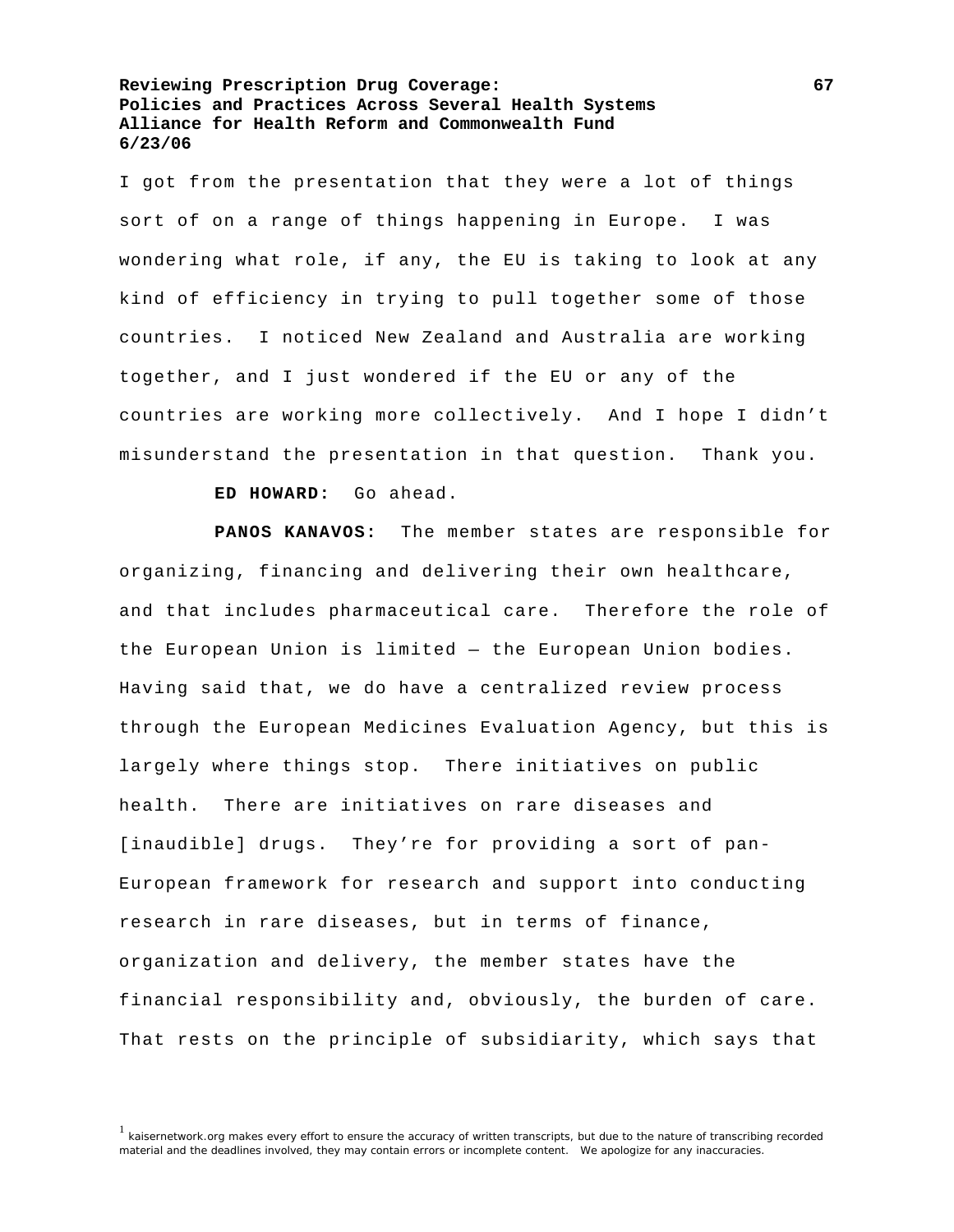I got from the presentation that they were a lot of things sort of on a range of things happening in Europe. I was wondering what role, if any, the EU is taking to look at any kind of efficiency in trying to pull together some of those countries. I noticed New Zealand and Australia are working together, and I just wondered if the EU or any of the countries are working more collectively. And I hope I didn't misunderstand the presentation in that question. Thank you.

**ED HOWARD:** Go ahead.

**PANOS KANAVOS:** The member states are responsible for organizing, financing and delivering their own healthcare, and that includes pharmaceutical care. Therefore the role of the European Union is limited — the European Union bodies. Having said that, we do have a centralized review process through the European Medicines Evaluation Agency, but this is largely where things stop. There initiatives on public health. There are initiatives on rare diseases and [inaudible] drugs. They're for providing a sort of pan-European framework for research and support into conducting research in rare diseases, but in terms of finance, organization and delivery, the member states have the financial responsibility and, obviously, the burden of care. That rests on the principle of subsidiarity, which says that

[1] kaisernetwork.org makes every effort to ensure the accuracy of written transcripts, but due to the nature of transcribing recorded material and the deadlines involved, they may contain errors or incomplete content. We apologize for any inaccuracies.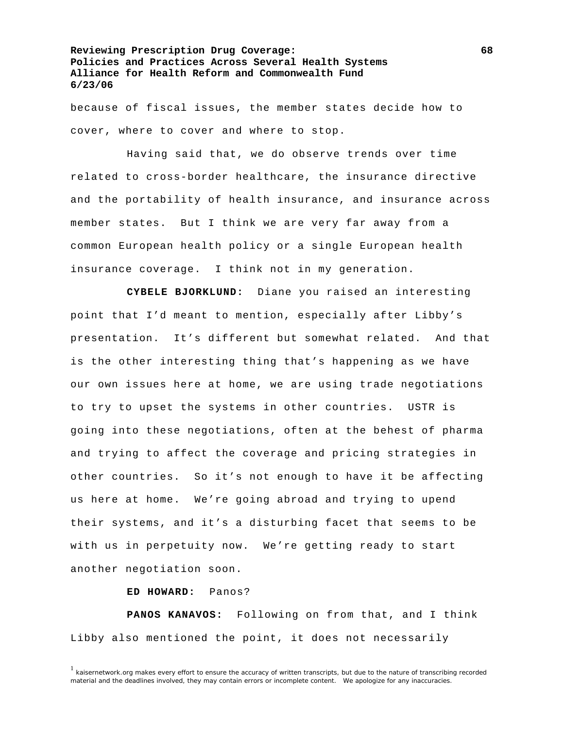because of fiscal issues, the member states decide how to cover, where to cover and where to stop.

Having said that, we do observe trends over time related to cross-border healthcare, the insurance directive and the portability of health insurance, and insurance across member states. But I think we are very far away from a common European health policy or a single European health insurance coverage. I think not in my generation.

**CYBELE BJORKLUND:** Diane you raised an interesting point that I'd meant to mention, especially after Libby's presentation. It's different but somewhat related. And that is the other interesting thing that's happening as we have our own issues here at home, we are using trade negotiations to try to upset the systems in other countries. USTR is going into these negotiations, often at the behest of pharma and trying to affect the coverage and pricing strategies in other countries. So it's not enough to have it be affecting us here at home. We're going abroad and trying to upend their systems, and it's a disturbing facet that seems to be with us in perpetuity now. We're getting ready to start another negotiation soon.

**ED HOWARD:** Panos?

**PANOS KANAVOS:** Following on from that, and I think Libby also mentioned the point, it does not necessarily

[1] kaisernetwork.org makes every effort to ensure the accuracy of written transcripts, but due to the nature of transcribing recorded material and the deadlines involved, they may contain errors or incomplete content. We apologize for any inaccuracies.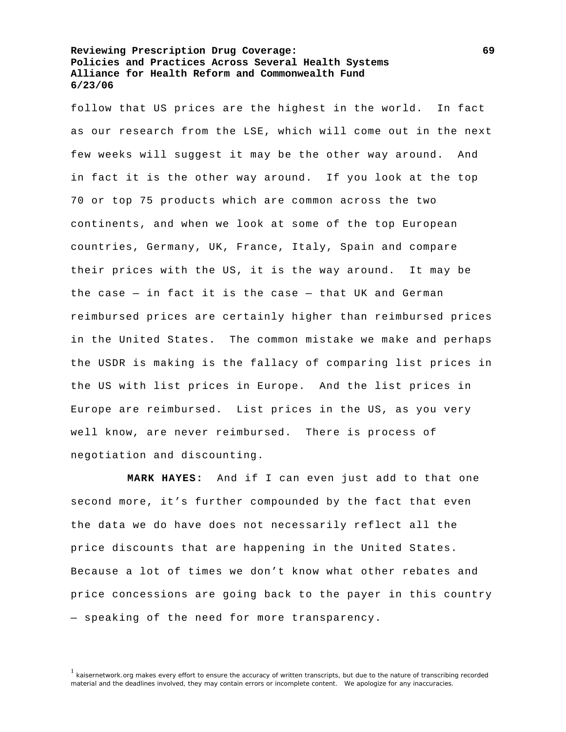follow that US prices are the highest in the world. In fact as our research from the LSE, which will come out in the next few weeks will suggest it may be the other way around. And in fact it is the other way around. If you look at the top 70 or top 75 products which are common across the two continents, and when we look at some of the top European countries, Germany, UK, France, Italy, Spain and compare their prices with the US, it is the way around. It may be the case — in fact it is the case — that UK and German reimbursed prices are certainly higher than reimbursed prices in the United States. The common mistake we make and perhaps the USDR is making is the fallacy of comparing list prices in the US with list prices in Europe. And the list prices in Europe are reimbursed. List prices in the US, as you very well know, are never reimbursed. There is process of negotiation and discounting.

**MARK HAYES:** And if I can even just add to that one second more, it's further compounded by the fact that even the data we do have does not necessarily reflect all the price discounts that are happening in the United States. Because a lot of times we don't know what other rebates and price concessions are going back to the payer in this country — speaking of the need for more transparency.

[1] kaisernetwork.org makes every effort to ensure the accuracy of written transcripts, but due to the nature of transcribing recorded material and the deadlines involved, they may contain errors or incomplete content. We apologize for any inaccuracies.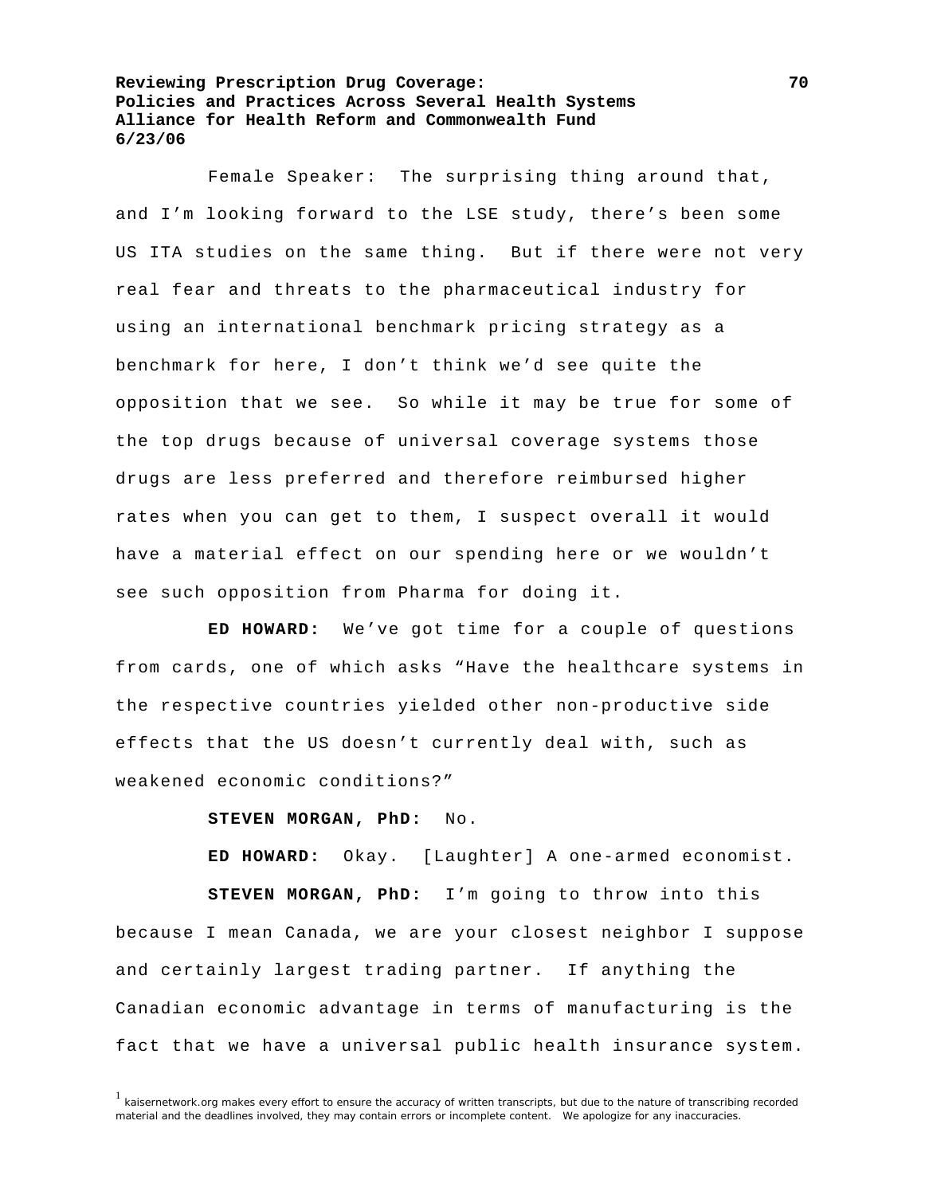Female Speaker: The surprising thing around that, and I'm looking forward to the LSE study, there's been some US ITA studies on the same thing. But if there were not very real fear and threats to the pharmaceutical industry for using an international benchmark pricing strategy as a benchmark for here, I don't think we'd see quite the opposition that we see. So while it may be true for some of the top drugs because of universal coverage systems those drugs are less preferred and therefore reimbursed higher rates when you can get to them, I suspect overall it would have a material effect on our spending here or we wouldn't see such opposition from Pharma for doing it.

**ED HOWARD:** We've got time for a couple of questions from cards, one of which asks "Have the healthcare systems in the respective countries yielded other non-productive side effects that the US doesn't currently deal with, such as weakened economic conditions?"

**STEVEN MORGAN, PhD:** No.

**ED HOWARD:** Okay. [Laughter] A one-armed economist.

**STEVEN MORGAN, PhD:** I'm going to throw into this because I mean Canada, we are your closest neighbor I suppose and certainly largest trading partner. If anything the Canadian economic advantage in terms of manufacturing is the fact that we have a universal public health insurance system.

[1] kaisernetwork.org makes every effort to ensure the accuracy of written transcripts, but due to the nature of transcribing recorded material and the deadlines involved, they may contain errors or incomplete content. We apologize for any inaccuracies.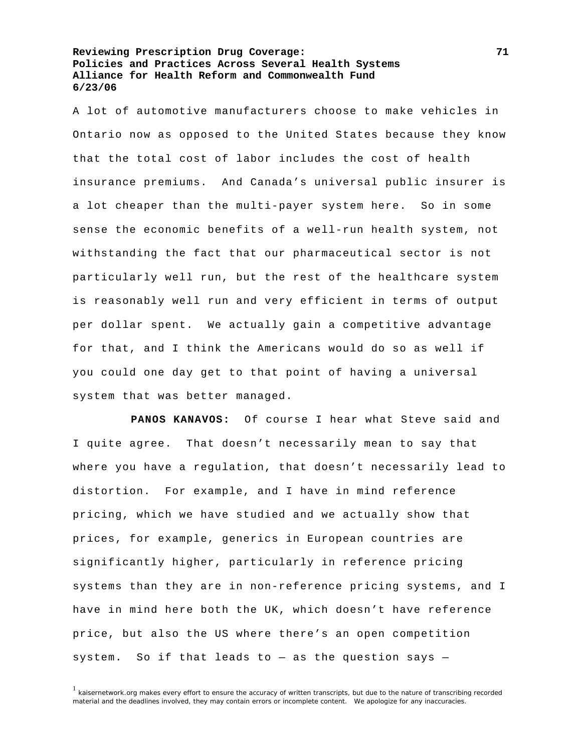A lot of automotive manufacturers choose to make vehicles in Ontario now as opposed to the United States because they know that the total cost of labor includes the cost of health insurance premiums. And Canada's universal public insurer is a lot cheaper than the multi-payer system here. So in some sense the economic benefits of a well-run health system, not withstanding the fact that our pharmaceutical sector is not particularly well run, but the rest of the healthcare system is reasonably well run and very efficient in terms of output per dollar spent. We actually gain a competitive advantage for that, and I think the Americans would do so as well if you could one day get to that point of having a universal system that was better managed.

**PANOS KANAVOS:** Of course I hear what Steve said and I quite agree. That doesn't necessarily mean to say that where you have a regulation, that doesn't necessarily lead to distortion. For example, and I have in mind reference pricing, which we have studied and we actually show that prices, for example, generics in European countries are significantly higher, particularly in reference pricing systems than they are in non-reference pricing systems, and I have in mind here both the UK, which doesn't have reference price, but also the US where there's an open competition system. So if that leads to — as the question says —

[1] kaisernetwork.org makes every effort to ensure the accuracy of written transcripts, but due to the nature of transcribing recorded material and the deadlines involved, they may contain errors or incomplete content. We apologize for any inaccuracies.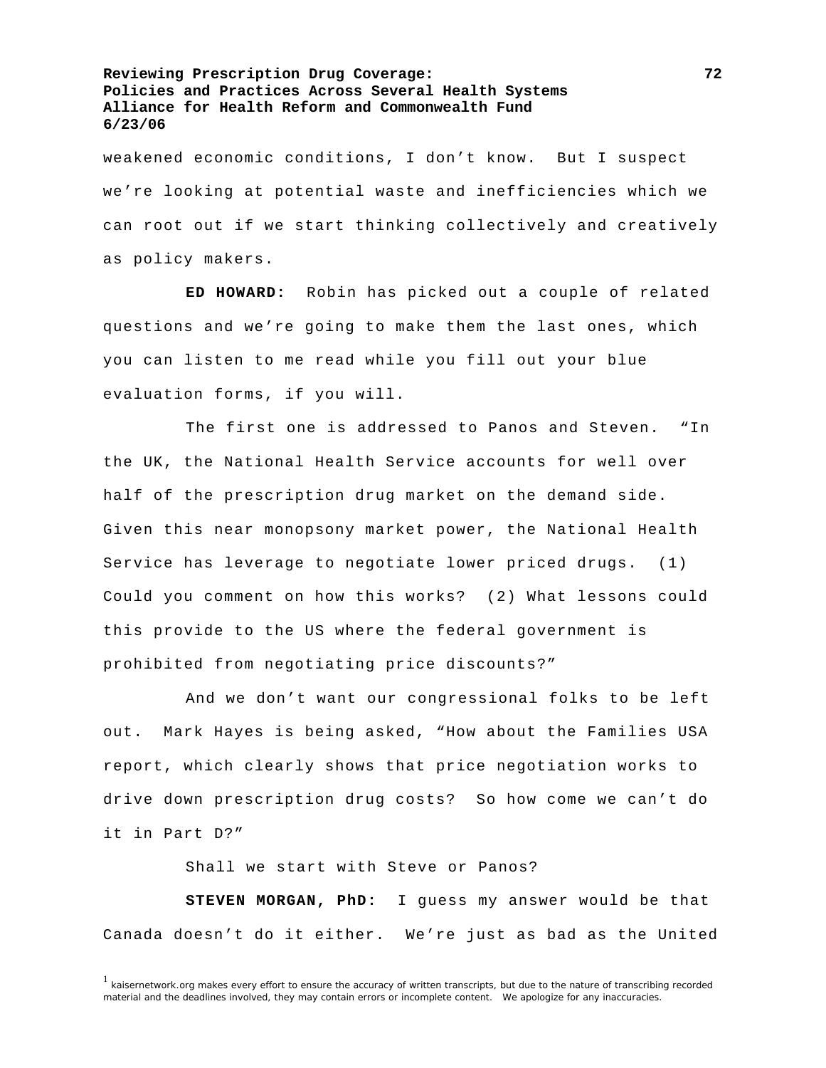weakened economic conditions, I don't know. But I suspect we're looking at potential waste and inefficiencies which we can root out if we start thinking collectively and creatively as policy makers.

**ED HOWARD:** Robin has picked out a couple of related questions and we're going to make them the last ones, which you can listen to me read while you fill out your blue evaluation forms, if you will.

The first one is addressed to Panos and Steven. "In the UK, the National Health Service accounts for well over half of the prescription drug market on the demand side. Given this near monopsony market power, the National Health Service has leverage to negotiate lower priced drugs. (1) Could you comment on how this works? (2) What lessons could this provide to the US where the federal government is prohibited from negotiating price discounts?"

And we don't want our congressional folks to be left out. Mark Hayes is being asked, "How about the Families USA report, which clearly shows that price negotiation works to drive down prescription drug costs? So how come we can't do it in Part D?"

Shall we start with Steve or Panos?

**STEVEN MORGAN, PhD:** I guess my answer would be that Canada doesn't do it either. We're just as bad as the United

[1] kaisernetwork.org makes every effort to ensure the accuracy of written transcripts, but due to the nature of transcribing recorded material and the deadlines involved, they may contain errors or incomplete content. We apologize for any inaccuracies.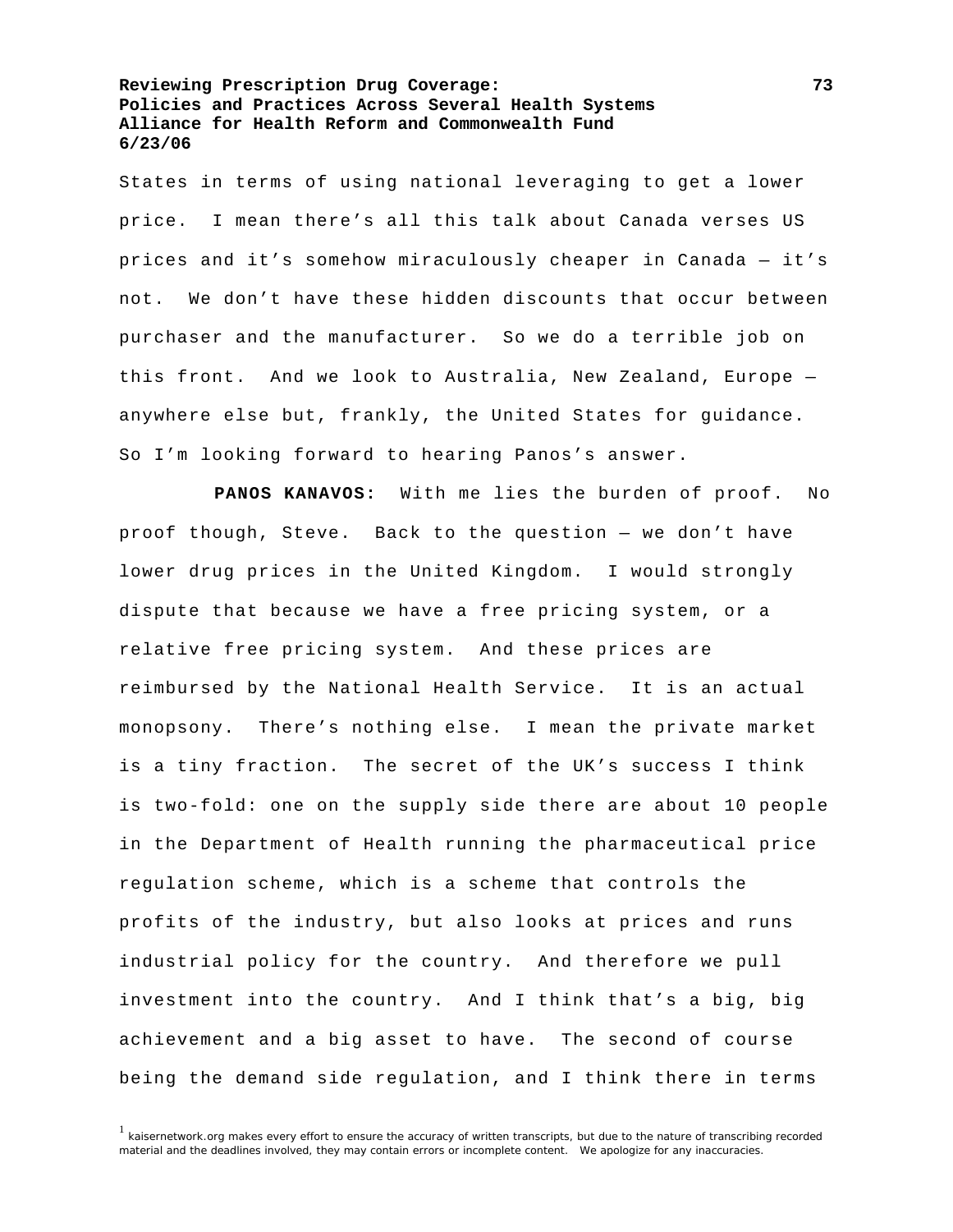States in terms of using national leveraging to get a lower price. I mean there's all this talk about Canada verses US prices and it's somehow miraculously cheaper in Canada — it's not. We don't have these hidden discounts that occur between purchaser and the manufacturer. So we do a terrible job on this front. And we look to Australia, New Zealand, Europe — anywhere else but, frankly, the United States for guidance. So I'm looking forward to hearing Panos's answer.

**PANOS KANAVOS:** With me lies the burden of proof. No proof though, Steve. Back to the question — we don't have lower drug prices in the United Kingdom. I would strongly dispute that because we have a free pricing system, or a relative free pricing system. And these prices are reimbursed by the National Health Service. It is an actual monopsony. There's nothing else. I mean the private market is a tiny fraction. The secret of the UK's success I think is two-fold: one on the supply side there are about 10 people in the Department of Health running the pharmaceutical price regulation scheme, which is a scheme that controls the profits of the industry, but also looks at prices and runs industrial policy for the country. And therefore we pull investment into the country. And I think that's a big, big achievement and a big asset to have. The second of course being the demand side regulation, and I think there in terms

[1] kaisernetwork.org makes every effort to ensure the accuracy of written transcripts, but due to the nature of transcribing recorded material and the deadlines involved, they may contain errors or incomplete content. We apologize for any inaccuracies.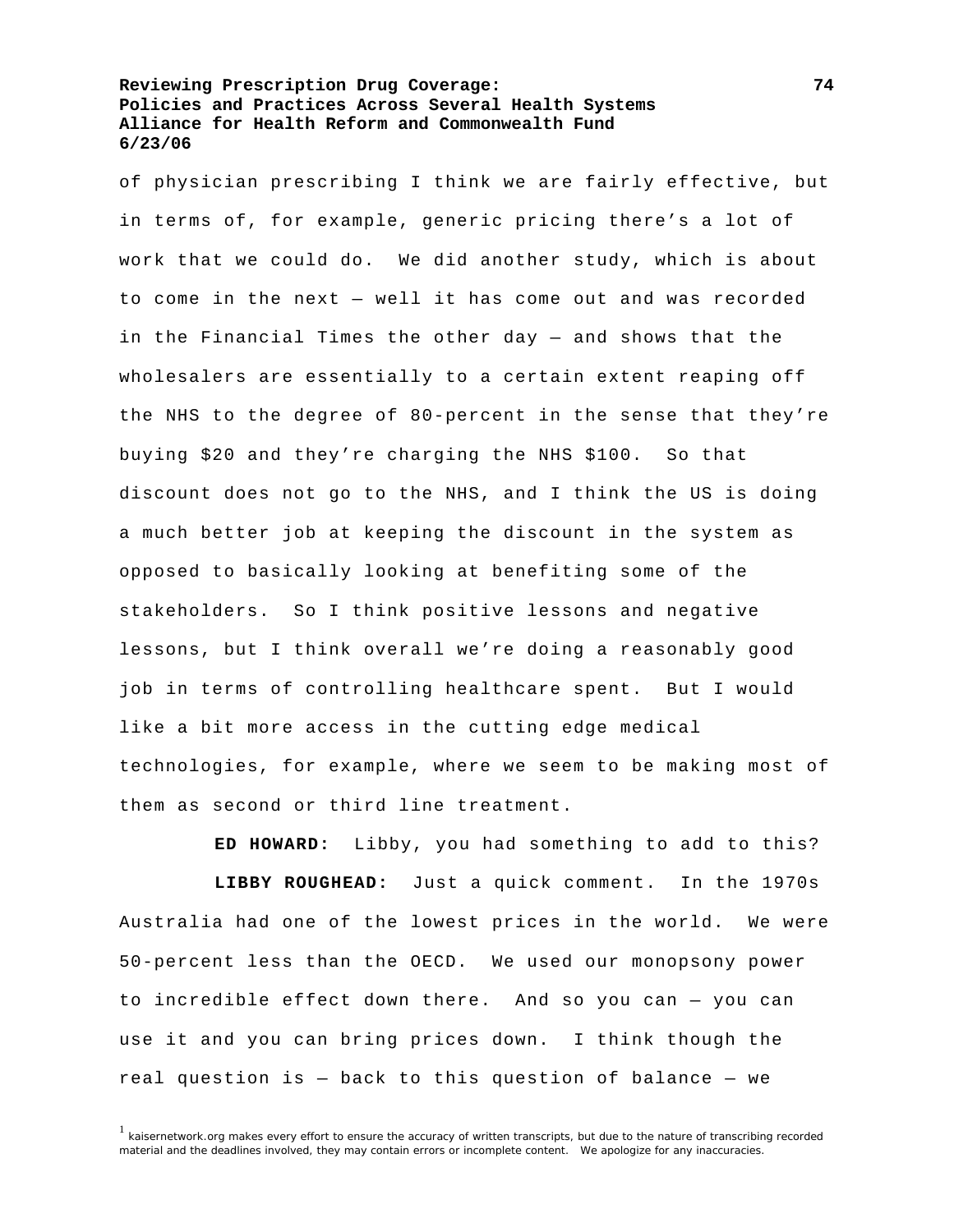of physician prescribing I think we are fairly effective, but in terms of, for example, generic pricing there's a lot of work that we could do. We did another study, which is about to come in the next — well it has come out and was recorded in the Financial Times the other day — and shows that the wholesalers are essentially to a certain extent reaping off the NHS to the degree of 80-percent in the sense that they're buying $20 and they're charging the NHS $100. So that discount does not go to the NHS, and I think the US is doing a much better job at keeping the discount in the system as opposed to basically looking at benefiting some of the stakeholders. So I think positive lessons and negative lessons, but I think overall we're doing a reasonably good job in terms of controlling healthcare spent. But I would like a bit more access in the cutting edge medical technologies, for example, where we seem to be making most of them as second or third line treatment.

**ED HOWARD:** Libby, you had something to add to this?

**LIBBY ROUGHEAD:** Just a quick comment. In the 1970s Australia had one of the lowest prices in the world. We were 50-percent less than the OECD. We used our monopsony power to incredible effect down there. And so you can — you can use it and you can bring prices down. I think though the real question is — back to this question of balance — we

[1] kaisernetwork.org makes every effort to ensure the accuracy of written transcripts, but due to the nature of transcribing recorded material and the deadlines involved, they may contain errors or incomplete content. We apologize for any inaccuracies.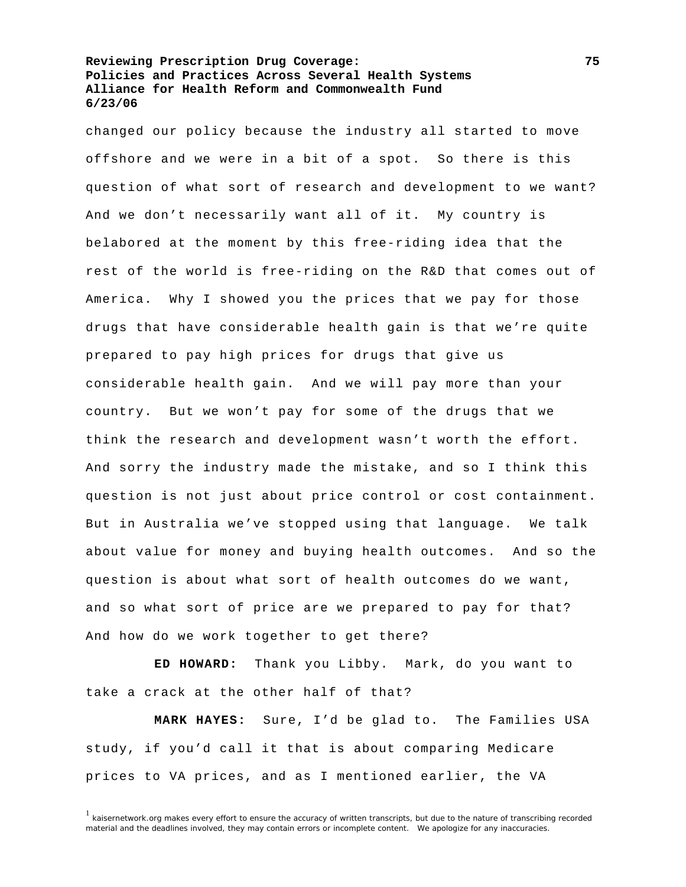changed our policy because the industry all started to move offshore and we were in a bit of a spot. So there is this question of what sort of research and development to we want? And we don't necessarily want all of it. My country is belabored at the moment by this free-riding idea that the rest of the world is free-riding on the R&D that comes out of America. Why I showed you the prices that we pay for those drugs that have considerable health gain is that we're quite prepared to pay high prices for drugs that give us considerable health gain. And we will pay more than your country. But we won't pay for some of the drugs that we think the research and development wasn't worth the effort. And sorry the industry made the mistake, and so I think this question is not just about price control or cost containment. But in Australia we've stopped using that language. We talk about value for money and buying health outcomes. And so the question is about what sort of health outcomes do we want, and so what sort of price are we prepared to pay for that? And how do we work together to get there?

**ED HOWARD:** Thank you Libby. Mark, do you want to take a crack at the other half of that?

**MARK HAYES:** Sure, I'd be glad to. The Families USA study, if you'd call it that is about comparing Medicare prices to VA prices, and as I mentioned earlier, the VA

[1] kaisernetwork.org makes every effort to ensure the accuracy of written transcripts, but due to the nature of transcribing recorded material and the deadlines involved, they may contain errors or incomplete content. We apologize for any inaccuracies.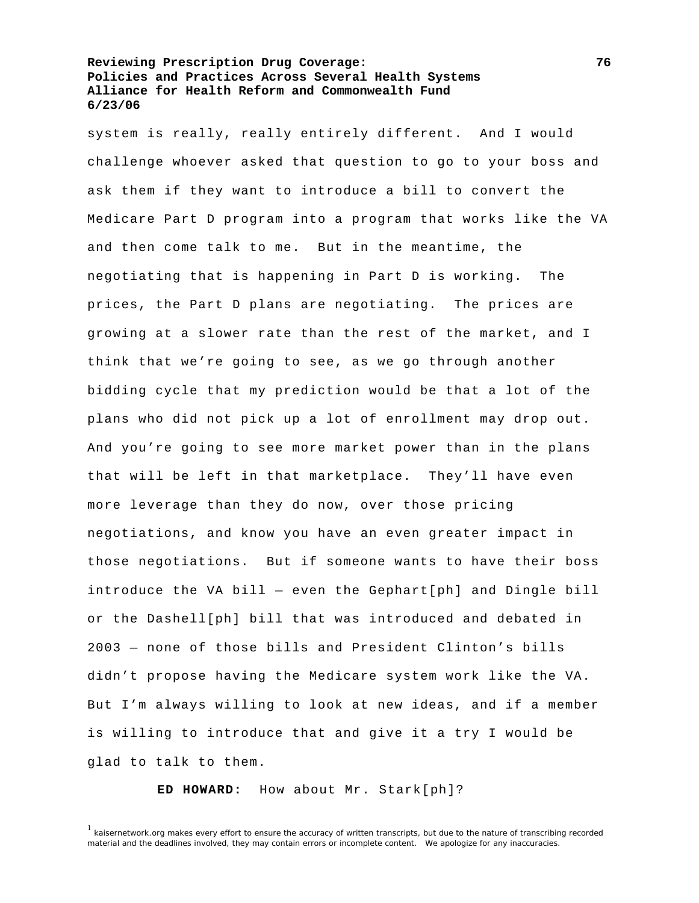system is really, really entirely different. And I would challenge whoever asked that question to go to your boss and ask them if they want to introduce a bill to convert the Medicare Part D program into a program that works like the VA and then come talk to me. But in the meantime, the negotiating that is happening in Part D is working. The prices, the Part D plans are negotiating. The prices are growing at a slower rate than the rest of the market, and I think that we're going to see, as we go through another bidding cycle that my prediction would be that a lot of the plans who did not pick up a lot of enrollment may drop out. And you're going to see more market power than in the plans that will be left in that marketplace. They'll have even more leverage than they do now, over those pricing negotiations, and know you have an even greater impact in those negotiations. But if someone wants to have their boss introduce the VA bill — even the Gephart[ph] and Dingle bill or the Dashell[ph] bill that was introduced and debated in 2003 — none of those bills and President Clinton's bills didn't propose having the Medicare system work like the VA. But I'm always willing to look at new ideas, and if a member is willing to introduce that and give it a try I would be glad to talk to them.

**ED HOWARD:** How about Mr. Stark[ph]?

[1] kaisernetwork.org makes every effort to ensure the accuracy of written transcripts, but due to the nature of transcribing recorded material and the deadlines involved, they may contain errors or incomplete content. We apologize for any inaccuracies.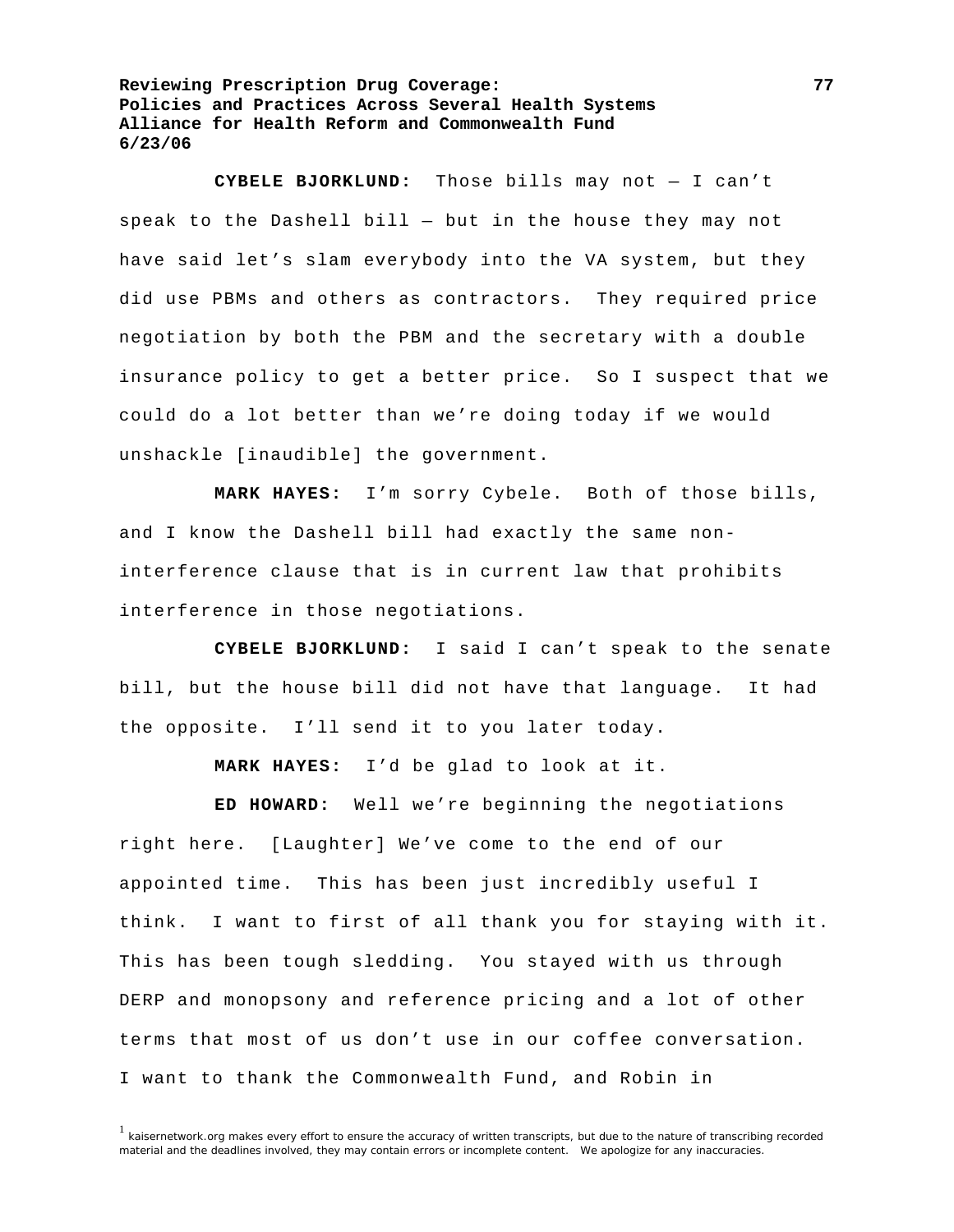**CYBELE BJORKLUND:** Those bills may not — I can't speak to the Dashell bill — but in the house they may not have said let's slam everybody into the VA system, but they did use PBMs and others as contractors. They required price negotiation by both the PBM and the secretary with a double insurance policy to get a better price. So I suspect that we could do a lot better than we're doing today if we would unshackle [inaudible] the government.

**MARK HAYES:** I'm sorry Cybele. Both of those bills, and I know the Dashell bill had exactly the same non-interference clause that is in current law that prohibits interference in those negotiations.

**CYBELE BJORKLUND:** I said I can't speak to the senate bill, but the house bill did not have that language. It had the opposite. I'll send it to you later today.

**MARK HAYES:** I'd be glad to look at it.

**ED HOWARD:** Well we're beginning the negotiations right here. [Laughter] We've come to the end of our appointed time. This has been just incredibly useful I think. I want to first of all thank you for staying with it. This has been tough sledding. You stayed with us through DERP and monopsony and reference pricing and a lot of other terms that most of us don't use in our coffee conversation. I want to thank the Commonwealth Fund, and Robin in

[1] kaisernetwork.org makes every effort to ensure the accuracy of written transcripts, but due to the nature of transcribing recorded material and the deadlines involved, they may contain errors or incomplete content. We apologize for any inaccuracies.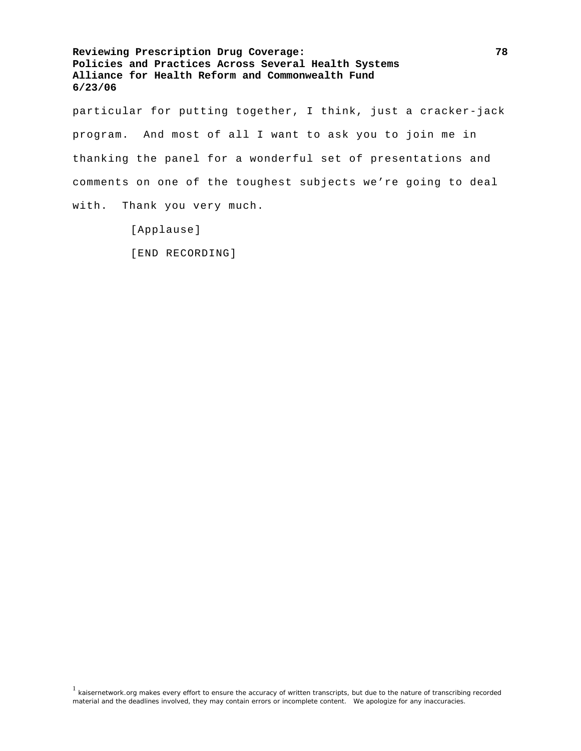particular for putting together, I think, just a cracker-jack program. And most of all I want to ask you to join me in thanking the panel for a wonderful set of presentations and comments on one of the toughest subjects we're going to deal with. Thank you very much.

[Applause]

[END RECORDING]

[1] kaisernetwork.org makes every effort to ensure the accuracy of written transcripts, but due to the nature of transcribing recorded material and the deadlines involved, they may contain errors or incomplete content. We apologize for any inaccuracies.